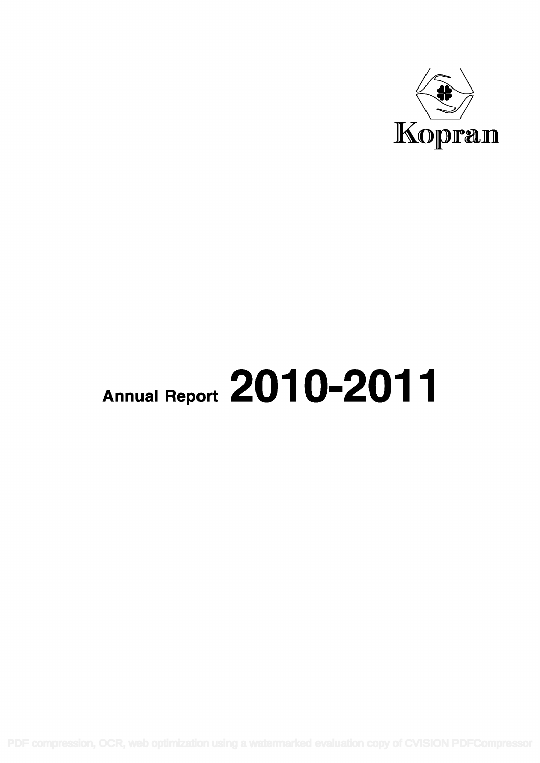Kopran

# Annual Report 2010-2011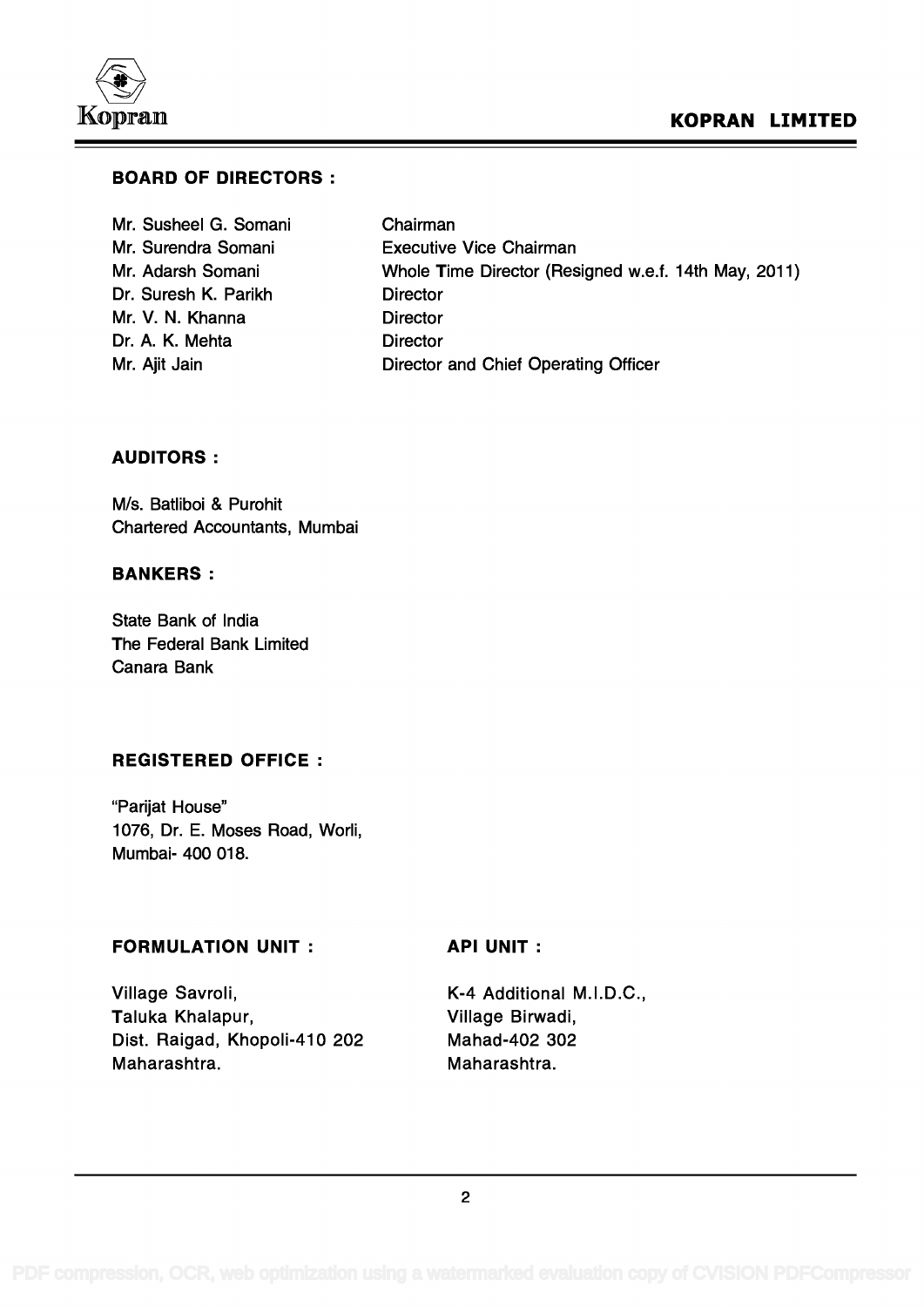## BOARD OF DIRECTORS :

| | |
|---|---|
| Mr. Susheel G. Somani | Chairman |
| Mr. Surendra Somani | Executive Vice Chairman |
| Mr. Adarsh Somani | Whole Time Director (Resigned w.e.f. 14th May, 2011) |
| Dr. Suresh K. Parikh | Director |
| Mr. V. N. Khanna | Director |
| Dr. A. K. Mehta | Director |
| Mr. Ajit Jain | Director and Chief Operating Officer |

## AUDITORS :

M/s. Batliboi & Purohit
Chartered Accountants, Mumbai

## BANKERS :

State Bank of India
The Federal Bank Limited
Canara Bank

## REGISTERED OFFICE :

"Parijat House"
1076, Dr. E. Moses Road, Worli,
Mumbai- 400 018.

## FORMULATION UNIT :

Village Savroli,
Taluka Khalapur,
Dist. Raigad, Khopoli-410 202
Maharashtra.

## API UNIT :

K-4 Additional M.I.D.C.,
Village Birwadi,
Mahad-402 302
Maharashtra.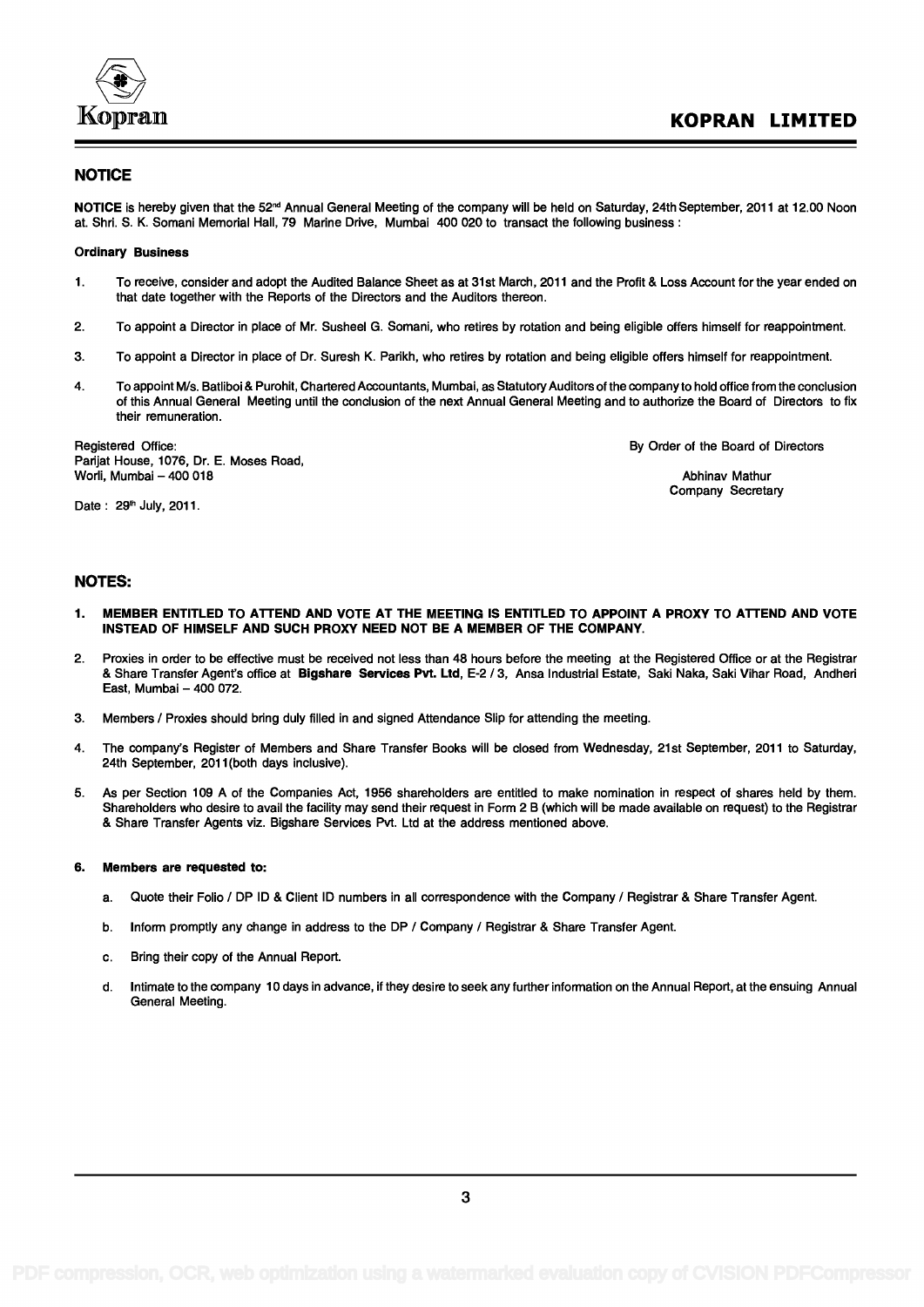# NOTICE

**NOTICE** is hereby given that the 52nd Annual General Meeting of the company will be held on Saturday, 24th September, 2011 at 12.00 Noon at. Shri. S. K. Somani Memorial Hall, 79 Marine Drive, Mumbai 400 020 to transact the following business :

**Ordinary Business**

1. To receive, consider and adopt the Audited Balance Sheet as at 31st March, 2011 and the Profit & Loss Account for the year ended on that date together with the Reports of the Directors and the Auditors thereon.
2. To appoint a Director in place of Mr. Susheel G. Somani, who retires by rotation and being eligible offers himself for reappointment.
3. To appoint a Director in place of Dr. Suresh K. Parikh, who retires by rotation and being eligible offers himself for reappointment.
4. To appoint M/s. Batliboi & Purohit, Chartered Accountants, Mumbai, as Statutory Auditors of the company to hold office from the conclusion of this Annual General Meeting until the conclusion of the next Annual General Meeting and to authorize the Board of Directors to fix their remuneration.

Registered Office:
Parijat House, 1076, Dr. E. Moses Road,
Worli, Mumbai – 400 018

Date : 29th July, 2011.

By Order of the Board of Directors

Abhinav Mathur
Company Secretary

## NOTES:

1. **MEMBER ENTITLED TO ATTEND AND VOTE AT THE MEETING IS ENTITLED TO APPOINT A PROXY TO ATTEND AND VOTE INSTEAD OF HIMSELF AND SUCH PROXY NEED NOT BE A MEMBER OF THE COMPANY.**
2. Proxies in order to be effective must be received not less than 48 hours before the meeting at the Registered Office or at the Registrar & Share Transfer Agent's office at **Bigshare Services Pvt. Ltd**, E-2 / 3, Ansa Industrial Estate, Saki Naka, Saki Vihar Road, Andheri East, Mumbai – 400 072.
3. Members / Proxies should bring duly filled in and signed Attendance Slip for attending the meeting.
4. The company's Register of Members and Share Transfer Books will be closed from Wednesday, 21st September, 2011 to Saturday, 24th September, 2011(both days inclusive).
5. As per Section 109 A of the Companies Act, 1956 shareholders are entitled to make nomination in respect of shares held by them. Shareholders who desire to avail the facility may send their request in Form 2 B (which will be made available on request) to the Registrar & Share Transfer Agents viz. Bigshare Services Pvt. Ltd at the address mentioned above.
6. **Members are requested to:**
   a. Quote their Folio / DP ID & Client ID numbers in all correspondence with the Company / Registrar & Share Transfer Agent.
   b. Inform promptly any change in address to the DP / Company / Registrar & Share Transfer Agent.
   c. Bring their copy of the Annual Report.
   d. Intimate to the company 10 days in advance, if they desire to seek any further information on the Annual Report, at the ensuing Annual General Meeting.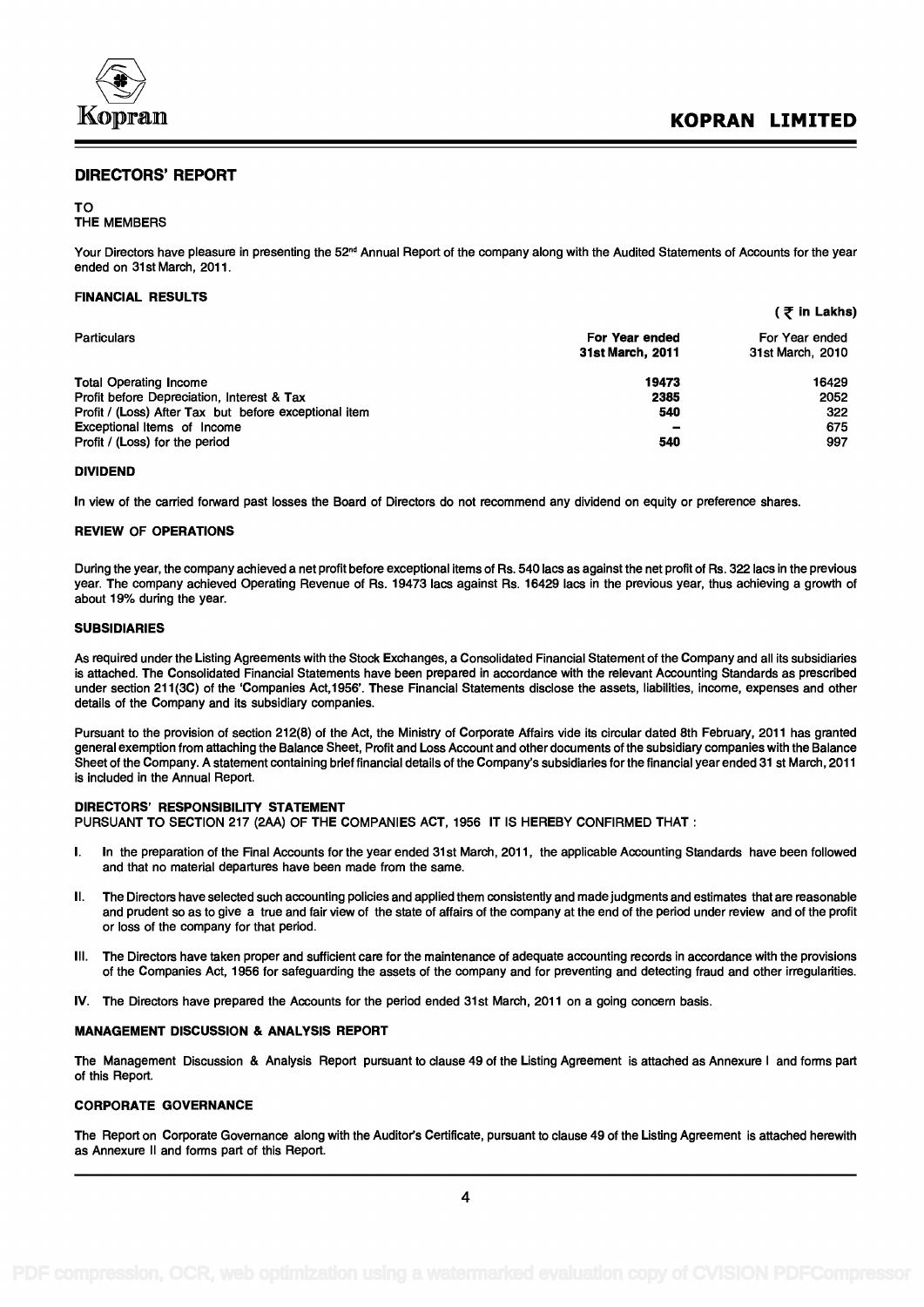## DIRECTORS' REPORT

TO
THE MEMBERS

Your Directors have pleasure in presenting the 52nd Annual Report of the company along with the Audited Statements of Accounts for the year ended on 31st March, 2011.

### FINANCIAL RESULTS

( ₹ in Lakhs)

| Particulars | For Year ended 31st March, 2011 | For Year ended 31st March, 2010 |
|---|---|---|
| Total Operating Income | **19473** | 16429 |
| Profit before Depreciation, Interest & Tax | **2385** | 2052 |
| Profit / (Loss) After Tax but before exceptional item | **540** | 322 |
| Exceptional Items of Income | **–** | 675 |
| Profit / (Loss) for the period | **540** | 997 |

### DIVIDEND

In view of the carried forward past losses the Board of Directors do not recommend any dividend on equity or preference shares.

### REVIEW OF OPERATIONS

During the year, the company achieved a net profit before exceptional items of Rs. 540 lacs as against the net profit of Rs. 322 lacs in the previous year. The company achieved Operating Revenue of Rs. 19473 lacs against Rs. 16429 lacs in the previous year, thus achieving a growth of about 19% during the year.

### SUBSIDIARIES

As required under the Listing Agreements with the Stock Exchanges, a Consolidated Financial Statement of the Company and all its subsidiaries is attached. The Consolidated Financial Statements have been prepared in accordance with the relevant Accounting Standards as prescribed under section 211(3C) of the 'Companies Act,1956'. These Financial Statements disclose the assets, liabilities, income, expenses and other details of the Company and its subsidiary companies.

Pursuant to the provision of section 212(8) of the Act, the Ministry of Corporate Affairs vide its circular dated 8th February, 2011 has granted general exemption from attaching the Balance Sheet, Profit and Loss Account and other documents of the subsidiary companies with the Balance Sheet of the Company. A statement containing brief financial details of the Company's subsidiaries for the financial year ended 31 st March, 2011 is included in the Annual Report.

### DIRECTORS' RESPONSIBILITY STATEMENT

PURSUANT TO SECTION 217 (2AA) OF THE COMPANIES ACT, 1956 IT IS HEREBY CONFIRMED THAT :

I. In the preparation of the Final Accounts for the year ended 31st March, 2011, the applicable Accounting Standards have been followed and that no material departures have been made from the same.

II. The Directors have selected such accounting policies and applied them consistently and made judgments and estimates that are reasonable and prudent so as to give a true and fair view of the state of affairs of the company at the end of the period under review and of the profit or loss of the company for that period.

III. The Directors have taken proper and sufficient care for the maintenance of adequate accounting records in accordance with the provisions of the Companies Act, 1956 for safeguarding the assets of the company and for preventing and detecting fraud and other irregularities.

IV. The Directors have prepared the Accounts for the period ended 31st March, 2011 on a going concern basis.

### MANAGEMENT DISCUSSION & ANALYSIS REPORT

The Management Discussion & Analysis Report pursuant to clause 49 of the Listing Agreement is attached as Annexure I and forms part of this Report.

### CORPORATE GOVERNANCE

The Report on Corporate Governance along with the Auditor's Certificate, pursuant to clause 49 of the Listing Agreement is attached herewith as Annexure II and forms part of this Report.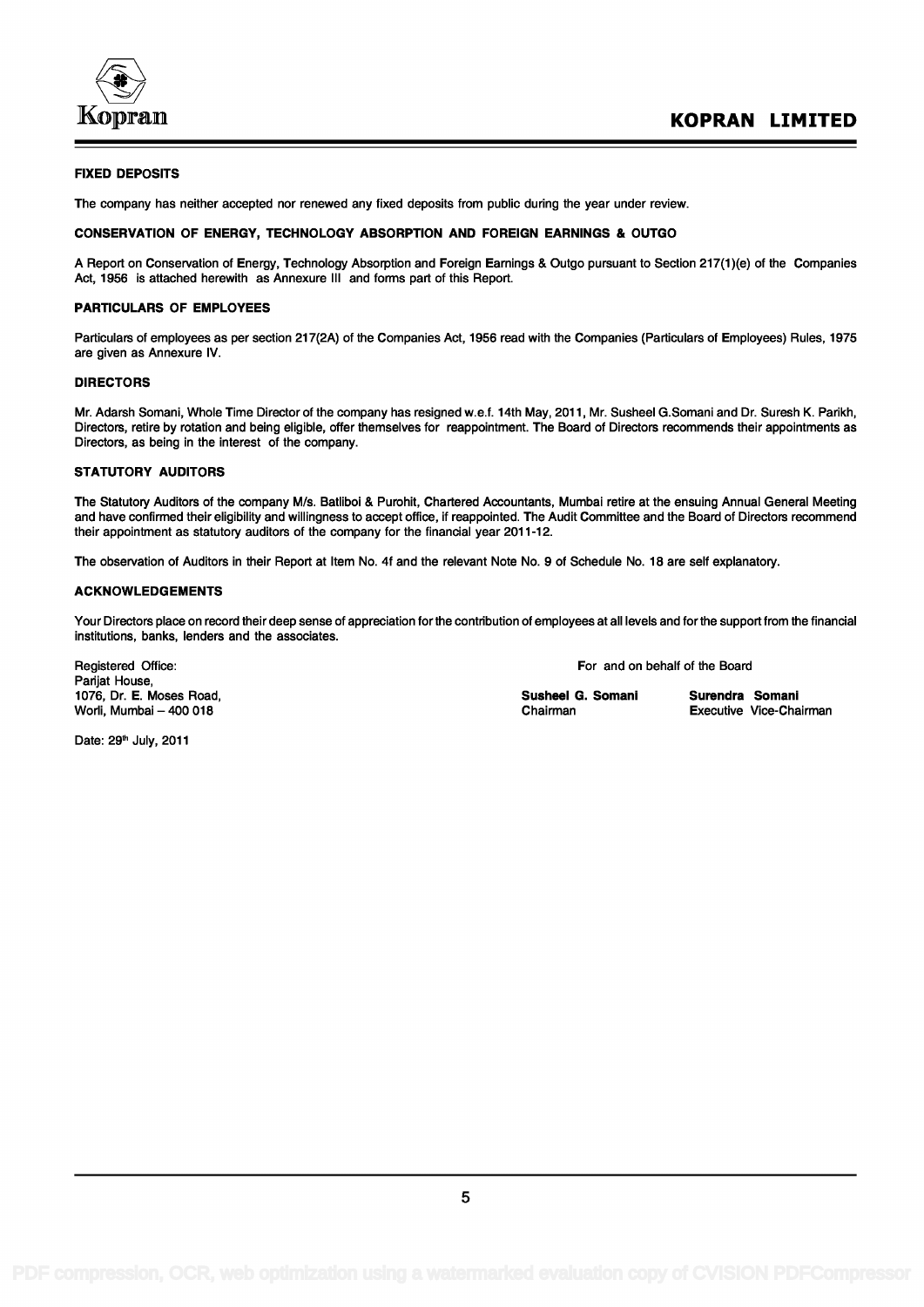## FIXED DEPOSITS

The company has neither accepted nor renewed any fixed deposits from public during the year under review.

## CONSERVATION OF ENERGY, TECHNOLOGY ABSORPTION AND FOREIGN EARNINGS & OUTGO

A Report on Conservation of Energy, Technology Absorption and Foreign Earnings & Outgo pursuant to Section 217(1)(e) of the Companies Act, 1956 is attached herewith as Annexure III and forms part of this Report.

## PARTICULARS OF EMPLOYEES

Particulars of employees as per section 217(2A) of the Companies Act, 1956 read with the Companies (Particulars of Employees) Rules, 1975 are given as Annexure IV.

## DIRECTORS

Mr. Adarsh Somani, Whole Time Director of the company has resigned w.e.f. 14th May, 2011, Mr. Susheel G.Somani and Dr. Suresh K. Parikh, Directors, retire by rotation and being eligible, offer themselves for reappointment. The Board of Directors recommends their appointments as Directors, as being in the interest of the company.

## STATUTORY AUDITORS

The Statutory Auditors of the company M/s. Batliboi & Purohit, Chartered Accountants, Mumbai retire at the ensuing Annual General Meeting and have confirmed their eligibility and willingness to accept office, if reappointed. The Audit Committee and the Board of Directors recommend their appointment as statutory auditors of the company for the financial year 2011-12.

The observation of Auditors in their Report at Item No. 4f and the relevant Note No. 9 of Schedule No. 18 are self explanatory.

## ACKNOWLEDGEMENTS

Your Directors place on record their deep sense of appreciation for the contribution of employees at all levels and for the support from the financial institutions, banks, lenders and the associates.

Registered Office:
Parijat House,
1076, Dr. E. Moses Road,
Worli, Mumbai – 400 018

Date: 29th July, 2011

For and on behalf of the Board

**Susheel G. Somani**
Chairman

**Surendra Somani**
Executive Vice-Chairman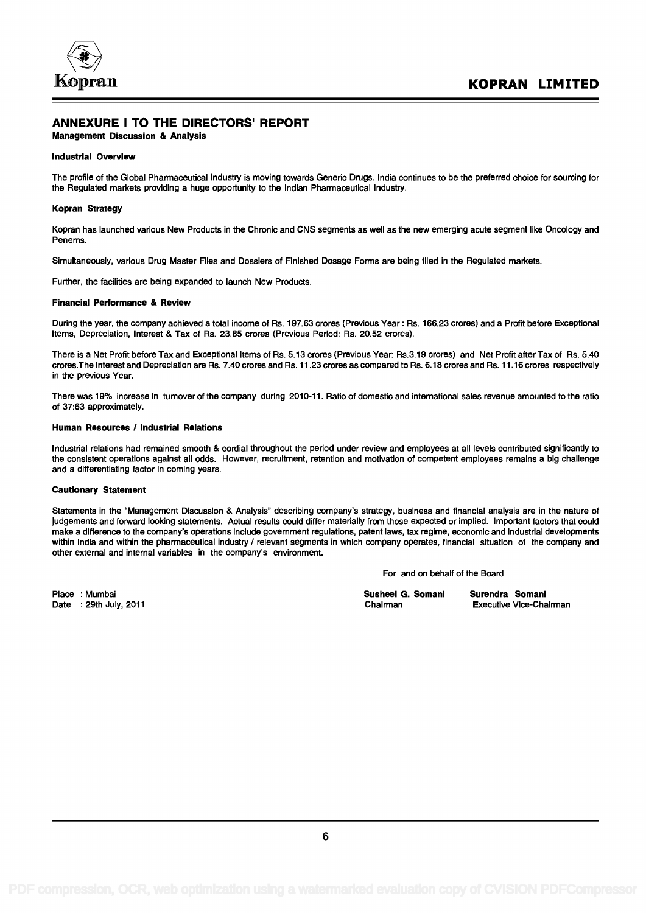# ANNEXURE I TO THE DIRECTORS' REPORT

**Management Discussion & Analysis**

### Industrial Overview

The profile of the Global Pharmaceutical Industry is moving towards Generic Drugs. India continues to be the preferred choice for sourcing for the Regulated markets providing a huge opportunity to the Indian Pharmaceutical Industry.

### Kopran Strategy

Kopran has launched various New Products in the Chronic and CNS segments as well as the new emerging acute segment like Oncology and Penems.

Simultaneously, various Drug Master Files and Dossiers of Finished Dosage Forms are being filed in the Regulated markets.

Further, the facilities are being expanded to launch New Products.

### Financial Performance & Review

During the year, the company achieved a total income of Rs. 197.63 crores (Previous Year : Rs. 166.23 crores) and a Profit before Exceptional Items, Depreciation, Interest & Tax of Rs. 23.85 crores (Previous Period: Rs. 20.52 crores).

There is a Net Profit before Tax and Exceptional Items of Rs. 5.13 crores (Previous Year: Rs.3.19 crores) and Net Profit after Tax of Rs. 5.40 crores.The Interest and Depreciation are Rs. 7.40 crores and Rs. 11.23 crores as compared to Rs. 6.18 crores and Rs. 11.16 crores respectively in the previous Year.

There was 19% increase in turnover of the company during 2010-11. Ratio of domestic and international sales revenue amounted to the ratio of 37:63 approximately.

### Human Resources / Industrial Relations

Industrial relations had remained smooth & cordial throughout the period under review and employees at all levels contributed significantly to the consistent operations against all odds. However, recruitment, retention and motivation of competent employees remains a big challenge and a differentiating factor in coming years.

### Cautionary Statement

Statements in the "Management Discussion & Analysis" describing company's strategy, business and financial analysis are in the nature of judgements and forward looking statements. Actual results could differ materially from those expected or implied. Important factors that could make a difference to the company's operations include government regulations, patent laws, tax regime, economic and industrial developments within India and within the pharmaceutical industry / relevant segments in which company operates, financial situation of the company and other external and internal variables in the company's environment.

For and on behalf of the Board

Place : Mumbai
Date : 29th July, 2011

**Susheel G. Somani**
Chairman

**Surendra Somani**
Executive Vice-Chairman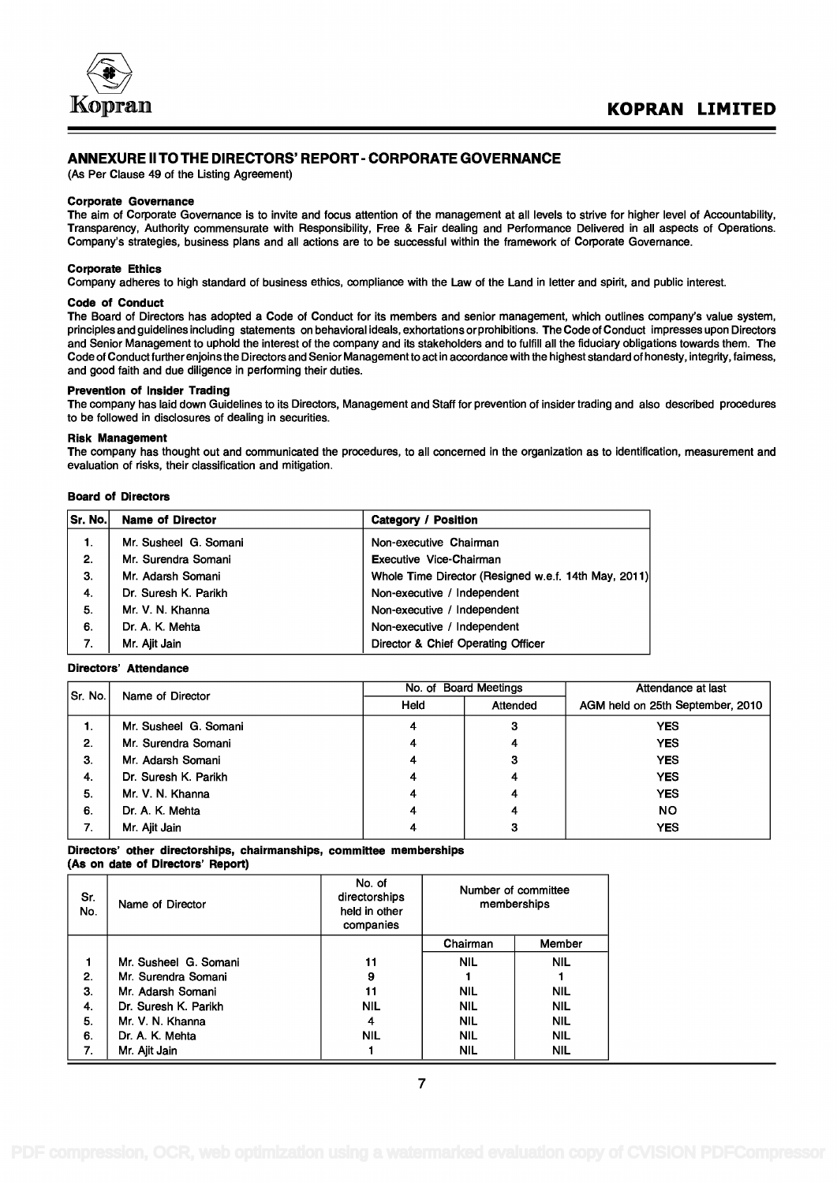## ANNEXURE II TO THE DIRECTORS' REPORT - CORPORATE GOVERNANCE

(As Per Clause 49 of the Listing Agreement)

#### Corporate Governance

The aim of Corporate Governance is to invite and focus attention of the management at all levels to strive for higher level of Accountability, Transparency, Authority commensurate with Responsibility, Free & Fair dealing and Performance Delivered in all aspects of Operations. Company's strategies, business plans and all actions are to be successful within the framework of Corporate Governance.

#### Corporate Ethics

Company adheres to high standard of business ethics, compliance with the Law of the Land in letter and spirit, and public interest.

#### Code of Conduct

The Board of Directors has adopted a Code of Conduct for its members and senior management, which outlines company's value system, principles and guidelines including statements on behavioral ideals, exhortations or prohibitions. The Code of Conduct impresses upon Directors and Senior Management to uphold the interest of the company and its stakeholders and to fulfill all the fiduciary obligations towards them. The Code of Conduct further enjoins the Directors and Senior Management to act in accordance with the highest standard of honesty, integrity, fairness, and good faith and due diligence in performing their duties.

#### Prevention of Insider Trading

The company has laid down Guidelines to its Directors, Management and Staff for prevention of insider trading and also described procedures to be followed in disclosures of dealing in securities.

#### Risk Management

The company has thought out and communicated the procedures, to all concerned in the organization as to identification, measurement and evaluation of risks, their classification and mitigation.

#### Board of Directors

| Sr. No. | Name of Director | Category / Position |
|---|---|---|
| 1. | Mr. Susheel G. Somani | Non-executive Chairman |
| 2. | Mr. Surendra Somani | Executive Vice-Chairman |
| 3. | Mr. Adarsh Somani | Whole Time Director (Resigned w.e.f. 14th May, 2011) |
| 4. | Dr. Suresh K. Parikh | Non-executive / Independent |
| 5. | Mr. V. N. Khanna | Non-executive / Independent |
| 6. | Dr. A. K. Mehta | Non-executive / Independent |
| 7. | Mr. Ajit Jain | Director & Chief Operating Officer |

#### Directors' Attendance

| Sr. No. | Name of Director | No. of Board Meetings | | Attendance at last |
|---|---|---|---|---|
| | | Held | Attended | AGM held on 25th September, 2010 |
| 1. | Mr. Susheel G. Somani | 4 | 3 | YES |
| 2. | Mr. Surendra Somani | 4 | 4 | YES |
| 3. | Mr. Adarsh Somani | 4 | 3 | YES |
| 4. | Dr. Suresh K. Parikh | 4 | 4 | YES |
| 5. | Mr. V. N. Khanna | 4 | 4 | YES |
| 6. | Dr. A. K. Mehta | 4 | 4 | NO |
| 7. | Mr. Ajit Jain | 4 | 3 | YES |

#### Directors' other directorships, chairmanships, committee memberships (As on date of Directors' Report)

| Sr. No. | Name of Director | No. of directorships held in other companies | Number of committee memberships | |
|---|---|---|---|---|
| | | | Chairman | Member |
| 1 | Mr. Susheel G. Somani | 11 | NIL | NIL |
| 2. | Mr. Surendra Somani | 9 | 1 | 1 |
| 3. | Mr. Adarsh Somani | 11 | NIL | NIL |
| 4. | Dr. Suresh K. Parikh | NIL | NIL | NIL |
| 5. | Mr. V. N. Khanna | 4 | NIL | NIL |
| 6. | Dr. A. K. Mehta | NIL | NIL | NIL |
| 7. | Mr. Ajit Jain | 1 | NIL | NIL |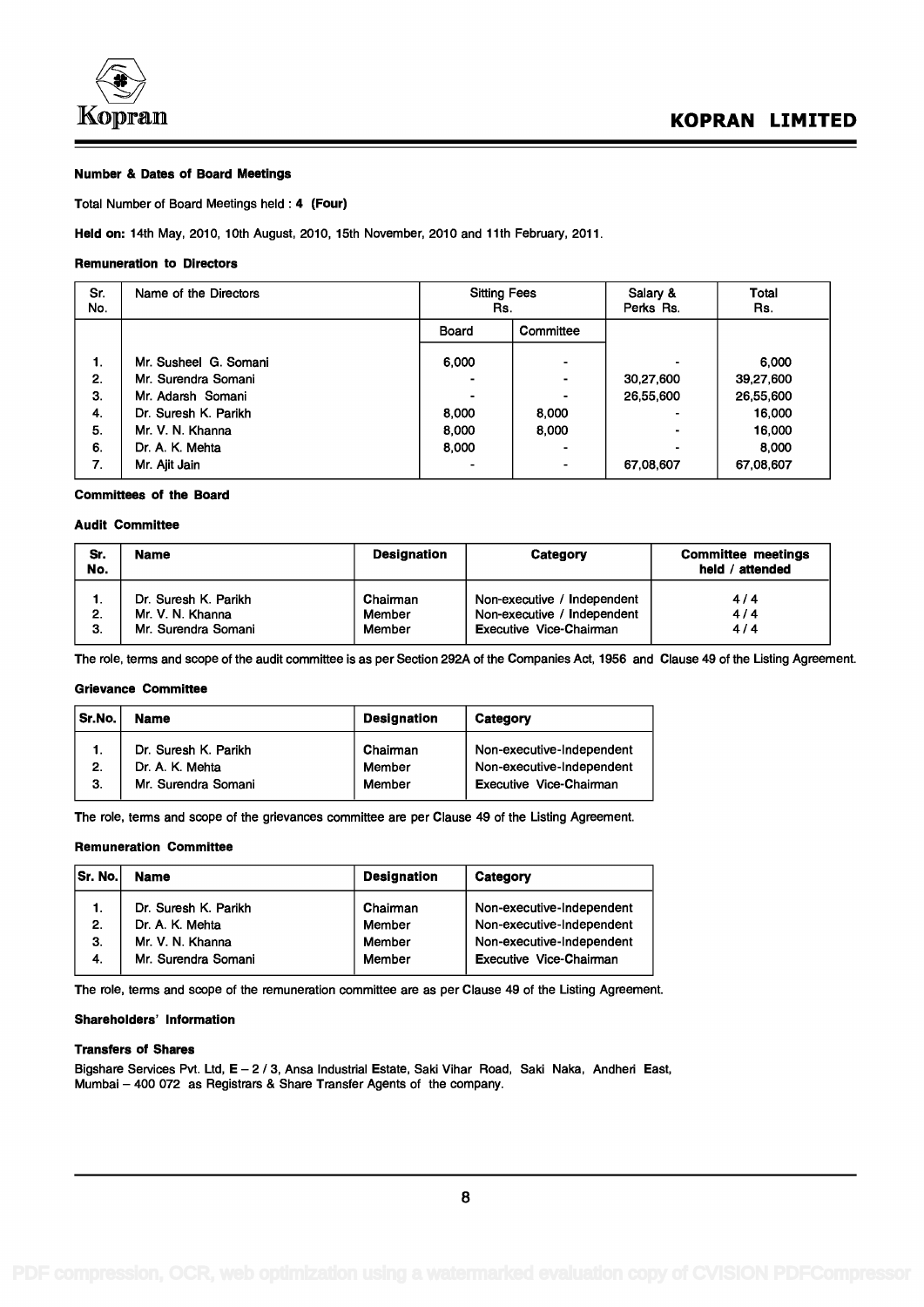**Number & Dates of Board Meetings**

Total Number of Board Meetings held : **4 (Four)**

**Held on:** 14th May, 2010, 10th August, 2010, 15th November, 2010 and 11th February, 2011.

**Remuneration to Directors**

| Sr. No. | Name of the Directors | Sitting Fees Rs. | | Salary & Perks Rs. | Total Rs. |
|---|---|---|---|---|---|
| | | Board | Committee | | |
| 1. | Mr. Susheel G. Somani | 6,000 | - | - | 6,000 |
| 2. | Mr. Surendra Somani | - | - | 30,27,600 | 39,27,600 |
| 3. | Mr. Adarsh Somani | - | - | 26,55,600 | 26,55,600 |
| 4. | Dr. Suresh K. Parikh | 8,000 | 8,000 | - | 16,000 |
| 5. | Mr. V. N. Khanna | 8,000 | 8,000 | - | 16,000 |
| 6. | Dr. A. K. Mehta | 8,000 | - | - | 8,000 |
| 7. | Mr. Ajit Jain | - | - | 67,08,607 | 67,08,607 |

**Committees of the Board**

**Audit Committee**

| Sr. No. | Name | Designation | Category | Committee meetings held / attended |
|---|---|---|---|---|
| 1. | Dr. Suresh K. Parikh | Chairman | Non-executive / Independent | 4 / 4 |
| 2. | Mr. V. N. Khanna | Member | Non-executive / Independent | 4 / 4 |
| 3. | Mr. Surendra Somani | Member | Executive Vice-Chairman | 4 / 4 |

The role, terms and scope of the audit committee is as per Section 292A of the Companies Act, 1956 and Clause 49 of the Listing Agreement.

**Grievance Committee**

| Sr.No. | Name | Designation | Category |
|---|---|---|---|
| 1. | Dr. Suresh K. Parikh | Chairman | Non-executive-Independent |
| 2. | Dr. A. K. Mehta | Member | Non-executive-Independent |
| 3. | Mr. Surendra Somani | Member | Executive Vice-Chairman |

The role, terms and scope of the grievances committee are per Clause 49 of the Listing Agreement.

**Remuneration Committee**

| Sr. No. | Name | Designation | Category |
|---|---|---|---|
| 1. | Dr. Suresh K. Parikh | Chairman | Non-executive-Independent |
| 2. | Dr. A. K. Mehta | Member | Non-executive-Independent |
| 3. | Mr. V. N. Khanna | Member | Non-executive-Independent |
| 4. | Mr. Surendra Somani | Member | Executive Vice-Chairman |

The role, terms and scope of the remuneration committee are as per Clause 49 of the Listing Agreement.

**Shareholders' Information**

**Transfers of Shares**

Bigshare Services Pvt. Ltd, E – 2 / 3, Ansa Industrial Estate, Saki Vihar Road, Saki Naka, Andheri East, Mumbai – 400 072 as Registrars & Share Transfer Agents of the company.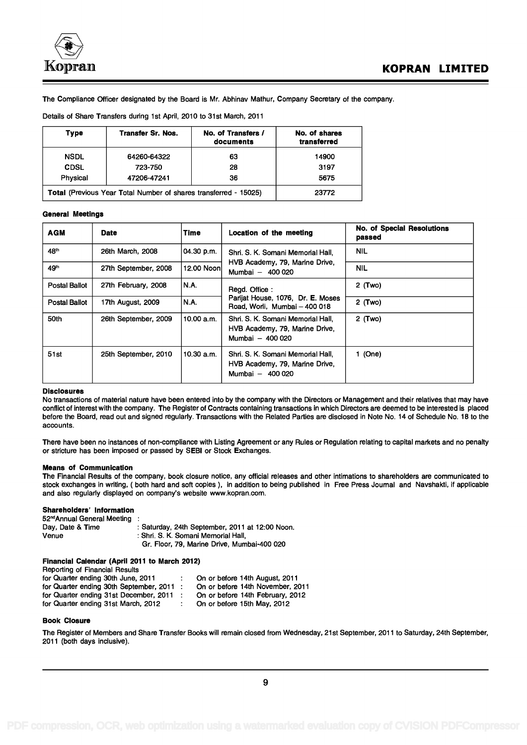The Compliance Officer designated by the Board is Mr. Abhinav Mathur, Company Secretary of the company.

Details of Share Transfers during 1st April, 2010 to 31st March, 2011

| Type | Transfer Sr. Nos. | No. of Transfers / documents | No. of shares transferred |
|---|---|---|---|
| NSDL | 64260-64322 | 63 | 14900 |
| CDSL | 723-750 | 28 | 3197 |
| Physical | 47206-47241 | 36 | 5675 |
| **Total** (Previous Year Total Number of shares transferred - 15025) | | | 23772 |

**General Meetings**

| AGM | Date | Time | Location of the meeting | No. of Special Resolutions passed |
|---|---|---|---|---|
| 48th | 26th March, 2008 | 04.30 p.m. | Shri. S. K. Somani Memorial Hall, HVB Academy, 79, Marine Drive, Mumbai – 400 020 | NIL |
| 49th | 27th September, 2008 | 12.00 Noon | Shri. S. K. Somani Memorial Hall, HVB Academy, 79, Marine Drive, Mumbai – 400 020 | NIL |
| Postal Ballot | 27th February, 2008 | N.A. | Regd. Office : Parijat House, 1076, Dr. E. Moses Road, Worli, Mumbai – 400 018 | 2 (Two) |
| Postal Ballot | 17th August, 2009 | N.A. | Regd. Office : Parijat House, 1076, Dr. E. Moses Road, Worli, Mumbai – 400 018 | 2 (Two) |
| 50th | 26th September, 2009 | 10.00 a.m. | Shri. S. K. Somani Memorial Hall, HVB Academy, 79, Marine Drive, Mumbai – 400 020 | 2 (Two) |
| 51st | 25th September, 2010 | 10.30 a.m. | Shri. S. K. Somani Memorial Hall, HVB Academy, 79, Marine Drive, Mumbai – 400 020 | 1 (One) |

**Disclosures**

No transactions of material nature have been entered into by the company with the Directors or Management and their relatives that may have conflict of interest with the company. The Register of Contracts containing transactions in which Directors are deemed to be interested is placed before the Board, read out and signed regularly. Transactions with the Related Parties are disclosed in Note No. 14 of Schedule No. 18 to the accounts.

There have been no instances of non-compliance with Listing Agreement or any Rules or Regulation relating to capital markets and no penalty or stricture has been imposed or passed by SEBI or Stock Exchanges.

**Means of Communication**

The Financial Results of the company, book closure notice, any official releases and other intimations to shareholders are communicated to stock exchanges in writing, ( both hard and soft copies ), in addition to being published in Free Press Journal and Navshakti, if applicable and also regularly displayed on company's website www.kopran.com.

**Shareholders' Information**

52nd Annual General Meeting :
Day, Date & Time : Saturday, 24th September, 2011 at 12:00 Noon.
Venue : Shri. S. K. Somani Memorial Hall, Gr. Floor, 79, Marine Drive, Mumbai-400 020

**Financial Calendar (April 2011 to March 2012)**

Reporting of Financial Results
for Quarter ending 30th June, 2011 : On or before 14th August, 2011
for Quarter ending 30th September, 2011 : On or before 14th November, 2011
for Quarter ending 31st December, 2011 : On or before 14th February, 2012
for Quarter ending 31st March, 2012 : On or before 15th May, 2012

**Book Closure**

The Register of Members and Share Transfer Books will remain closed from Wednesday, 21st September, 2011 to Saturday, 24th September, 2011 (both days inclusive).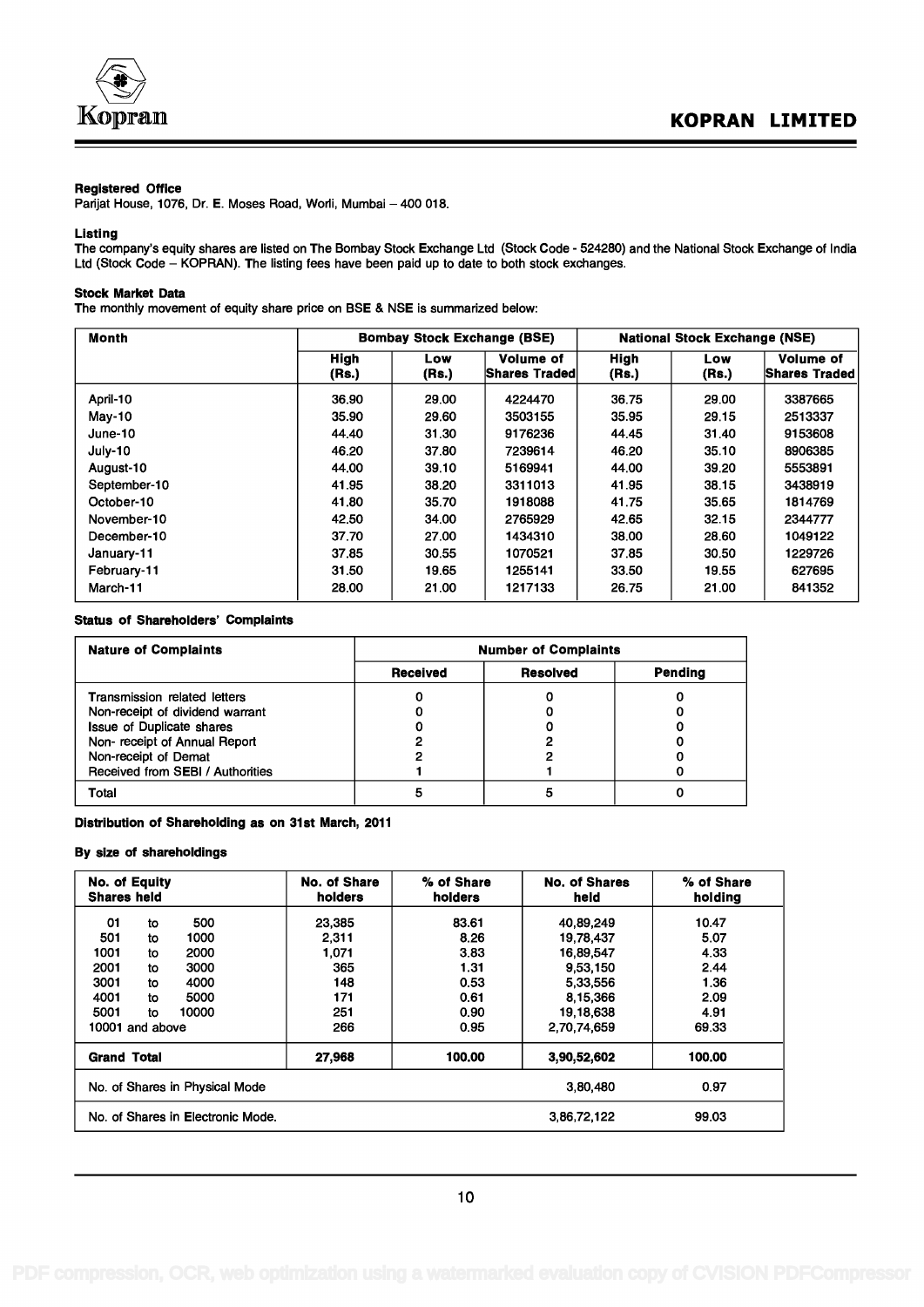**Registered Office**

Parijat House, 1076, Dr. E. Moses Road, Worli, Mumbai – 400 018.

**Listing**

The company's equity shares are listed on The Bombay Stock Exchange Ltd (Stock Code - 524280) and the National Stock Exchange of India Ltd (Stock Code – KOPRAN). The listing fees have been paid up to date to both stock exchanges.

**Stock Market Data**

The monthly movement of equity share price on BSE & NSE is summarized below:

| Month | Bombay Stock Exchange (BSE) | | | National Stock Exchange (NSE) | | |
|---|---|---|---|---|---|---|
| | High (Rs.) | Low (Rs.) | Volume of Shares Traded | High (Rs.) | Low (Rs.) | Volume of Shares Traded |
| April-10 | 36.90 | 29.00 | 4224470 | 36.75 | 29.00 | 3387665 |
| May-10 | 35.90 | 29.60 | 3503155 | 35.95 | 29.15 | 2513337 |
| June-10 | 44.40 | 31.30 | 9176236 | 44.45 | 31.40 | 9153608 |
| July-10 | 46.20 | 37.80 | 7239614 | 46.20 | 35.10 | 8906385 |
| August-10 | 44.00 | 39.10 | 5169941 | 44.00 | 39.20 | 5553891 |
| September-10 | 41.95 | 38.20 | 3311013 | 41.95 | 38.15 | 3438919 |
| October-10 | 41.80 | 35.70 | 1918088 | 41.75 | 35.65 | 1814769 |
| November-10 | 42.50 | 34.00 | 2765929 | 42.65 | 32.15 | 2344777 |
| December-10 | 37.70 | 27.00 | 1434310 | 38.00 | 28.60 | 1049122 |
| January-11 | 37.85 | 30.55 | 1070521 | 37.85 | 30.50 | 1229726 |
| February-11 | 31.50 | 19.65 | 1255141 | 33.50 | 19.55 | 627695 |
| March-11 | 28.00 | 21.00 | 1217133 | 26.75 | 21.00 | 841352 |

**Status of Shareholders' Complaints**

| Nature of Complaints | Number of Complaints | | |
|---|---|---|---|
| | Received | Resolved | Pending |
| Transmission related letters | 0 | 0 | 0 |
| Non-receipt of dividend warrant | 0 | 0 | 0 |
| Issue of Duplicate shares | 0 | 0 | 0 |
| Non- receipt of Annual Report | 2 | 2 | 0 |
| Non-receipt of Demat | 2 | 2 | 0 |
| Received from SEBI / Authorities | 1 | 1 | 0 |
| Total | 5 | 5 | 0 |

**Distribution of Shareholding as on 31st March, 2011**

**By size of shareholdings**

| No. of Equity Shares held | No. of Share holders | % of Share holders | No. of Shares held | % of Share holding |
|---|---|---|---|---|
| 01 to 500 | 23,385 | 83.61 | 40,89,249 | 10.47 |
| 501 to 1000 | 2,311 | 8.26 | 19,78,437 | 5.07 |
| 1001 to 2000 | 1,071 | 3.83 | 16,89,547 | 4.33 |
| 2001 to 3000 | 365 | 1.31 | 9,53,150 | 2.44 |
| 3001 to 4000 | 148 | 0.53 | 5,33,556 | 1.36 |
| 4001 to 5000 | 171 | 0.61 | 8,15,366 | 2.09 |
| 5001 to 10000 | 251 | 0.90 | 19,18,638 | 4.91 |
| 10001 and above | 266 | 0.95 | 2,70,74,659 | 69.33 |
| **Grand Total** | **27,968** | **100.00** | **3,90,52,602** | **100.00** |
| No. of Shares in Physical Mode | | | 3,80,480 | 0.97 |
| No. of Shares in Electronic Mode. | | | 3,86,72,122 | 99.03 |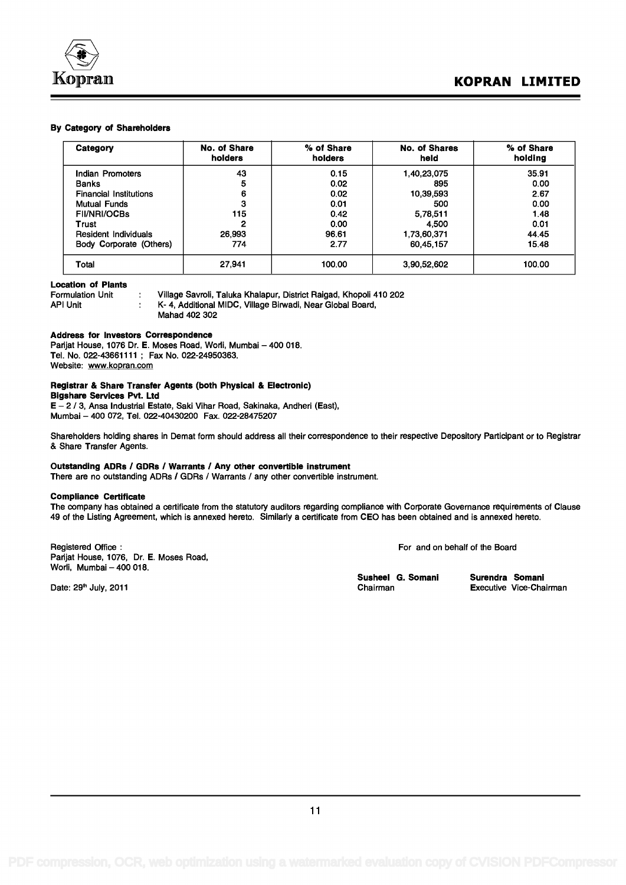**By Category of Shareholders**

| Category | No. of Share holders | % of Share holders | No. of Shares held | % of Share holding |
|---|---|---|---|---|
| Indian Promoters | 43 | 0.15 | 1,40,23,075 | 35.91 |
| Banks | 5 | 0.02 | 895 | 0.00 |
| Financial Institutions | 6 | 0.02 | 10,39,593 | 2.67 |
| Mutual Funds | 3 | 0.01 | 500 | 0.00 |
| FII/NRI/OCBs | 115 | 0.42 | 5,78,511 | 1.48 |
| Trust | 2 | 0.00 | 4,500 | 0.01 |
| Resident Individuals | 26,993 | 96.61 | 1,73,60,371 | 44.45 |
| Body Corporate (Others) | 774 | 2.77 | 60,45,157 | 15.48 |
| Total | 27,941 | 100.00 | 3,90,52,602 | 100.00 |

**Location of Plants**

Formulation Unit : Village Savroli, Taluka Khalapur, District Raigad, Khopoli 410 202

API Unit : K- 4, Additional MIDC, Village Birwadi, Near Global Board, Mahad 402 302

**Address for Investors Correspondence**

Parijat House, 1076 Dr. E. Moses Road, Worli, Mumbai – 400 018.
Tel. No. 022-43661111 ; Fax No. 022-24950363.
Website: www.kopran.com

**Registrar & Share Transfer Agents (both Physical & Electronic)**

**Bigshare Services Pvt. Ltd**

E – 2 / 3, Ansa Industrial Estate, Saki Vihar Road, Sakinaka, Andheri (East),
Mumbai – 400 072, Tel. 022-40430200 Fax. 022-28475207

Shareholders holding shares in Demat form should address all their correspondence to their respective Depository Participant or to Registrar & Share Transfer Agents.

**Outstanding ADRs / GDRs / Warrants / Any other convertible instrument**

There are no outstanding ADRs / GDRs / Warrants / any other convertible instrument.

**Compliance Certificate**

The company has obtained a certificate from the statutory auditors regarding compliance with Corporate Governance requirements of Clause 49 of the Listing Agreement, which is annexed hereto. Similarly a certificate from CEO has been obtained and is annexed hereto.

Registered Office :
Parijat House, 1076, Dr. E. Moses Road,
Worli, Mumbai – 400 018.

Date: 29th July, 2011

For and on behalf of the Board

**Susheel G. Somani**
Chairman

**Surendra Somani**
Executive Vice-Chairman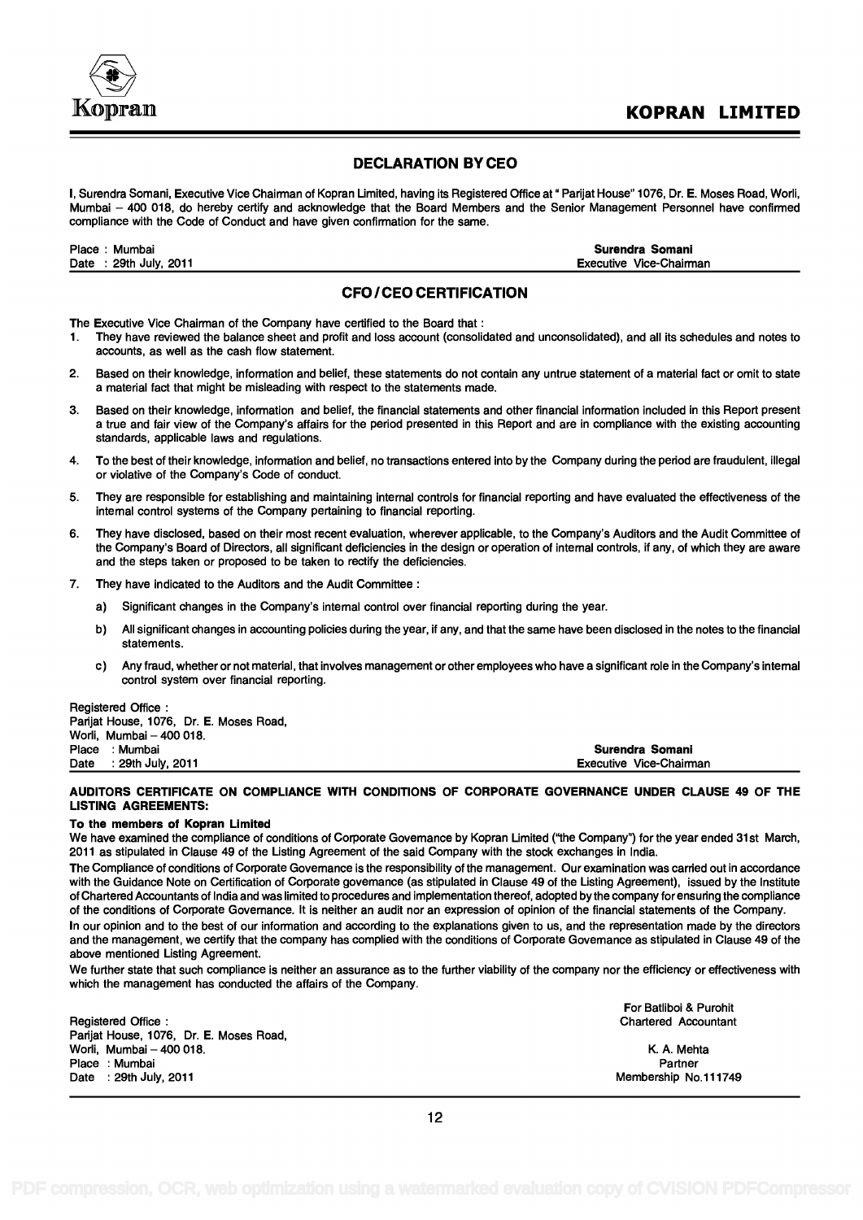## DECLARATION BY CEO

I, Surendra Somani, Executive Vice Chairman of Kopran Limited, having its Registered Office at " Parijat House" 1076, Dr. E. Moses Road, Worli, Mumbai – 400 018, do hereby certify and acknowledge that the Board Members and the Senior Management Personnel have confirmed compliance with the Code of Conduct and have given confirmation for the same.

Place : Mumbai
Date : 29th July, 2011

**Surendra Somani**
Executive Vice-Chairman

## CFO / CEO CERTIFICATION

The Executive Vice Chairman of the Company have certified to the Board that :

1. They have reviewed the balance sheet and profit and loss account (consolidated and unconsolidated), and all its schedules and notes to accounts, as well as the cash flow statement.
2. Based on their knowledge, information and belief, these statements do not contain any untrue statement of a material fact or omit to state a material fact that might be misleading with respect to the statements made.
3. Based on their knowledge, information and belief, the financial statements and other financial information included in this Report present a true and fair view of the Company's affairs for the period presented in this Report and are in compliance with the existing accounting standards, applicable laws and regulations.
4. To the best of their knowledge, information and belief, no transactions entered into by the Company during the period are fraudulent, illegal or violative of the Company's Code of conduct.
5. They are responsible for establishing and maintaining internal controls for financial reporting and have evaluated the effectiveness of the internal control systems of the Company pertaining to financial reporting.
6. They have disclosed, based on their most recent evaluation, wherever applicable, to the Company's Auditors and the Audit Committee of the Company's Board of Directors, all significant deficiencies in the design or operation of internal controls, if any, of which they are aware and the steps taken or proposed to be taken to rectify the deficiencies.
7. They have indicated to the Auditors and the Audit Committee :
   a) Significant changes in the Company's internal control over financial reporting during the year.
   b) All significant changes in accounting policies during the year, if any, and that the same have been disclosed in the notes to the financial statements.
   c) Any fraud, whether or not material, that involves management or other employees who have a significant role in the Company's internal control system over financial reporting.

Registered Office :
Parijat House, 1076, Dr. E. Moses Road,
Worli, Mumbai – 400 018.
Place : Mumbai
Date : 29th July, 2011

**Surendra Somani**
Executive Vice-Chairman

### AUDITORS CERTIFICATE ON COMPLIANCE WITH CONDITIONS OF CORPORATE GOVERNANCE UNDER CLAUSE 49 OF THE LISTING AGREEMENTS:

**To the members of Kopran Limited**

We have examined the compliance of conditions of Corporate Governance by Kopran Limited ("the Company") for the year ended 31st March, 2011 as stipulated in Clause 49 of the Listing Agreement of the said Company with the stock exchanges in India.

The Compliance of conditions of Corporate Governance is the responsibility of the management. Our examination was carried out in accordance with the Guidance Note on Certification of Corporate governance (as stipulated in Clause 49 of the Listing Agreement), issued by the Institute of Chartered Accountants of India and was limited to procedures and implementation thereof, adopted by the company for ensuring the compliance of the conditions of Corporate Governance. It is neither an audit nor an expression of opinion of the financial statements of the Company.

In our opinion and to the best of our information and according to the explanations given to us, and the representation made by the directors and the management, we certify that the company has complied with the conditions of Corporate Governance as stipulated in Clause 49 of the above mentioned Listing Agreement.

We further state that such compliance is neither an assurance as to the further viability of the company nor the efficiency or effectiveness with which the management has conducted the affairs of the Company.

For Batliboi & Purohit
Chartered Accountant

K. A. Mehta
Partner
Membership No.111749

Registered Office :
Parijat House, 1076, Dr. E. Moses Road,
Worli, Mumbai – 400 018.
Place : Mumbai
Date : 29th July, 2011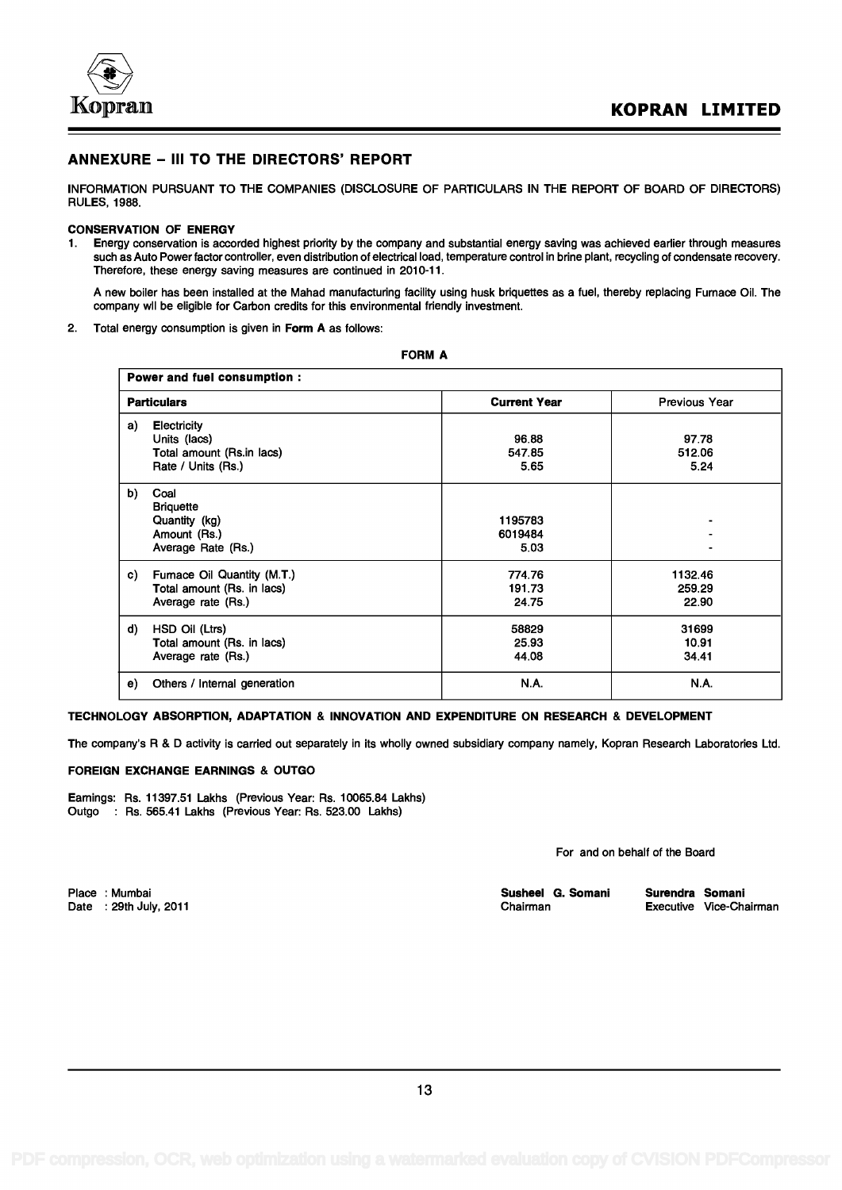## ANNEXURE – III TO THE DIRECTORS' REPORT

INFORMATION PURSUANT TO THE COMPANIES (DISCLOSURE OF PARTICULARS IN THE REPORT OF BOARD OF DIRECTORS) RULES, 1988.

**CONSERVATION OF ENERGY**

1. Energy conservation is accorded highest priority by the company and substantial energy saving was achieved earlier through measures such as Auto Power factor controller, even distribution of electrical load, temperature control in brine plant, recycling of condensate recovery. Therefore, these energy saving measures are continued in 2010-11.

   A new boiler has been installed at the Mahad manufacturing facility using husk briquettes as a fuel, thereby replacing Furnace Oil. The company wil be eligible for Carbon credits for this environmental friendly investment.

2. Total energy consumption is given in **Form A** as follows:

**FORM A**

| **Power and fuel consumption :** | | |
|---|---|---|
| **Particulars** | **Current Year** | Previous Year |
| a) Electricity | | |
| Units (lacs) | 96.88 | 97.78 |
| Total amount (Rs.in lacs) | 547.85 | 512.06 |
| Rate / Units (Rs.) | 5.65 | 5.24 |
| b) Coal | | |
| Briquette | | |
| Quantity (kg) | 1195783 | - |
| Amount (Rs.) | 6019484 | - |
| Average Rate (Rs.) | 5.03 | - |
| c) Furnace Oil Quantity (M.T.) | 774.76 | 1132.46 |
| Total amount (Rs. in lacs) | 191.73 | 259.29 |
| Average rate (Rs.) | 24.75 | 22.90 |
| d) HSD Oil (Ltrs) | 58829 | 31699 |
| Total amount (Rs. in lacs) | 25.93 | 10.91 |
| Average rate (Rs.) | 44.08 | 34.41 |
| e) Others / Internal generation | N.A. | N.A. |

**TECHNOLOGY ABSORPTION, ADAPTATION & INNOVATION AND EXPENDITURE ON RESEARCH & DEVELOPMENT**

The company's R & D activity is carried out separately in its wholly owned subsidiary company namely, Kopran Research Laboratories Ltd.

**FOREIGN EXCHANGE EARNINGS & OUTGO**

Earnings: Rs. 11397.51 Lakhs (Previous Year: Rs. 10065.84 Lakhs)
Outgo : Rs. 565.41 Lakhs (Previous Year: Rs. 523.00 Lakhs)

For and on behalf of the Board

Place : Mumbai
Date : 29th July, 2011

**Susheel G. Somani**
Chairman

**Surendra Somani**
Executive Vice-Chairman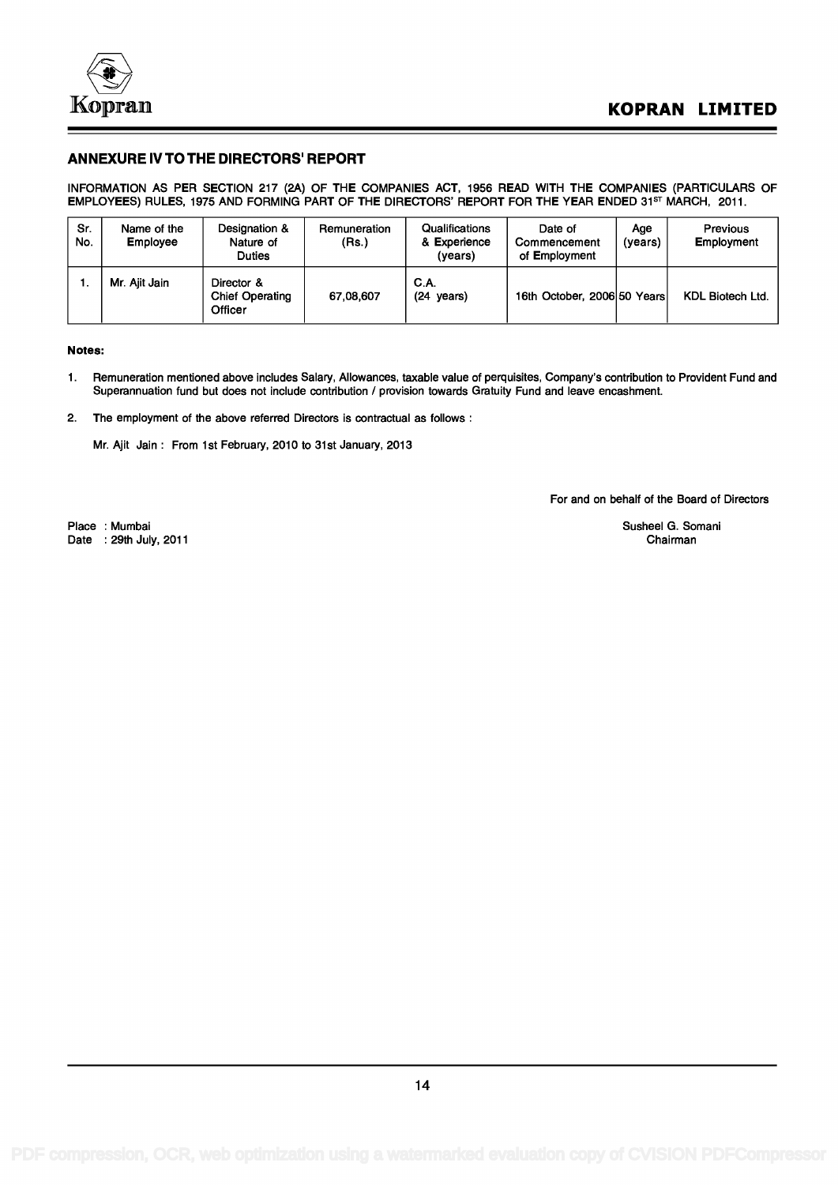## ANNEXURE IV TO THE DIRECTORS' REPORT

INFORMATION AS PER SECTION 217 (2A) OF THE COMPANIES ACT, 1956 READ WITH THE COMPANIES (PARTICULARS OF EMPLOYEES) RULES, 1975 AND FORMING PART OF THE DIRECTORS' REPORT FOR THE YEAR ENDED 31ST MARCH, 2011.

| Sr. No. | Name of the Employee | Designation & Nature of Duties | Remuneration (Rs.) | Qualifications & Experience (years) | Date of Commencement of Employment | Age (years) | Previous Employment |
|---|---|---|---|---|---|---|---|
| 1. | Mr. Ajit Jain | Director & Chief Operating Officer | 67,08,607 | C.A. (24 years) | 16th October, 2006 | 50 Years | KDL Biotech Ltd. |

**Notes:**

1. Remuneration mentioned above includes Salary, Allowances, taxable value of perquisites, Company's contribution to Provident Fund and Superannuation fund but does not include contribution / provision towards Gratuity Fund and leave encashment.

2. The employment of the above referred Directors is contractual as follows :

   Mr. Ajit Jain : From 1st February, 2010 to 31st January, 2013

For and on behalf of the Board of Directors

Place : Mumbai
Date : 29th July, 2011

Susheel G. Somani
Chairman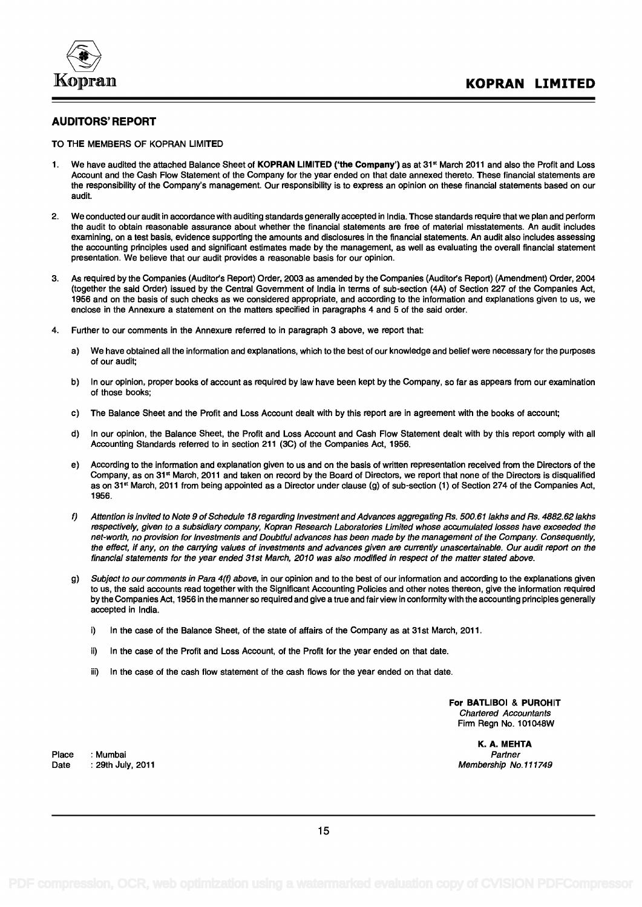## AUDITORS' REPORT

TO THE MEMBERS OF KOPRAN LIMITED

1. We have audited the attached Balance Sheet of **KOPRAN LIMITED ('the Company')** as at 31st March 2011 and also the Profit and Loss Account and the Cash Flow Statement of the Company for the year ended on that date annexed thereto. These financial statements are the responsibility of the Company's management. Our responsibility is to express an opinion on these financial statements based on our audit.

2. We conducted our audit in accordance with auditing standards generally accepted in India. Those standards require that we plan and perform the audit to obtain reasonable assurance about whether the financial statements are free of material misstatements. An audit includes examining, on a test basis, evidence supporting the amounts and disclosures in the financial statements. An audit also includes assessing the accounting principles used and significant estimates made by the management, as well as evaluating the overall financial statement presentation. We believe that our audit provides a reasonable basis for our opinion.

3. As required by the Companies (Auditor's Report) Order, 2003 as amended by the Companies (Auditor's Report) (Amendment) Order, 2004 (together the said Order) issued by the Central Government of India in terms of sub-section (4A) of Section 227 of the Companies Act, 1956 and on the basis of such checks as we considered appropriate, and according to the information and explanations given to us, we enclose in the Annexure a statement on the matters specified in paragraphs 4 and 5 of the said order.

4. Further to our comments in the Annexure referred to in paragraph 3 above, we report that:

   a) We have obtained all the information and explanations, which to the best of our knowledge and belief were necessary for the purposes of our audit;

   b) In our opinion, proper books of account as required by law have been kept by the Company, so far as appears from our examination of those books;

   c) The Balance Sheet and the Profit and Loss Account dealt with by this report are in agreement with the books of account;

   d) In our opinion, the Balance Sheet, the Profit and Loss Account and Cash Flow Statement dealt with by this report comply with all Accounting Standards referred to in section 211 (3C) of the Companies Act, 1956.

   e) According to the information and explanation given to us and on the basis of written representation received from the Directors of the Company, as on 31st March, 2011 and taken on record by the Board of Directors, we report that none of the Directors is disqualified as on 31st March, 2011 from being appointed as a Director under clause (g) of sub-section (1) of Section 274 of the Companies Act, 1956.

   f) *Attention is invited to Note 9 of Schedule 18 regarding Investment and Advances aggregating Rs. 500.61 lakhs and Rs. 4882.62 lakhs respectively, given to a subsidiary company, Kopran Research Laboratories Limited whose accumulated losses have exceeded the net-worth, no provision for Investments and Doubtful advances has been made by the management of the Company. Consequently, the effect, if any, on the carrying values of investments and advances given are currently unascertainable. Our audit report on the financial statements for the year ended 31st March, 2010 was also modified in respect of the matter stated above.*

   g) *Subject to our comments in Para 4(f) above,* in our opinion and to the best of our information and according to the explanations given to us, the said accounts read together with the Significant Accounting Policies and other notes thereon, give the information required by the Companies Act, 1956 in the manner so required and give a true and fair view in conformity with the accounting principles generally accepted in India.

      i) In the case of the Balance Sheet, of the state of affairs of the Company as at 31st March, 2011.

      ii) In the case of the Profit and Loss Account, of the Profit for the year ended on that date.

      iii) In the case of the cash flow statement of the cash flows for the year ended on that date.

**For BATLIBOI & PUROHIT**
*Chartered Accountants*
Firm Regn No. 101048W

**K. A. MEHTA**
*Partner*
*Membership No.111749*

Place : Mumbai
Date : 29th July, 2011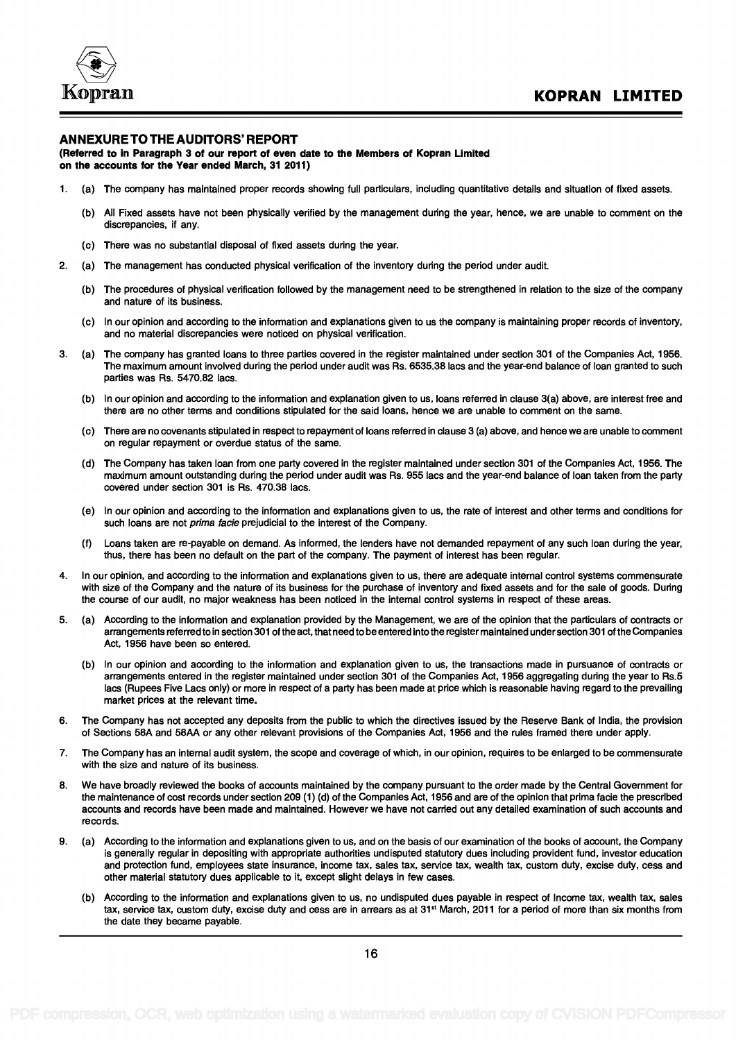## ANNEXURE TO THE AUDITORS' REPORT

**(Referred to in Paragraph 3 of our report of even date to the Members of Kopran Limited on the accounts for the Year ended March, 31 2011)**

1. (a) The company has maintained proper records showing full particulars, including quantitative details and situation of fixed assets.

   (b) All Fixed assets have not been physically verified by the management during the year, hence, we are unable to comment on the discrepancies, if any.

   (c) There was no substantial disposal of fixed assets during the year.

2. (a) The management has conducted physical verification of the inventory during the period under audit.

   (b) The procedures of physical verification followed by the management need to be strengthened in relation to the size of the company and nature of its business.

   (c) In our opinion and according to the information and explanations given to us the company is maintaining proper records of inventory, and no material discrepancies were noticed on physical verification.

3. (a) The company has granted loans to three parties covered in the register maintained under section 301 of the Companies Act, 1956. The maximum amount involved during the period under audit was Rs. 6535.38 lacs and the year-end balance of loan granted to such parties was Rs. 5470.82 lacs.

   (b) In our opinion and according to the information and explanation given to us, loans referred in clause 3(a) above, are interest free and there are no other terms and conditions stipulated for the said loans, hence we are unable to comment on the same.

   (c) There are no covenants stipulated in respect to repayment of loans referred in clause 3 (a) above, and hence we are unable to comment on regular repayment or overdue status of the same.

   (d) The Company has taken loan from one party covered in the register maintained under section 301 of the Companies Act, 1956. The maximum amount outstanding during the period under audit was Rs. 955 lacs and the year-end balance of loan taken from the party covered under section 301 is Rs. 470.38 lacs.

   (e) In our opinion and according to the information and explanations given to us, the rate of interest and other terms and conditions for such loans are not *prima facie* prejudicial to the interest of the Company.

   (f) Loans taken are re-payable on demand. As informed, the lenders have not demanded repayment of any such loan during the year, thus, there has been no default on the part of the company. The payment of interest has been regular.

4. In our opinion, and according to the information and explanations given to us, there are adequate internal control systems commensurate with size of the Company and the nature of its business for the purchase of inventory and fixed assets and for the sale of goods. During the course of our audit, no major weakness has been noticed in the internal control systems in respect of these areas.

5. (a) According to the information and explanation provided by the Management, we are of the opinion that the particulars of contracts or arrangements referred to in section 301 of the act, that need to be entered into the register maintained under section 301 of the Companies Act, 1956 have been so entered.

   (b) In our opinion and according to the information and explanation given to us, the transactions made in pursuance of contracts or arrangements entered in the register maintained under section 301 of the Companies Act, 1956 aggregating during the year to Rs.5 lacs (Rupees Five Lacs only) or more in respect of a party has been made at price which is reasonable having regard to the prevailing market prices at the relevant time.

6. The Company has not accepted any deposits from the public to which the directives issued by the Reserve Bank of India, the provision of Sections 58A and 58AA or any other relevant provisions of the Companies Act, 1956 and the rules framed there under apply.

7. The Company has an internal audit system, the scope and coverage of which, in our opinion, requires to be enlarged to be commensurate with the size and nature of its business.

8. We have broadly reviewed the books of accounts maintained by the company pursuant to the order made by the Central Government for the maintenance of cost records under section 209 (1) (d) of the Companies Act, 1956 and are of the opinion that prima facie the prescribed accounts and records have been made and maintained. However we have not carried out any detailed examination of such accounts and records.

9. (a) According to the information and explanations given to us, and on the basis of our examination of the books of account, the Company is generally regular in depositing with appropriate authorities undisputed statutory dues including provident fund, investor education and protection fund, employees state insurance, income tax, sales tax, service tax, wealth tax, custom duty, excise duty, cess and other material statutory dues applicable to it, except slight delays in few cases.

   (b) According to the information and explanations given to us, no undisputed dues payable in respect of Income tax, wealth tax, sales tax, service tax, custom duty, excise duty and cess are in arrears as at 31st March, 2011 for a period of more than six months from the date they became payable.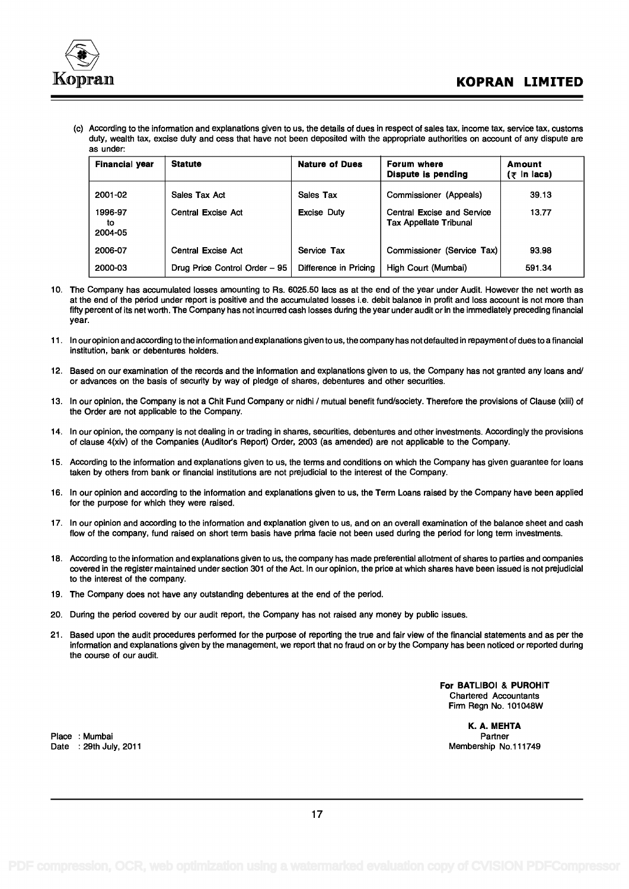(c) According to the information and explanations given to us, the details of dues in respect of sales tax, income tax, service tax, customs duty, wealth tax, excise duty and cess that have not been deposited with the appropriate authorities on account of any dispute are as under:

| Financial year | Statute | Nature of Dues | Forum where Dispute is pending | Amount (₹ in lacs) |
|---|---|---|---|---|
| 2001-02 | Sales Tax Act | Sales Tax | Commissioner (Appeals) | 39.13 |
| 1996-97 to 2004-05 | Central Excise Act | Excise Duty | Central Excise and Service Tax Appellate Tribunal | 13.77 |
| 2006-07 | Central Excise Act | Service Tax | Commissioner (Service Tax) | 93.98 |
| 2000-03 | Drug Price Control Order – 95 | Difference in Pricing | High Court (Mumbai) | 591.34 |

10. The Company has accumulated losses amounting to Rs. 6025.50 lacs as at the end of the year under Audit. However the net worth as at the end of the period under report is positive and the accumulated losses i.e. debit balance in profit and loss account is not more than fifty percent of its net worth. The Company has not incurred cash losses during the year under audit or in the immediately preceding financial year.

11. In our opinion and according to the information and explanations given to us, the company has not defaulted in repayment of dues to a financial institution, bank or debentures holders.

12. Based on our examination of the records and the information and explanations given to us, the Company has not granted any loans and/ or advances on the basis of security by way of pledge of shares, debentures and other securities.

13. In our opinion, the Company is not a Chit Fund Company or nidhi / mutual benefit fund/society. Therefore the provisions of Clause (xiii) of the Order are not applicable to the Company.

14. In our opinion, the company is not dealing in or trading in shares, securities, debentures and other investments. Accordingly the provisions of clause 4(xiv) of the Companies (Auditor's Report) Order, 2003 (as amended) are not applicable to the Company.

15. According to the information and explanations given to us, the terms and conditions on which the Company has given guarantee for loans taken by others from bank or financial institutions are not prejudicial to the interest of the Company.

16. In our opinion and according to the information and explanations given to us, the Term Loans raised by the Company have been applied for the purpose for which they were raised.

17. In our opinion and according to the information and explanation given to us, and on an overall examination of the balance sheet and cash flow of the company, fund raised on short term basis have prima facie not been used during the period for long term investments.

18. According to the information and explanations given to us, the company has made preferential allotment of shares to parties and companies covered in the register maintained under section 301 of the Act. In our opinion, the price at which shares have been issued is not prejudicial to the interest of the company.

19. The Company does not have any outstanding debentures at the end of the period.

20. During the period covered by our audit report, the Company has not raised any money by public issues.

21. Based upon the audit procedures performed for the purpose of reporting the true and fair view of the financial statements and as per the information and explanations given by the management, we report that no fraud on or by the Company has been noticed or reported during the course of our audit.

**For BATLIBOI & PUROHIT**
Chartered Accountants
Firm Regn No. 101048W

**K. A. MEHTA**
Partner
Membership No.111749

Place : Mumbai
Date : 29th July, 2011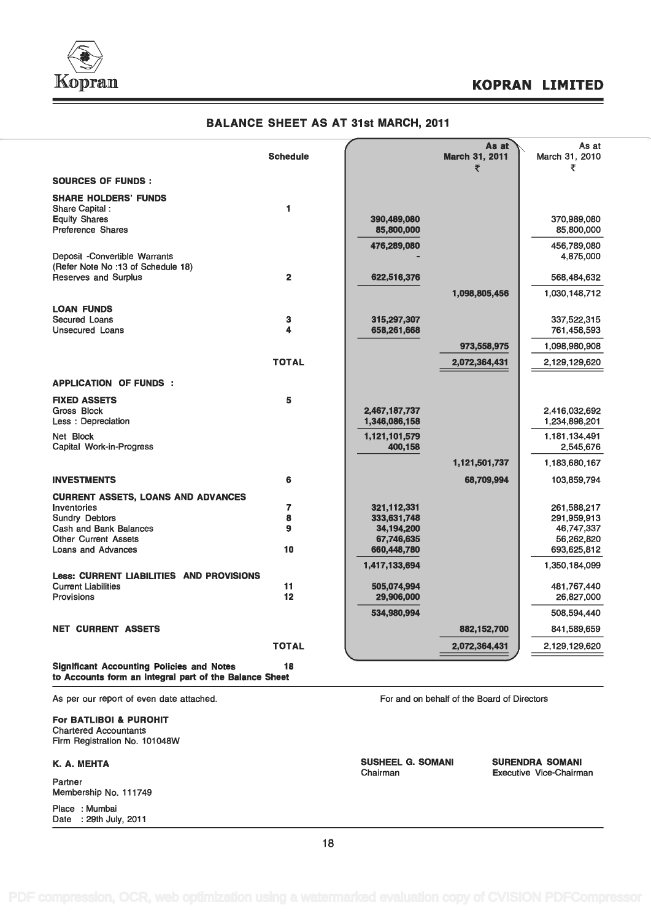# KOPRAN LIMITED

## BALANCE SHEET AS AT 31st MARCH, 2011

| | Schedule | | As at March 31, 2011 ₹ | As at March 31, 2010 ₹ |
|---|---|---|---|---|
| **SOURCES OF FUNDS :** | | | | |
| **SHARE HOLDERS' FUNDS** | | | | |
| Share Capital : | 1 | | | |
| Equity Shares | | 390,489,080 | | 370,989,080 |
| Preference Shares | | 85,800,000 | | 85,800,000 |
| | | 476,289,080 | | 456,789,080 |
| Deposit -Convertible Warrants (Refer Note No :13 of Schedule 18) | | - | | 4,875,000 |
| Reserves and Surplus | 2 | 622,516,376 | | 568,484,632 |
| | | | 1,098,805,456 | 1,030,148,712 |
| **LOAN FUNDS** | | | | |
| Secured Loans | 3 | 315,297,307 | | 337,522,315 |
| Unsecured Loans | 4 | 658,261,668 | | 761,458,593 |
| | | | 973,558,975 | 1,098,980,908 |
| | **TOTAL** | | 2,072,364,431 | 2,129,129,620 |
| **APPLICATION OF FUNDS :** | | | | |
| **FIXED ASSETS** | 5 | | | |
| Gross Block | | 2,467,187,737 | | 2,416,032,692 |
| Less : Depreciation | | 1,346,086,158 | | 1,234,898,201 |
| Net Block | | 1,121,101,579 | | 1,181,134,491 |
| Capital Work-in-Progress | | 400,158 | | 2,545,676 |
| | | | 1,121,501,737 | 1,183,680,167 |
| **INVESTMENTS** | 6 | | 68,709,994 | 103,859,794 |
| **CURRENT ASSETS, LOANS AND ADVANCES** | | | | |
| Inventories | 7 | 321,112,331 | | 261,588,217 |
| Sundry Debtors | 8 | 333,631,748 | | 291,959,913 |
| Cash and Bank Balances | 9 | 34,194,200 | | 46,747,337 |
| Other Current Assets | | 67,746,635 | | 56,262,820 |
| Loans and Advances | 10 | 660,448,780 | | 693,625,812 |
| | | 1,417,133,694 | | 1,350,184,099 |
| **Less: CURRENT LIABILITIES AND PROVISIONS** | | | | |
| Current Liabilities | 11 | 505,074,994 | | 481,767,440 |
| Provisions | 12 | 29,906,000 | | 26,827,000 |
| | | 534,980,994 | | 508,594,440 |
| **NET CURRENT ASSETS** | | | 882,152,700 | 841,589,659 |
| | **TOTAL** | | 2,072,364,431 | 2,129,129,620 |

**Significant Accounting Policies and Notes to Accounts form an integral part of the Balance Sheet** — 18

As per our report of even date attached.

**For BATLIBOI & PUROHIT**
Chartered Accountants
Firm Registration No. 101048W

**K. A. MEHTA**
Partner
Membership No. 111749

Place : Mumbai
Date : 29th July, 2011

For and on behalf of the Board of Directors

**SUSHEEL G. SOMANI**
Chairman

**SURENDRA SOMANI**
Executive Vice-Chairman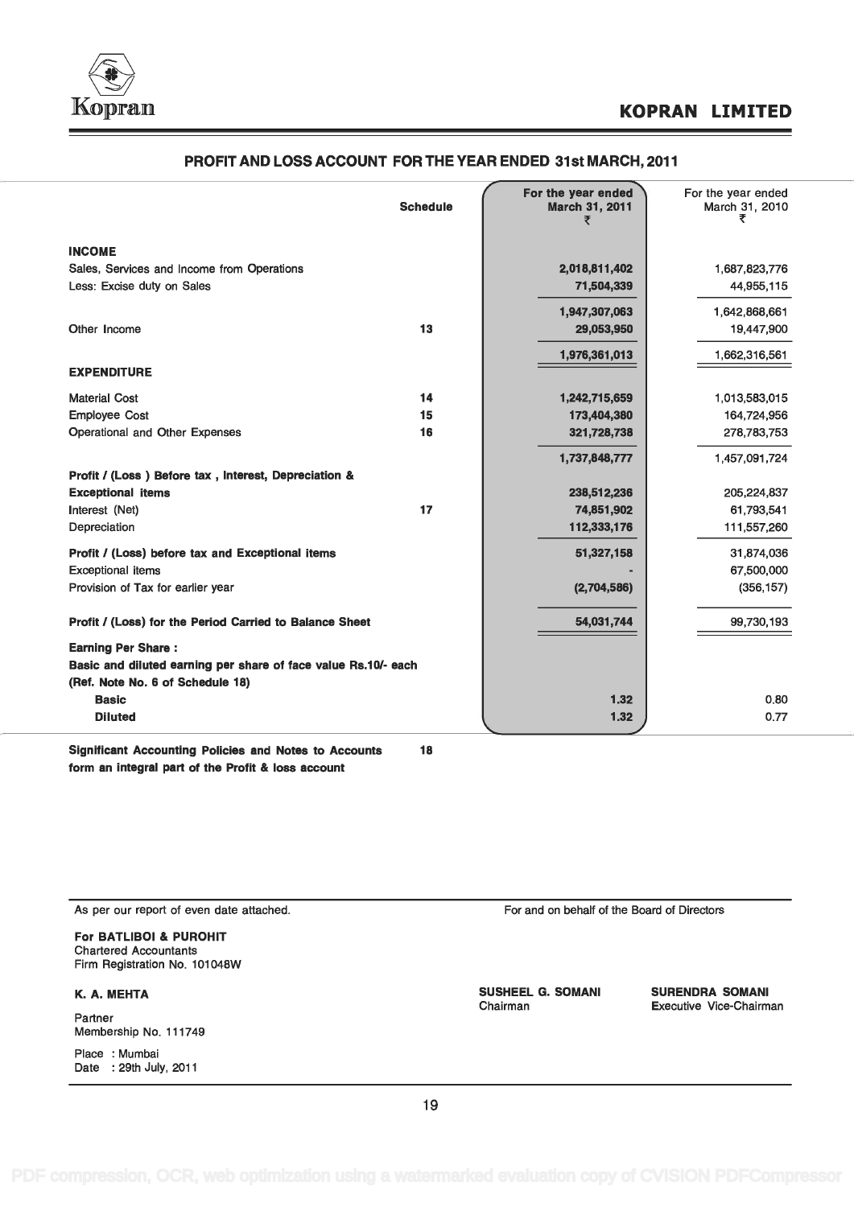## KOPRAN LIMITED

### PROFIT AND LOSS ACCOUNT FOR THE YEAR ENDED 31st MARCH, 2011

| | Schedule | For the year ended March 31, 2011 ₹ | For the year ended March 31, 2010 ₹ |
|---|---|---|---|
| **INCOME** | | | |
| Sales, Services and Income from Operations | | 2,018,811,402 | 1,687,823,776 |
| Less: Excise duty on Sales | | 71,504,339 | 44,955,115 |
| | | 1,947,307,063 | 1,642,868,661 |
| Other Income | 13 | 29,053,950 | 19,447,900 |
| | | 1,976,361,013 | 1,662,316,561 |
| **EXPENDITURE** | | | |
| Material Cost | 14 | 1,242,715,659 | 1,013,583,015 |
| Employee Cost | 15 | 173,404,380 | 164,724,956 |
| Operational and Other Expenses | 16 | 321,728,738 | 278,783,753 |
| | | 1,737,848,777 | 1,457,091,724 |
| **Profit / (Loss ) Before tax , Interest, Depreciation & Exceptional items** | | 238,512,236 | 205,224,837 |
| Interest (Net) | 17 | 74,851,902 | 61,793,541 |
| Depreciation | | 112,333,176 | 111,557,260 |
| **Profit / (Loss) before tax and Exceptional items** | | 51,327,158 | 31,874,036 |
| Exceptional items | | - | 67,500,000 |
| Provision of Tax for earlier year | | (2,704,586) | (356,157) |
| **Profit / (Loss) for the Period Carried to Balance Sheet** | | 54,031,744 | 99,730,193 |
| **Earning Per Share :** | | | |
| **Basic and diluted earning per share of face value Rs.10/- each (Ref. Note No. 6 of Schedule 18)** | | | |
| **Basic** | | 1.32 | 0.80 |
| **Diluted** | | 1.32 | 0.77 |

**Significant Accounting Policies and Notes to Accounts form an integral part of the Profit & loss account** — 18

As per our report of even date attached.

**For BATLIBOI & PUROHIT**
Chartered Accountants
Firm Registration No. 101048W

**K. A. MEHTA**
Partner
Membership No. 111749

Place : Mumbai
Date : 29th July, 2011

For and on behalf of the Board of Directors

**SUSHEEL G. SOMANI**
Chairman

**SURENDRA SOMANI**
Executive Vice-Chairman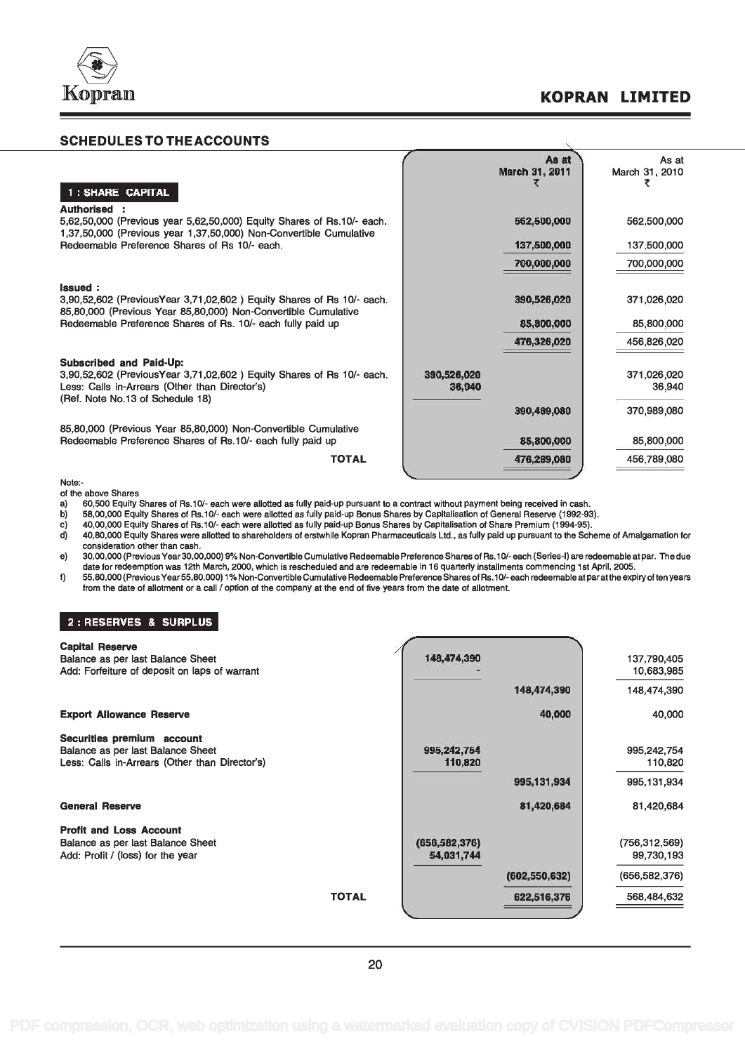## SCHEDULES TO THE ACCOUNTS

### 1 : SHARE CAPITAL

| | | As at March 31, 2011 ₹ | As at March 31, 2010 ₹ |
|---|---|---|---|
| **Authorised :** | | | |
| 5,62,50,000 (Previous year 5,62,50,000) Equity Shares of Rs.10/- each. | | 562,500,000 | 562,500,000 |
| 1,37,50,000 (Previous year 1,37,50,000) Non-Convertible Cumulative Redeemable Preference Shares of Rs 10/- each. | | 137,500,000 | 137,500,000 |
| | | 700,000,000 | 700,000,000 |
| **Issued :** | | | |
| 3,90,52,602 (PreviousYear 3,71,02,602 ) Equity Shares of Rs 10/- each. | | 390,526,020 | 371,026,020 |
| 85,80,000 (Previous Year 85,80,000) Non-Convertible Cumulative Redeemable Preference Shares of Rs. 10/- each fully paid up | | 85,800,000 | 85,800,000 |
| | | 476,326,020 | 456,826,020 |
| **Subscribed and Paid-Up:** | | | |
| 3,90,52,602 (PreviousYear 3,71,02,602 ) Equity Shares of Rs 10/- each. | 390,526,020 | | 371,026,020 |
| Less: Calls in-Arrears (Other than Director's) (Ref. Note No.13 of Schedule 18) | 36,940 | | 36,940 |
| | | 390,489,080 | 370,989,080 |
| 85,80,000 (Previous Year 85,80,000) Non-Convertible Cumulative Redeemable Preference Shares of Rs.10/- each fully paid up | | 85,800,000 | 85,800,000 |
| **TOTAL** | | 476,289,080 | 456,789,080 |

Note:-
of the above Shares

a) 60,500 Equity Shares of Rs.10/- each were allotted as fully paid-up pursuant to a contract without payment being received in cash.
b) 58,00,000 Equity Shares of Rs.10/- each were allotted as fully paid-up Bonus Shares by Capitalisation of General Reserve (1992-93).
c) 40,00,000 Equity Shares of Rs.10/- each were allotted as fully paid-up Bonus Shares by Capitalisation of Share Premium (1994-95).
d) 40,80,000 Equity Shares were allotted to shareholders of erstwhile Kopran Pharmaceuticals Ltd., as fully paid up pursuant to the Scheme of Amalgamation for consideration other than cash.
e) 30,00,000 (Previous Year 30,00,000) 9% Non-Convertible Cumulative Redeemable Preference Shares of Rs.10/- each (Series-I) are redeemable at par. The due date for redeemption was 12th March, 2000, which is rescheduled and are redeemable in 16 quarterly installments commencing 1st April, 2005.
f) 55,80,000 (Previous Year 55,80,000) 1% Non-Convertible Cumulative Redeemable Preference Shares of Rs.10/- each redeemable at par at the expiry of ten years from the date of allotment or a call / option of the company at the end of five years from the date of allotment.

### 2 : RESERVES & SURPLUS

| | | As at March 31, 2011 ₹ | As at March 31, 2010 ₹ |
|---|---|---|---|
| **Capital Reserve** | | | |
| Balance as per last Balance Sheet | 148,474,390 | | 137,790,405 |
| Add: Forfeiture of deposit on laps of warrant | - | | 10,683,985 |
| | | 148,474,390 | 148,474,390 |
| **Export Allowance Reserve** | | 40,000 | 40,000 |
| **Securities premium account** | | | |
| Balance as per last Balance Sheet | 995,242,754 | | 995,242,754 |
| Less: Calls in-Arrears (Other than Director's) | 110,820 | | 110,820 |
| | | 995,131,934 | 995,131,934 |
| **General Reserve** | | 81,420,684 | 81,420,684 |
| **Profit and Loss Account** | | | |
| Balance as per last Balance Sheet | (656,582,376) | | (756,312,569) |
| Add: Profit / (loss) for the year | 54,031,744 | | 99,730,193 |
| | | (602,550,632) | (656,582,376) |
| **TOTAL** | | 622,516,376 | 568,484,632 |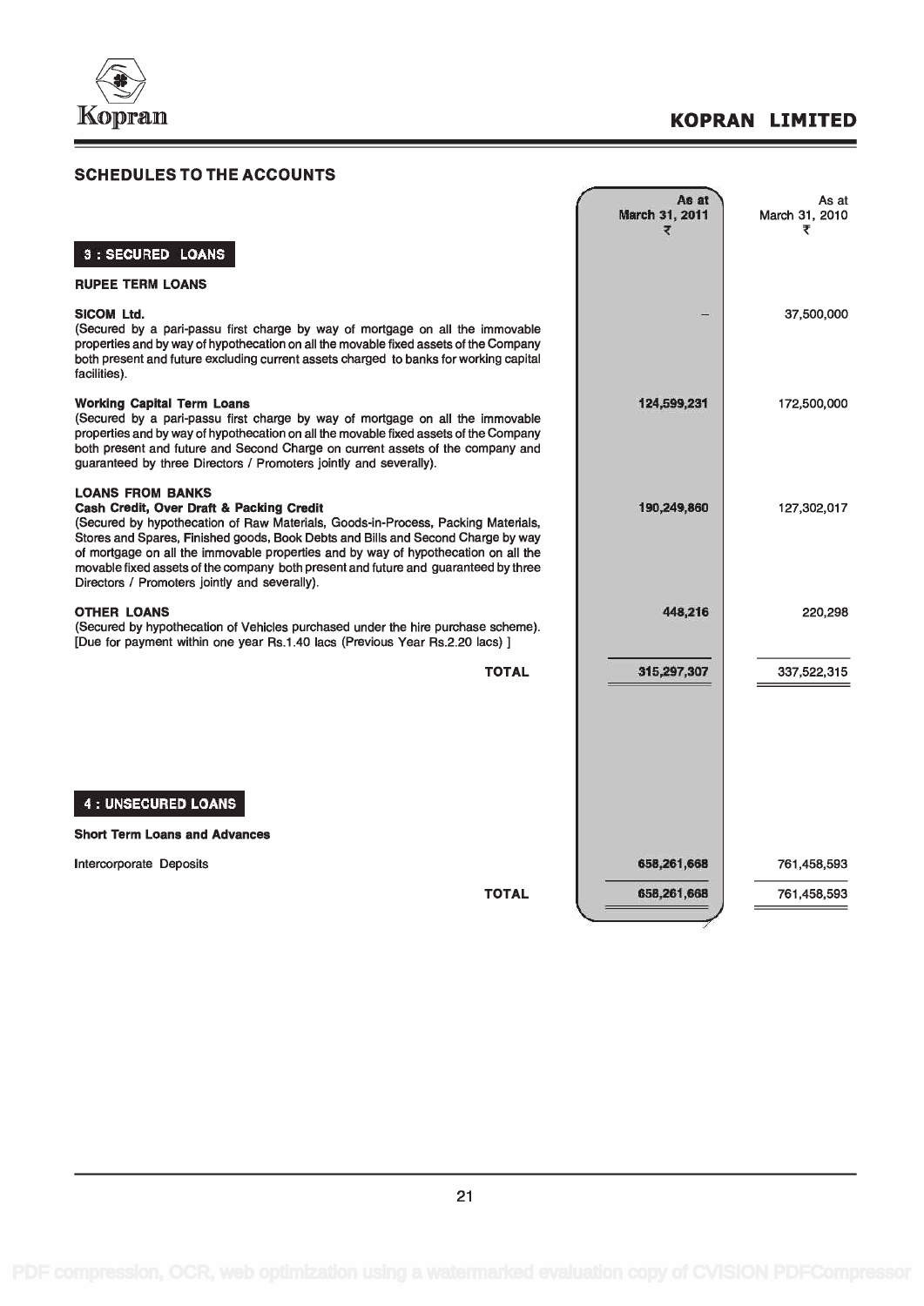## SCHEDULES TO THE ACCOUNTS

| | As at March 31, 2011 ₹ | As at March 31, 2010 ₹ |
|---|---|---|
| **3 : SECURED LOANS** | | |
| **RUPEE TERM LOANS** | | |
| **SICOM Ltd.** (Secured by a pari-passu first charge by way of mortgage on all the immovable properties and by way of hypothecation on all the movable fixed assets of the Company both present and future excluding current assets charged to banks for working capital facilities). | – | 37,500,000 |
| **Working Capital Term Loans** (Secured by a pari-passu first charge by way of mortgage on all the immovable properties and by way of hypothecation on all the movable fixed assets of the Company both present and future and Second Charge on current assets of the company and guaranteed by three Directors / Promoters jointly and severally). | 124,599,231 | 172,500,000 |
| **LOANS FROM BANKS** | | |
| **Cash Credit, Over Draft & Packing Credit** (Secured by hypothecation of Raw Materials, Goods-in-Process, Packing Materials, Stores and Spares, Finished goods, Book Debts and Bills and Second Charge by way of mortgage on all the immovable properties and by way of hypothecation on all the movable fixed assets of the company both present and future and guaranteed by three Directors / Promoters jointly and severally). | 190,249,860 | 127,302,017 |
| **OTHER LOANS** (Secured by hypothecation of Vehicles purchased under the hire purchase scheme). [Due for payment within one year Rs.1.40 lacs (Previous Year Rs.2.20 lacs) ] | 448,216 | 220,298 |
| **TOTAL** | 315,297,307 | 337,522,315 |
| **4 : UNSECURED LOANS** | | |
| **Short Term Loans and Advances** | | |
| Intercorporate Deposits | 658,261,668 | 761,458,593 |
| **TOTAL** | 658,261,668 | 761,458,593 |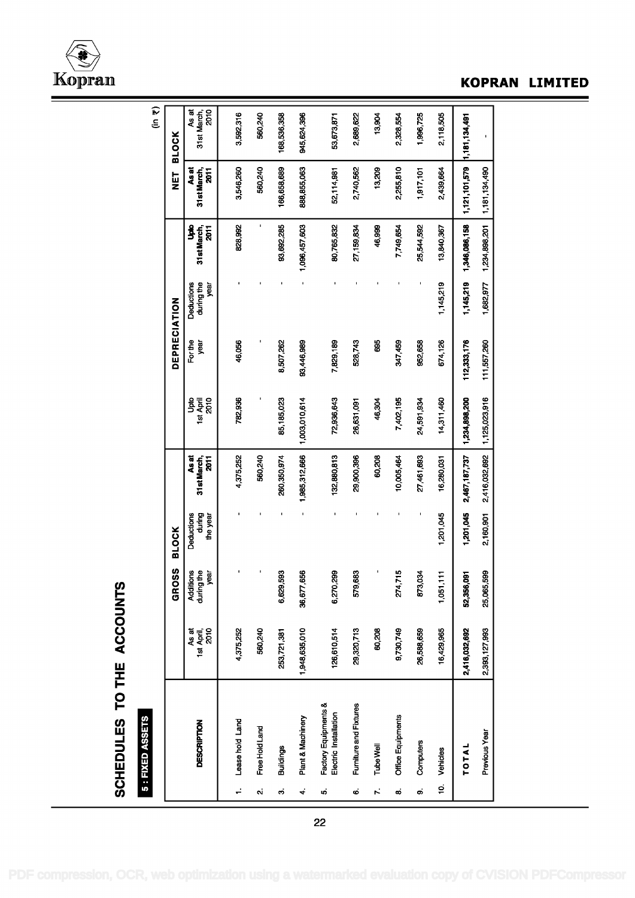# SCHEDULES TO THE ACCOUNTS

## 5 : FIXED ASSETS

(in ₹)

| DESCRIPTION | GROSS BLOCK | | | | DEPRECIATION | | | | NET BLOCK | |
|---|---|---|---|---|---|---|---|---|---|---|
| | As at 1st April, 2010 | Additions during the year | Deductions during the year | As at 31st March, 2011 | Upto 1st April 2010 | For the year | Deductions during the year | Upto 31st March, 2011 | As at 31st March, 2011 | As at 31st March, 2010 |
| 1. Lease hold Land | 4,375,252 | - | - | 4,375,252 | 782,936 | 46,056 | - | 828,992 | 3,546,260 | 3,592,316 |
| 2. Free Hold Land | 560,240 | - | - | 560,240 | - | - | - | - | 560,240 | 560,240 |
| 3. Buildings | 253,721,381 | 6,629,593 | - | 260,350,974 | 85,185,023 | 8,507,262 | - | 93,692,285 | 166,658,689 | 168,536,358 |
| 4. Plant & Machinery | 1,948,635,010 | 36,677,656 | - | 1,985,312,666 | 1,003,010,614 | 93,446,989 | - | 1,096,457,603 | 888,855,063 | 945,624,396 |
| 5. Factory Equipments & Electric Installation | 126,610,514 | 6,270,299 | - | 132,880,813 | 72,936,643 | 7,829,189 | - | 80,765,832 | 52,114,981 | 53,673,871 |
| 6. Furniture and Fixtures | 29,320,713 | 579,683 | - | 29,900,396 | 26,631,091 | 528,743 | - | 27,159,834 | 2,740,562 | 2,689,622 |
| 7. Tube Well | 60,208 | - | - | 60,208 | 46,304 | 695 | - | 46,999 | 13,209 | 13,904 |
| 8. Office Equipments | 9,730,749 | 274,715 | - | 10,005,464 | 7,402,195 | 347,459 | - | 7,749,654 | 2,255,810 | 2,328,554 |
| 9. Computers | 26,588,659 | 873,034 | - | 27,461,693 | 24,591,934 | 952,658 | - | 25,544,592 | 1,917,101 | 1,996,725 |
| 10. Vehicles | 16,429,965 | 1,051,111 | 1,201,045 | 16,280,031 | 14,311,460 | 674,126 | 1,145,219 | 13,840,367 | 2,439,664 | 2,118,505 |
| **TOTAL** | **2,416,032,692** | **52,356,091** | **1,201,045** | **2,467,187,737** | **1,234,898,200** | **112,333,176** | **1,145,219** | **1,346,086,158** | **1,121,101,579** | **1,181,134,491** |
| Previous Year | 2,393,127,993 | 25,065,599 | 2,160,901 | 2,416,032,692 | 1,125,023,916 | 111,557,260 | 1,682,977 | 1,234,898,201 | 1,181,134,490 | - |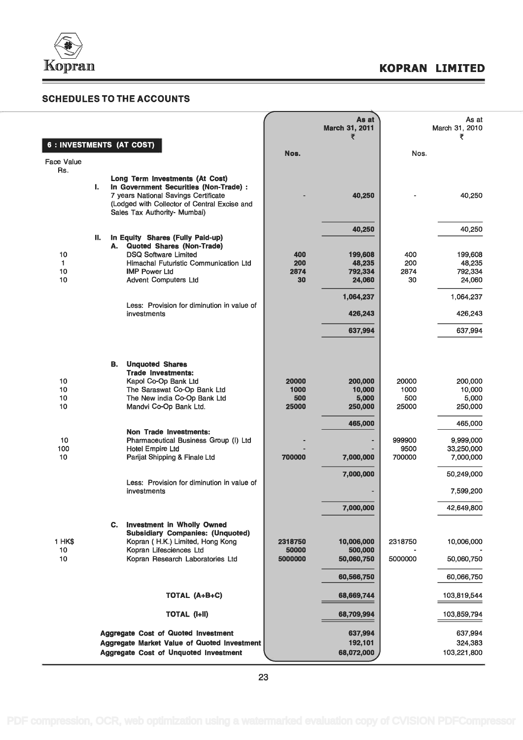## SCHEDULES TO THE ACCOUNTS

**6 : INVESTMENTS (AT COST)**

| Face Value Rs. | | Nos. | As at March 31, 2011 ₹ | Nos. | As at March 31, 2010 ₹ |
|---|---|---|---|---|---|
| | **Long Term Investments (At Cost)** | | | | |
| | **I. In Government Securities (Non-Trade) :** | | | | |
| | 7 years National Savings Certificate (Lodged with Collector of Central Excise and Sales Tax Authority- Mumbai) | - | 40,250 | - | 40,250 |
| | | | 40,250 | | 40,250 |
| | **II. In Equity Shares (Fully Paid-up)** | | | | |
| | **A. Quoted Shares (Non-Trade)** | | | | |
| 10 | DSQ Software Limited | 400 | 199,608 | 400 | 199,608 |
| 1 | Himachal Futuristic Communication Ltd | 200 | 48,235 | 200 | 48,235 |
| 10 | IMP Power Ltd | 2874 | 792,334 | 2874 | 792,334 |
| 10 | Advent Computers Ltd | 30 | 24,060 | 30 | 24,060 |
| | | | 1,064,237 | | 1,064,237 |
| | Less: Provision for diminution in value of investments | | 426,243 | | 426,243 |
| | | | 637,994 | | 637,994 |
| | **B. Unquoted Shares** | | | | |
| | **Trade Investments:** | | | | |
| 10 | Kapol Co-Op Bank Ltd | 20000 | 200,000 | 20000 | 200,000 |
| 10 | The Saraswat Co-Op Bank Ltd | 1000 | 10,000 | 1000 | 10,000 |
| 10 | The New india Co-Op Bank Ltd | 500 | 5,000 | 500 | 5,000 |
| 10 | Mandvi Co-Op Bank Ltd. | 25000 | 250,000 | 25000 | 250,000 |
| | | | 465,000 | | 465,000 |
| | **Non Trade Investments:** | | | | |
| 10 | Pharmaceutical Business Group (I) Ltd | - | - | 999900 | 9,999,000 |
| 100 | Hotel Empire Ltd | - | - | 9500 | 33,250,000 |
| 10 | Parijat Shipping & Finale Ltd | 700000 | 7,000,000 | 700000 | 7,000,000 |
| | | | 7,000,000 | | 50,249,000 |
| | Less: Provision for diminution in value of investments | | - | | 7,599,200 |
| | | | 7,000,000 | | 42,649,800 |
| | **C. Investment in Wholly Owned Subsidiary Companies: (Unquoted)** | | | | |
| 1 HK$ | Kopran ( H.K.) Limited, Hong Kong | 2318750 | 10,006,000 | 2318750 | 10,006,000 |
| 10 | Kopran Lifesciences Ltd | 50000 | 500,000 | - | - |
| 10 | Kopran Research Laboratories Ltd | 5000000 | 50,060,750 | 5000000 | 50,060,750 |
| | | | 60,566,750 | | 60,066,750 |
| | **TOTAL (A+B+C)** | | 68,669,744 | | 103,819,544 |
| | **TOTAL (I+II)** | | 68,709,994 | | 103,859,794 |
| | **Aggregate Cost of Quoted Investment** | | 637,994 | | 637,994 |
| | **Aggregate Market Value of Quoted Investment** | | 192,101 | | 324,383 |
| | **Aggregate Cost of Unquoted Investment** | | 68,072,000 | | 103,221,800 |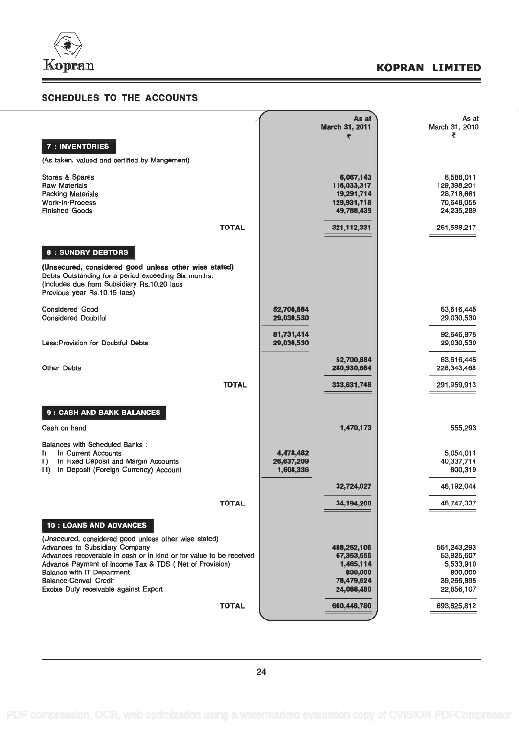## SCHEDULES TO THE ACCOUNTS

| | | As at March 31, 2011 ₹ | As at March 31, 2010 ₹ |
|---|---|---|---|
| **7 : INVENTORIES** | | | |
| (As taken, valued and certified by Mangement) | | | |
| Stores & Spares | | 6,067,143 | 8,588,011 |
| Raw Materials | | 116,033,317 | 129,398,201 |
| Packing Materials | | 19,291,714 | 28,718,661 |
| Work-in-Process | | 129,931,718 | 70,648,055 |
| Finished Goods | | 49,788,439 | 24,235,289 |
| **TOTAL** | | 321,112,331 | 261,588,217 |
| **8 : SUNDRY DEBTORS** | | | |
| **(Unsecured, considered good unless other wise stated)** Debts Outstanding for a period exceeding Six months: (Includes due from Subsidiary Rs.10.20 lacs Previous year Rs.10.15 lacs) | | | |
| Considered Good | 52,700,884 | | 63,616,445 |
| Considered Doubtful | 29,030,530 | | 29,030,530 |
| | 81,731,414 | | 92,646,975 |
| Less:Provision for Doubtful Debts | 29,030,530 | | 29,030,530 |
| | | 52,700,884 | 63,616,445 |
| Other Debts | | 280,930,864 | 228,343,468 |
| **TOTAL** | | 333,631,748 | 291,959,913 |
| **9 : CASH AND BANK BALANCES** | | | |
| Cash on hand | | 1,470,173 | 555,293 |
| Balances with Scheduled Banks : | | | |
| I) In Current Accounts | 4,478,482 | | 5,054,011 |
| II) In Fixed Deposit and Margin Accounts | 26,637,209 | | 40,337,714 |
| III) In Deposit (Foreign Currency) Account | 1,608,336 | | 800,319 |
| | | 32,724,027 | 46,192,044 |
| **TOTAL** | | 34,194,200 | 46,747,337 |
| **10 : LOANS AND ADVANCES** | | | |
| (Unsecured, considered good unless other wise stated) | | | |
| Advances to Subsidiary Company | | 488,262,106 | 561,243,293 |
| Advances recoverable in cash or in kind or for value to be received | | 67,353,556 | 63,925,607 |
| Advance Payment of Income Tax & TDS ( Net of Provision) | | 1,465,114 | 5,533,910 |
| Balance with IT Department | | 800,000 | 800,000 |
| Balance-Cenvat Credit | | 78,479,524 | 39,266,895 |
| Excixe Duty receivable against Export | | 24,088,480 | 22,856,107 |
| **TOTAL** | | 660,448,780 | 693,625,812 |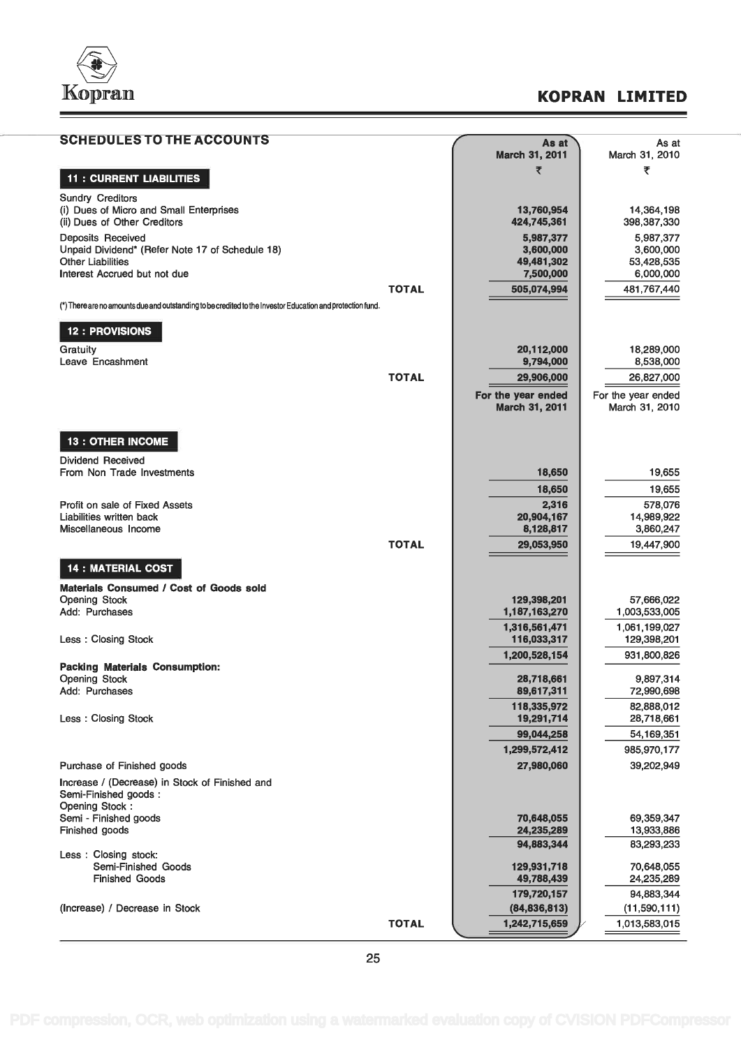## SCHEDULES TO THE ACCOUNTS

### 11 : CURRENT LIABILITIES

| | As at March 31, 2011 ₹ | As at March 31, 2010 ₹ |
|---|---|---|
| Sundry Creditors | | |
| (i) Dues of Micro and Small Enterprises | 13,760,954 | 14,364,198 |
| (ii) Dues of Other Creditors | 424,745,361 | 398,387,330 |
| Deposits Received | 5,987,377 | 5,987,377 |
| Unpaid Dividend* (Refer Note 17 of Schedule 18) | 3,600,000 | 3,600,000 |
| Other Liabilities | 49,481,302 | 53,428,535 |
| Interest Accrued but not due | 7,500,000 | 6,000,000 |
| **TOTAL** | 505,074,994 | 481,767,440 |

(*) There are no amounts due and outstanding to be credited to the Investor Education and protection fund.

### 12 : PROVISIONS

| | As at March 31, 2011 ₹ | As at March 31, 2010 ₹ |
|---|---|---|
| Gratuity | 20,112,000 | 18,289,000 |
| Leave Encashment | 9,794,000 | 8,538,000 |
| **TOTAL** | 29,906,000 | 26,827,000 |

### 13 : OTHER INCOME

| | For the year ended March 31, 2011 | For the year ended March 31, 2010 |
|---|---|---|
| Dividend Received | | |
| From Non Trade Investments | 18,650 | 19,655 |
| | 18,650 | 19,655 |
| Profit on sale of Fixed Assets | 2,316 | 578,076 |
| Liabilities written back | 20,904,167 | 14,989,922 |
| Miscellaneous Income | 8,128,817 | 3,860,247 |
| **TOTAL** | 29,053,950 | 19,447,900 |

### 14 : MATERIAL COST

| | For the year ended March 31, 2011 | For the year ended March 31, 2010 |
|---|---|---|
| **Materials Consumed / Cost of Goods sold** | | |
| Opening Stock | 129,398,201 | 57,666,022 |
| Add: Purchases | 1,187,163,270 | 1,003,533,005 |
| | 1,316,561,471 | 1,061,199,027 |
| Less : Closing Stock | 116,033,317 | 129,398,201 |
| | 1,200,528,154 | 931,800,826 |
| **Packing Materials Consumption:** | | |
| Opening Stock | 28,718,661 | 9,897,314 |
| Add: Purchases | 89,617,311 | 72,990,698 |
| | 118,335,972 | 82,888,012 |
| Less : Closing Stock | 19,291,714 | 28,718,661 |
| | 99,044,258 | 54,169,351 |
| | 1,299,572,412 | 985,970,177 |
| Purchase of Finished goods | 27,980,060 | 39,202,949 |
| Increase / (Decrease) in Stock of Finished and Semi-Finished goods : | | |
| Opening Stock : | | |
| Semi - Finished goods | 70,648,055 | 69,359,347 |
| Finished goods | 24,235,289 | 13,933,886 |
| | 94,883,344 | 83,293,233 |
| Less : Closing stock: | | |
| Semi-Finished Goods | 129,931,718 | 70,648,055 |
| Finished Goods | 49,788,439 | 24,235,289 |
| | 179,720,157 | 94,883,344 |
| (Increase) / Decrease in Stock | (84,836,813) | (11,590,111) |
| **TOTAL** | 1,242,715,659 | 1,013,583,015 |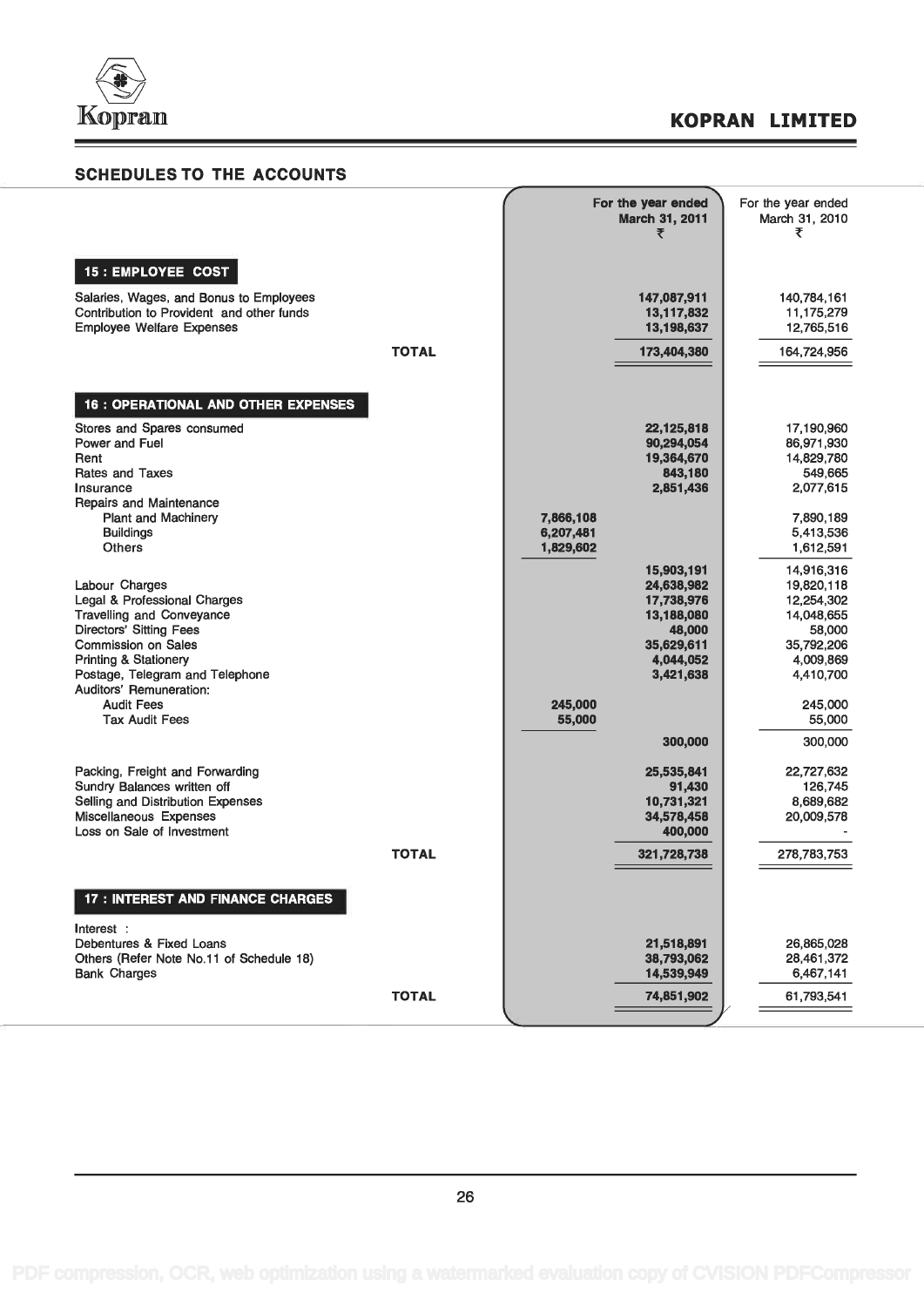## SCHEDULES TO THE ACCOUNTS

| | | For the year ended March 31, 2011 ₹ | | For the year ended March 31, 2010 ₹ |
|---|---|---|---|---|
| **15 : EMPLOYEE COST** | | | | |
| Salaries, Wages, and Bonus to Employees | | | 147,087,911 | 140,784,161 |
| Contribution to Provident and other funds | | | 13,117,832 | 11,175,279 |
| Employee Welfare Expenses | | | 13,198,637 | 12,765,516 |
| | **TOTAL** | | 173,404,380 | 164,724,956 |
| **16 : OPERATIONAL AND OTHER EXPENSES** | | | | |
| Stores and Spares consumed | | | 22,125,818 | 17,190,960 |
| Power and Fuel | | | 90,294,054 | 86,971,930 |
| Rent | | | 19,364,670 | 14,829,780 |
| Rates and Taxes | | | 843,180 | 549,665 |
| Insurance | | | 2,851,436 | 2,077,615 |
| Repairs and Maintenance | | | | |
| Plant and Machinery | | 7,866,108 | | 7,890,189 |
| Buildings | | 6,207,481 | | 5,413,536 |
| Others | | 1,829,602 | | 1,612,591 |
| | | | 15,903,191 | 14,916,316 |
| Labour Charges | | | 24,638,982 | 19,820,118 |
| Legal & Professional Charges | | | 17,738,976 | 12,254,302 |
| Travelling and Conveyance | | | 13,188,080 | 14,048,655 |
| Directors' Sitting Fees | | | 48,000 | 58,000 |
| Commission on Sales | | | 35,629,611 | 35,792,206 |
| Printing & Stationery | | | 4,044,052 | 4,009,869 |
| Postage, Telegram and Telephone | | | 3,421,638 | 4,410,700 |
| Auditors' Remuneration: | | | | |
| Audit Fees | | 245,000 | | 245,000 |
| Tax Audit Fees | | 55,000 | | 55,000 |
| | | | 300,000 | 300,000 |
| Packing, Freight and Forwarding | | | 25,535,841 | 22,727,632 |
| Sundry Balances written off | | | 91,430 | 126,745 |
| Selling and Distribution Expenses | | | 10,731,321 | 8,689,682 |
| Miscellaneous Expenses | | | 34,578,458 | 20,009,578 |
| Loss on Sale of Investment | | | 400,000 | - |
| | **TOTAL** | | 321,728,738 | 278,783,753 |
| **17 : INTEREST AND FINANCE CHARGES** | | | | |
| Interest : | | | | |
| Debentures & Fixed Loans | | | 21,518,891 | 26,865,028 |
| Others (Refer Note No.11 of Schedule 18) | | | 38,793,062 | 28,461,372 |
| Bank Charges | | | 14,539,949 | 6,467,141 |
| | **TOTAL** | | 74,851,902 | 61,793,541 |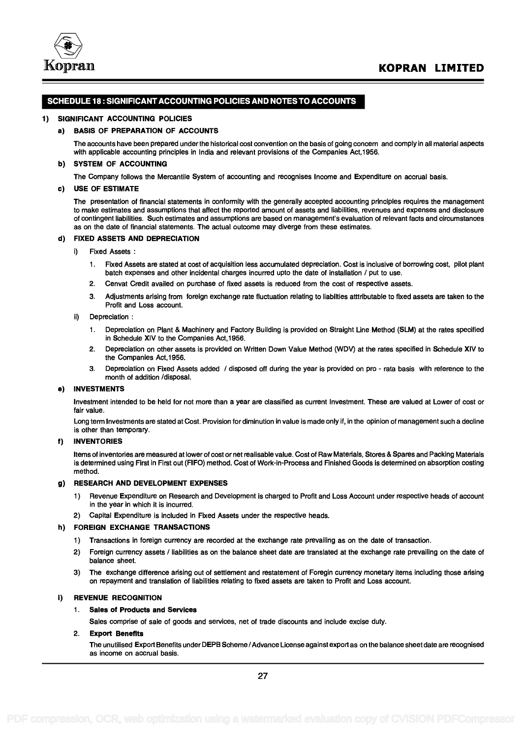## SCHEDULE 18 : SIGNIFICANT ACCOUNTING POLICIES AND NOTES TO ACCOUNTS

### 1) SIGNIFICANT ACCOUNTING POLICIES

**a) BASIS OF PREPARATION OF ACCOUNTS**

The accounts have been prepared under the historical cost convention on the basis of going concern and comply in all material aspects with applicable accounting principles in India and relevant provisions of the Companies Act,1956.

**b) SYSTEM OF ACCOUNTING**

The Company follows the Mercantile System of accounting and recognises Income and Expenditure on accrual basis.

**c) USE OF ESTIMATE**

The presentation of financial statements in conformity with the generally accepted accounting principles requires the management to make estimates and assumptions that affect the reported amount of assets and liabilities, revenues and expenses and disclosure of contingent liabilities. Such estimates and assumptions are based on management's evaluation of relevant facts and circumstances as on the date of financial statements. The actual outcome may diverge from these estimates.

**d) FIXED ASSETS AND DEPRECIATION**

i) Fixed Assets :

1. Fixed Assets are stated at cost of acquisition less accumulated depreciation. Cost is inclusive of borrowing cost, pilot plant batch expenses and other incidental charges incurred upto the date of installation / put to use.
2. Cenvat Credit availed on purchase of fixed assets is reduced from the cost of respective assets.
3. Adjustments arising from foreign exchange rate fluctuation relating to liabilties atttributable to fixed assets are taken to the Profit and Loss account.

ii) Depreciation :

1. Depreciation on Plant & Machinery and Factory Building is provided on Straight Line Method (SLM) at the rates specified in Schedule XIV to the Companies Act,1956.
2. Depreciation on other assets is provided on Written Down Value Method (WDV) at the rates specified in Schedule XIV to the Companies Act,1956.
3. Depreciation on Fixed Assets added / disposed off during the year is provided on pro - rata basis with reference to the month of addition /disposal.

**e) INVESTMENTS**

Investment intended to be held for not more than a year are classified as current Investment. These are valued at Lower of cost or fair value.

Long term Investments are stated at Cost. Provision for diminution in value is made only if, in the opinion of management such a decline is other than temporary.

**f) INVENTORIES**

Items of inventories are measured at lower of cost or net realisable value. Cost of Raw Materials, Stores & Spares and Packing Materials is determined using First in First out (FIFO) method. Cost of Work-in-Process and Finished Goods is determined on absorption costing method.

**g) RESEARCH AND DEVELOPMENT EXPENSES**

1) Revenue Expenditure on Research and Development is charged to Profit and Loss Account under respective heads of account in the year in which it is incurred.
2) Capital Expenditure is included in Fixed Assets under the respective heads.

**h) FOREIGN EXCHANGE TRANSACTIONS**

1) Transactions in foreign currency are recorded at the exchange rate prevailing as on the date of transaction.
2) Foreign currency assets / liabilities as on the balance sheet date are translated at the exchange rate prevailing on the date of balance sheet.
3) The exchange difference arising out of settlement and restatement of Foregin currency monetary items including those arising on repayment and translation of liabilities relating to fixed assets are taken to Profit and Loss account.

**i) REVENUE RECOGNITION**

1. **Sales of Products and Services**

   Sales comprise of sale of goods and services, net of trade discounts and include excise duty.

2. **Export Benefits**

   The unutilised Export Benefits under DEPB Scheme / Advance License against export as on the balance sheet date are recognised as income on accrual basis.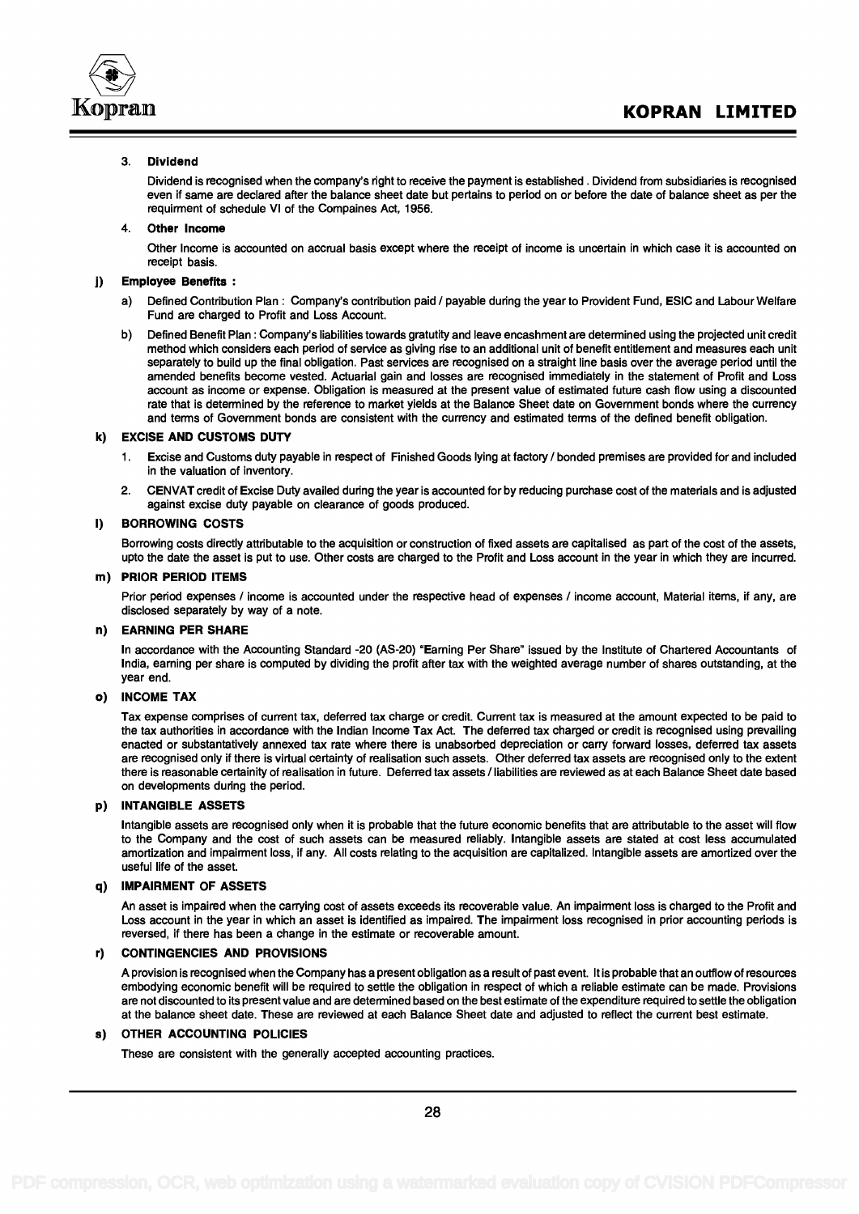3. **Dividend**

   Dividend is recognised when the company's right to receive the payment is established . Dividend from subsidiaries is recognised even if same are declared after the balance sheet date but pertains to period on or before the date of balance sheet as per the requirment of schedule VI of the Compaines Act, 1956.

4. **Other Income**

   Other Income is accounted on accrual basis except where the receipt of income is uncertain in which case it is accounted on receipt basis.

**j) Employee Benefits :**

a) Defined Contribution Plan : Company's contribution paid / payable during the year to Provident Fund, ESIC and Labour Welfare Fund are charged to Profit and Loss Account.

b) Defined Benefit Plan : Company's liabilities towards gratutity and leave encashment are determined using the projected unit credit method which considers each period of service as giving rise to an additional unit of benefit entitlement and measures each unit separately to build up the final obligation. Past services are recognised on a straight line basis over the average period until the amended benefits become vested. Actuarial gain and losses are recognised immediately in the statement of Profit and Loss account as income or expense. Obligation is measured at the present value of estimated future cash flow using a discounted rate that is determined by the reference to market yields at the Balance Sheet date on Government bonds where the currency and terms of Government bonds are consistent with the currency and estimated terms of the defined benefit obligation.

**k) EXCISE AND CUSTOMS DUTY**

1. Excise and Customs duty payable in respect of Finished Goods lying at factory / bonded premises are provided for and included in the valuation of inventory.

2. CENVAT credit of Excise Duty availed during the year is accounted for by reducing purchase cost of the materials and is adjusted against excise duty payable on clearance of goods produced.

**l) BORROWING COSTS**

Borrowing costs directly attributable to the acquisition or construction of fixed assets are capitalised as part of the cost of the assets, upto the date the asset is put to use. Other costs are charged to the Profit and Loss account in the year in which they are incurred.

**m) PRIOR PERIOD ITEMS**

Prior period expenses / income is accounted under the respective head of expenses / income account, Material items, if any, are disclosed separately by way of a note.

**n) EARNING PER SHARE**

In accordance with the Accounting Standard -20 (AS-20) "Earning Per Share" issued by the Institute of Chartered Accountants of India, earning per share is computed by dividing the profit after tax with the weighted average number of shares outstanding, at the year end.

**o) INCOME TAX**

Tax expense comprises of current tax, deferred tax charge or credit. Current tax is measured at the amount expected to be paid to the tax authorities in accordance with the Indian Income Tax Act. The deferred tax charged or credit is recognised using prevailing enacted or substantatively annexed tax rate where there is unabsorbed depreciation or carry forward losses, deferred tax assets are recognised only if there is virtual certainty of realisation such assets. Other deferred tax assets are recognised only to the extent there is reasonable certainity of realisation in future. Deferred tax assets / liabilities are reviewed as at each Balance Sheet date based on developments during the period.

**p) INTANGIBLE ASSETS**

Intangible assets are recognised only when it is probable that the future economic benefits that are attributable to the asset will flow to the Company and the cost of such assets can be measured reliably. Intangible assets are stated at cost less accumulated amortization and impairment loss, if any. All costs relating to the acquisition are capitalized. Intangible assets are amortized over the useful life of the asset.

**q) IMPAIRMENT OF ASSETS**

An asset is impaired when the carrying cost of assets exceeds its recoverable value. An impairment loss is charged to the Profit and Loss account in the year in which an asset is identified as impaired. The impairment loss recognised in prior accounting periods is reversed, if there has been a change in the estimate or recoverable amount.

**r) CONTINGENCIES AND PROVISIONS**

A provision is recognised when the Company has a present obligation as a result of past event. It is probable that an outflow of resources embodying economic benefit will be required to settle the obligation in respect of which a reliable estimate can be made. Provisions are not discounted to its present value and are determined based on the best estimate of the expenditure required to settle the obligation at the balance sheet date. These are reviewed at each Balance Sheet date and adjusted to reflect the current best estimate.

**s) OTHER ACCOUNTING POLICIES**

These are consistent with the generally accepted accounting practices.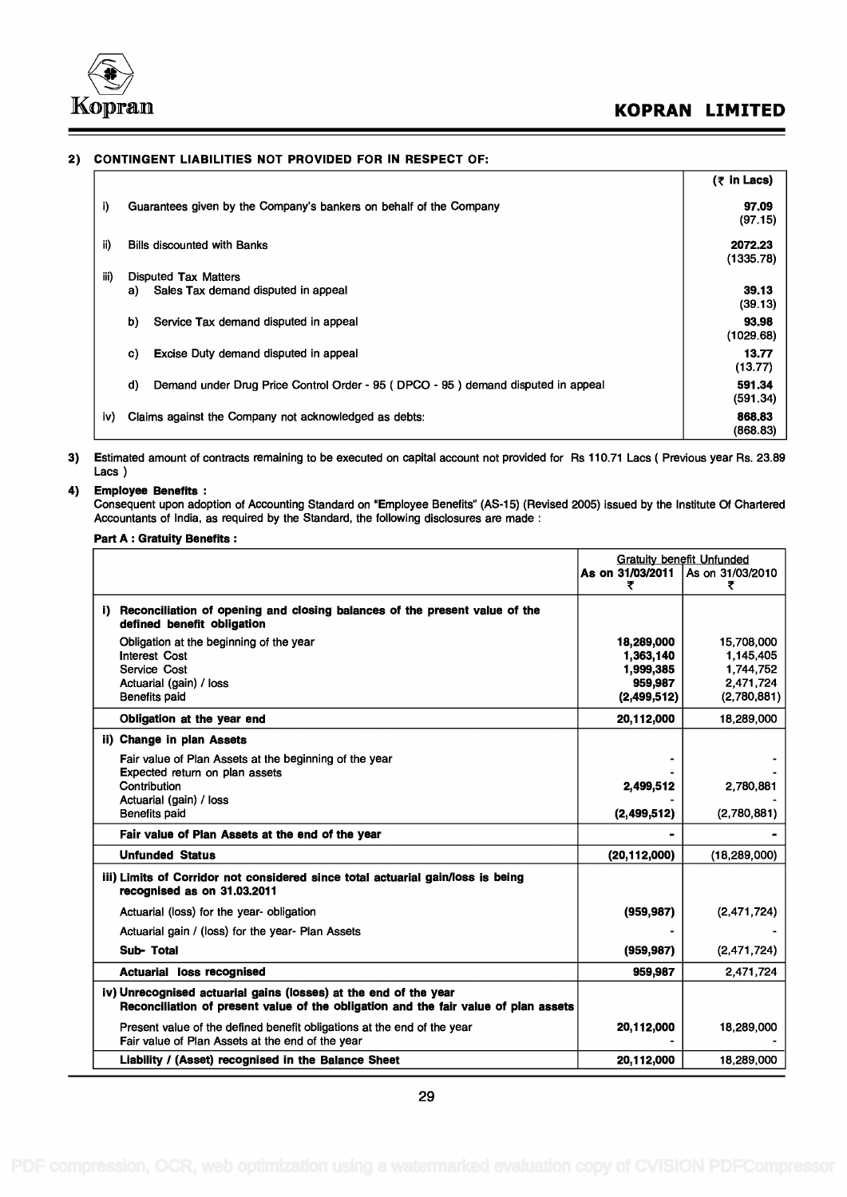**2) CONTINGENT LIABILITIES NOT PROVIDED FOR IN RESPECT OF:**

| | | (₹ in Lacs) |
|---|---|---|
| i) | Guarantees given by the Company's bankers on behalf of the Company | **97.09** (97.15) |
| ii) | Bills discounted with Banks | **2072.23** (1335.78) |
| iii) | Disputed Tax Matters | |
| | a) Sales Tax demand disputed in appeal | **39.13** (39.13) |
| | b) Service Tax demand disputed in appeal | **93.98** (1029.68) |
| | c) Excise Duty demand disputed in appeal | **13.77** (13.77) |
| | d) Demand under Drug Price Control Order - 95 ( DPCO - 95 ) demand disputed in appeal | **591.34** (591.34) |
| iv) | Claims against the Company not acknowledged as debts: | **868.83** (868.83) |

**3)** Estimated amount of contracts remaining to be executed on capital account not provided for Rs 110.71 Lacs ( Previous year Rs. 23.89 Lacs )

**4) Employee Benefits :**

Consequent upon adoption of Accounting Standard on "Employee Benefits" (AS-15) (Revised 2005) issued by the Institute Of Chartered Accountants of India, as required by the Standard, the following disclosures are made :

**Part A : Gratuity Benefits :**

| | Gratuity benefit Unfunded | |
|---|---|---|
| | **As on 31/03/2011 ₹** | As on 31/03/2010 ₹ |
| **i) Reconciliation of opening and closing balances of the present value of the defined benefit obligation** | | |
| Obligation at the beginning of the year | **18,289,000** | 15,708,000 |
| Interest Cost | **1,363,140** | 1,145,405 |
| Service Cost | **1,999,385** | 1,744,752 |
| Actuarial (gain) / loss | **959,987** | 2,471,724 |
| Benefits paid | **(2,499,512)** | (2,780,881) |
| **Obligation at the year end** | **20,112,000** | 18,289,000 |
| **ii) Change in plan Assets** | | |
| Fair value of Plan Assets at the beginning of the year | **-** | - |
| Expected return on plan assets | **-** | - |
| Contribution | **2,499,512** | 2,780,881 |
| Actuarial (gain) / loss | **-** | - |
| Benefits paid | **(2,499,512)** | (2,780,881) |
| **Fair value of Plan Assets at the end of the year** | **-** | - |
| **Unfunded Status** | **(20,112,000)** | (18,289,000) |
| **iii) Limits of Corridor not considered since total actuarial gain/loss is being recognised as on 31.03.2011** | | |
| Actuarial (loss) for the year- obligation | **(959,987)** | (2,471,724) |
| Actuarial gain / (loss) for the year- Plan Assets | **-** | - |
| **Sub- Total** | **(959,987)** | (2,471,724) |
| **Actuarial loss recognised** | **959,987** | 2,471,724 |
| **iv) Unrecognised actuarial gains (losses) at the end of the year Reconciliation of present value of the obligation and the fair value of plan assets** | | |
| Present value of the defined benefit obligations at the end of the year | **20,112,000** | 18,289,000 |
| Fair value of Plan Assets at the end of the year | **-** | - |
| **Liability / (Asset) recognised in the Balance Sheet** | **20,112,000** | 18,289,000 |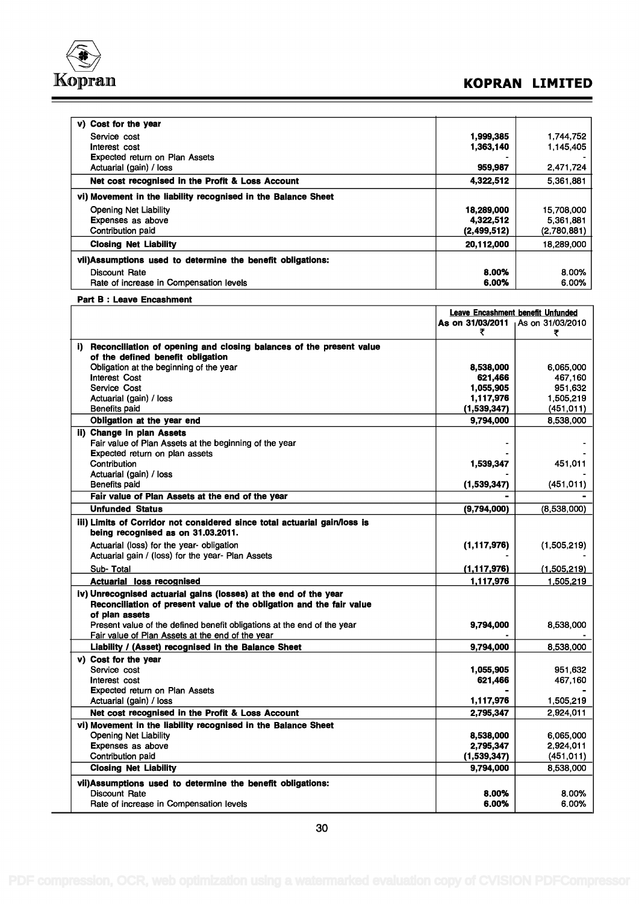| | | |
|---|---|---|
| **v) Cost for the year** | | |
| Service cost | **1,999,385** | 1,744,752 |
| Interest cost | **1,363,140** | 1,145,405 |
| Expected return on Plan Assets | - | - |
| Actuarial (gain) / loss | **959,987** | 2,471,724 |
| **Net cost recognised in the Profit & Loss Account** | **4,322,512** | 5,361,881 |
| **vi) Movement in the liability recognised in the Balance Sheet** | | |
| Opening Net Liability | **18,289,000** | 15,708,000 |
| Expenses as above | **4,322,512** | 5,361,881 |
| Contribution paid | **(2,499,512)** | (2,780,881) |
| **Closing Net Liability** | **20,112,000** | 18,289,000 |
| **vii)Assumptions used to determine the benefit obligations:** | | |
| Discount Rate | **8.00%** | 8.00% |
| Rate of increase in Compensation levels | **6.00%** | 6.00% |

**Part B : Leave Encashment**

| | Leave Encashment benefit Unfunded | |
|---|---|---|
| | **As on 31/03/2011 ₹** | As on 31/03/2010 ₹ |
| **i) Reconciliation of opening and closing balances of the present value of the defined benefit obligation** | | |
| Obligation at the beginning of the year | **8,538,000** | 6,065,000 |
| Interest Cost | **621,466** | 467,160 |
| Service Cost | **1,055,905** | 951,632 |
| Actuarial (gain) / loss | **1,117,976** | 1,505,219 |
| Benefits paid | **(1,539,347)** | (451,011) |
| **Obligation at the year end** | **9,794,000** | 8,538,000 |
| **ii) Change in plan Assets** | | |
| Fair value of Plan Assets at the beginning of the year | - | - |
| Expected return on plan assets | - | - |
| Contribution | **1,539,347** | 451,011 |
| Actuarial (gain) / loss | - | - |
| Benefits paid | **(1,539,347)** | (451,011) |
| **Fair value of Plan Assets at the end of the year** | **-** | **-** |
| **Unfunded Status** | **(9,794,000)** | (8,538,000) |
| **iii) Limits of Corridor not considered since total actuarial gain/loss is being recognised as on 31.03.2011.** | | |
| Actuarial (loss) for the year- obligation | **(1,117,976)** | (1,505,219) |
| Actuarial gain / (loss) for the year- Plan Assets | - | - |
| Sub- Total | **(1,117,976)** | (1,505,219) |
| **Actuarial loss recognised** | **1,117,976** | 1,505,219 |
| **iv) Unrecognised actuarial gains (losses) at the end of the year Reconciliation of present value of the obligation and the fair value of plan assets** | | |
| Present value of the defined benefit obligations at the end of the year | **9,794,000** | 8,538,000 |
| Fair value of Plan Assets at the end of the year | - | - |
| **Liability / (Asset) recognised in the Balance Sheet** | **9,794,000** | 8,538,000 |
| **v) Cost for the year** | | |
| Service cost | **1,055,905** | 951,632 |
| Interest cost | **621,466** | 467,160 |
| Expected return on Plan Assets | **-** | **-** |
| Actuarial (gain) / loss | **1,117,976** | 1,505,219 |
| **Net cost recognised in the Profit & Loss Account** | **2,795,347** | 2,924,011 |
| **vi) Movement in the liability recognised in the Balance Sheet** | | |
| Opening Net Liability | **8,538,000** | 6,065,000 |
| Expenses as above | **2,795,347** | 2,924,011 |
| Contribution paid | **(1,539,347)** | (451,011) |
| **Closing Net Liability** | **9,794,000** | 8,538,000 |
| **vii)Assumptions used to determine the benefit obligations:** | | |
| Discount Rate | **8.00%** | 8.00% |
| Rate of increase in Compensation levels | **6.00%** | 6.00% |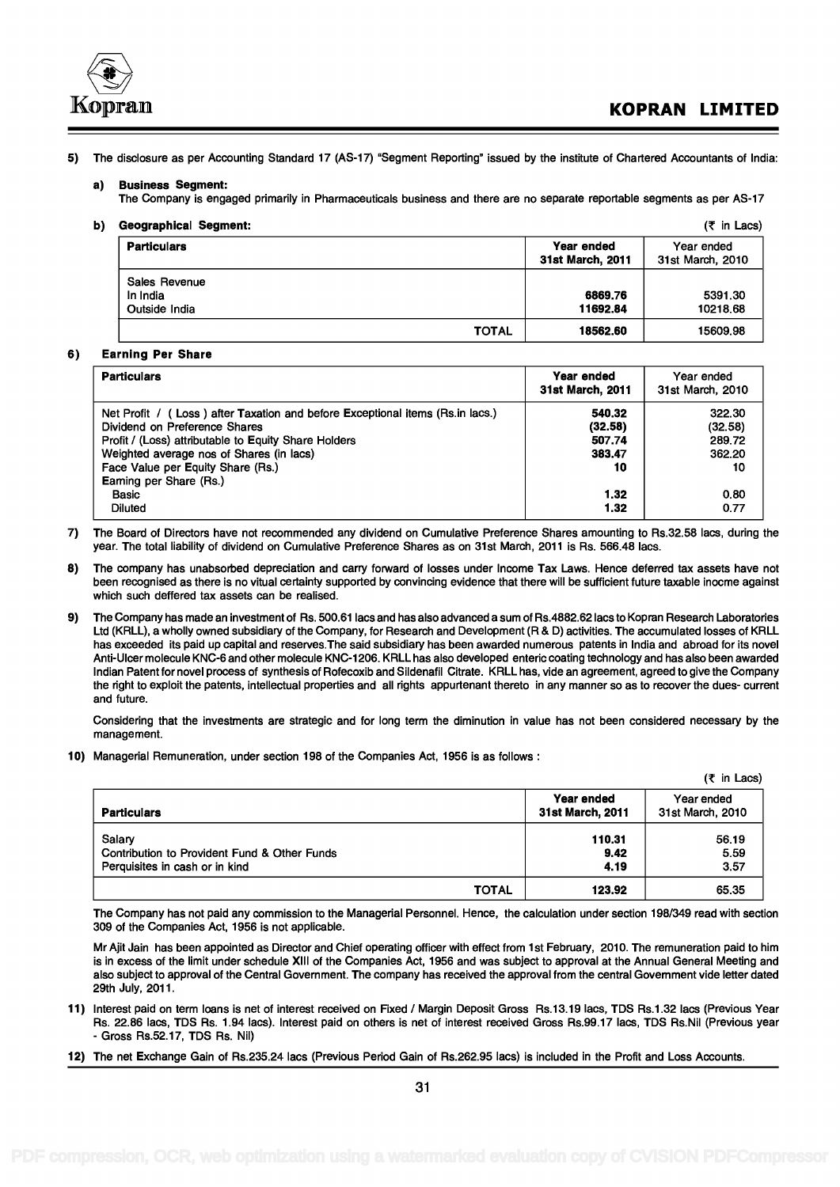5) The disclosure as per Accounting Standard 17 (AS-17) "Segment Reporting" issued by the institute of Chartered Accountants of India:

**a) Business Segment:**

The Company is engaged primarily in Pharmaceuticals business and there are no separate reportable segments as per AS-17

**b) Geographical Segment:** (₹ in Lacs)

| Particulars | Year ended 31st March, 2011 | Year ended 31st March, 2010 |
|---|---|---|
| Sales Revenue | | |
| In India | **6869.76** | 5391.30 |
| Outside India | **11692.84** | 10218.68 |
| **TOTAL** | **18562.60** | 15609.98 |

**6) Earning Per Share**

| Particulars | Year ended 31st March, 2011 | Year ended 31st March, 2010 |
|---|---|---|
| Net Profit / ( Loss ) after Taxation and before Exceptional items (Rs.in lacs.) | **540.32** | 322.30 |
| Dividend on Preference Shares | **(32.58)** | (32.58) |
| Profit / (Loss) attributable to Equity Share Holders | **507.74** | 289.72 |
| Weighted average nos of Shares (in lacs) | **383.47** | 362.20 |
| Face Value per Equity Share (Rs.) | **10** | 10 |
| Earning per Share (Rs.) | | |
| Basic | **1.32** | 0.80 |
| Diluted | **1.32** | 0.77 |

7) The Board of Directors have not recommended any dividend on Cumulative Preference Shares amounting to Rs.32.58 lacs, during the year. The total liability of dividend on Cumulative Preference Shares as on 31st March, 2011 is Rs. 566.48 lacs.

8) The company has unabsorbed depreciation and carry forward of losses under Income Tax Laws. Hence deferred tax assets have not been recognised as there is no vitual certainty supported by convincing evidence that there will be sufficient future taxable inocme against which such deffered tax assets can be realised.

9) The Company has made an investment of Rs. 500.61 lacs and has also advanced a sum of Rs.4882.62 lacs to Kopran Research Laboratories Ltd (KRLL), a wholly owned subsidiary of the Company, for Research and Development (R & D) activities. The accumulated losses of KRLL has exceeded its paid up capital and reserves.The said subsidiary has been awarded numerous patents in India and abroad for its novel Anti-Ulcer molecule KNC-6 and other molecule KNC-1206. KRLL has also developed enteric coating technology and has also been awarded Indian Patent for novel process of synthesis of Rofecoxib and Sildenafil Citrate. KRLL has, vide an agreement, agreed to give the Company the right to exploit the patents, intellectual properties and all rights appurtenant thereto in any manner so as to recover the dues- current and future.

Considering that the investments are strategic and for long term the diminution in value has not been considered necessary by the management.

10) Managerial Remuneration, under section 198 of the Companies Act, 1956 is as follows :

(₹ in Lacs)

| Particulars | Year ended 31st March, 2011 | Year ended 31st March, 2010 |
|---|---|---|
| Salary | **110.31** | 56.19 |
| Contribution to Provident Fund & Other Funds | **9.42** | 5.59 |
| Perquisites in cash or in kind | **4.19** | 3.57 |
| **TOTAL** | **123.92** | 65.35 |

The Company has not paid any commission to the Managerial Personnel. Hence, the calculation under section 198/349 read with section 309 of the Companies Act, 1956 is not applicable.

Mr Ajit Jain has been appointed as Director and Chief operating officer with effect from 1st February, 2010. The remuneration paid to him is in excess of the limit under schedule XIII of the Companies Act, 1956 and was subject to approval at the Annual General Meeting and also subject to approval of the Central Government. The company has received the approval from the central Government vide letter dated 29th July, 2011.

11) Interest paid on term loans is net of interest received on Fixed / Margin Deposit Gross Rs.13.19 lacs, TDS Rs.1.32 lacs (Previous Year Rs. 22.86 lacs, TDS Rs. 1.94 lacs). Interest paid on others is net of interest received Gross Rs.99.17 lacs, TDS Rs.Nil (Previous year - Gross Rs.52.17, TDS Rs. Nil)

12) The net Exchange Gain of Rs.235.24 lacs (Previous Period Gain of Rs.262.95 lacs) is included in the Profit and Loss Accounts.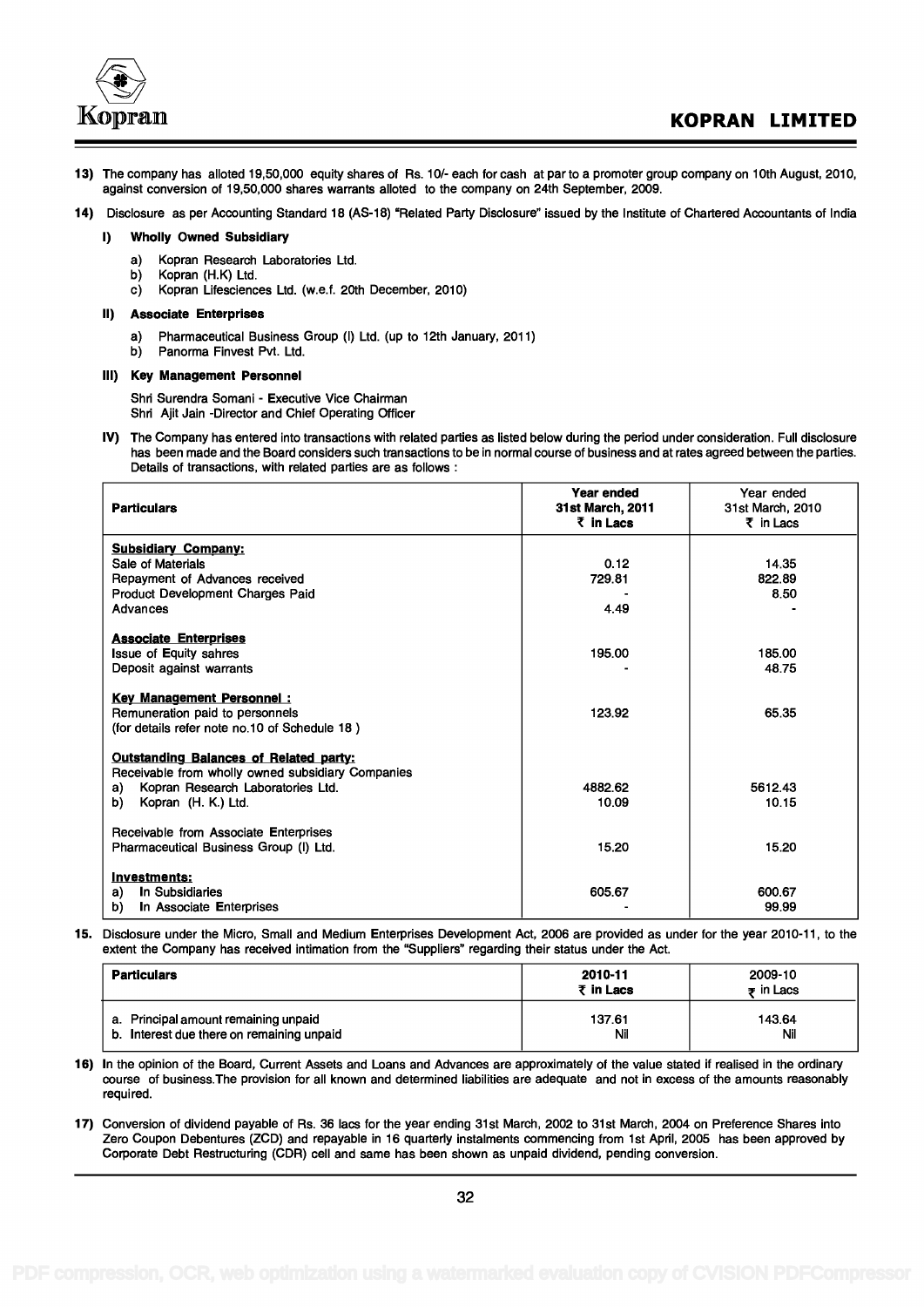13) The company has alloted 19,50,000 equity shares of Rs. 10/- each for cash at par to a promoter group company on 10th August, 2010, against conversion of 19,50,000 shares warrants alloted to the company on 24th September, 2009.

14) Disclosure as per Accounting Standard 18 (AS-18) "Related Party Disclosure" issued by the Institute of Chartered Accountants of India

**I) Wholly Owned Subsidiary**

a) Kopran Research Laboratories Ltd.
b) Kopran (H.K) Ltd.
c) Kopran Lifesciences Ltd. (w.e.f. 20th December, 2010)

**II) Associate Enterprises**

a) Pharmaceutical Business Group (I) Ltd. (up to 12th January, 2011)
b) Panorma Finvest Pvt. Ltd.

**III) Key Management Personnel**

Shri Surendra Somani - Executive Vice Chairman
Shri Ajit Jain -Director and Chief Operating Officer

**IV)** The Company has entered into transactions with related parties as listed below during the period under consideration. Full disclosure has been made and the Board considers such transactions to be in normal course of business and at rates agreed between the parties. Details of transactions, with related parties are as follows :

| Particulars | Year ended 31st March, 2011 ₹ in Lacs | Year ended 31st March, 2010 ₹ in Lacs |
|---|---|---|
| **Subsidiary Company:** | | |
| Sale of Materials | 0.12 | 14.35 |
| Repayment of Advances received | 729.81 | 822.89 |
| Product Development Charges Paid | - | 8.50 |
| Advances | 4.49 | - |
| **Associate Enterprises** | | |
| Issue of Equity sahres | 195.00 | 185.00 |
| Deposit against warrants | - | 48.75 |
| **Key Management Personnel :** | | |
| Remuneration paid to personnels (for details refer note no.10 of Schedule 18 ) | 123.92 | 65.35 |
| **Outstanding Balances of Related party:** | | |
| Receivable from wholly owned subsidiary Companies | | |
| a) Kopran Research Laboratories Ltd. | 4882.62 | 5612.43 |
| b) Kopran (H. K.) Ltd. | 10.09 | 10.15 |
| Receivable from Associate Enterprises | | |
| Pharmaceutical Business Group (I) Ltd. | 15.20 | 15.20 |
| **Investments:** | | |
| a) In Subsidiaries | 605.67 | 600.67 |
| b) In Associate Enterprises | - | 99.99 |

15. Disclosure under the Micro, Small and Medium Enterprises Development Act, 2006 are provided as under for the year 2010-11, to the extent the Company has received intimation from the "Suppliers" regarding their status under the Act.

| Particulars | 2010-11 ₹ in Lacs | 2009-10 ₹ in Lacs |
|---|---|---|
| a. Principal amount remaining unpaid | 137.61 | 143.64 |
| b. Interest due there on remaining unpaid | Nil | Nil |

16) In the opinion of the Board, Current Assets and Loans and Advances are approximately of the value stated if realised in the ordinary course of business.The provision for all known and determined liabilities are adequate and not in excess of the amounts reasonably required.

17) Conversion of dividend payable of Rs. 36 lacs for the year ending 31st March, 2002 to 31st March, 2004 on Preference Shares into Zero Coupon Debentures (ZCD) and repayable in 16 quarterly instalments commencing from 1st April, 2005 has been approved by Corporate Debt Restructuring (CDR) cell and same has been shown as unpaid dividend, pending conversion.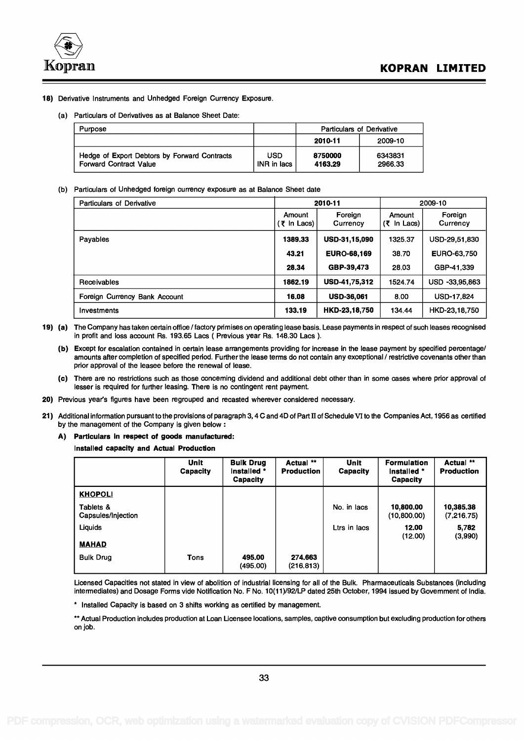18) Derivative Instruments and Unhedged Foreign Currency Exposure.

(a) Particulars of Derivatives as at Balance Sheet Date:

| Purpose | | Particulars of Derivative | |
|---|---|---|---|
| | | **2010-11** | 2009-10 |
| Hedge of Export Debtors by Forward Contracts<br>Forward Contract Value | USD<br>INR in lacs | **8750000**<br>**4163.29** | 6343831<br>2966.33 |

(b) Particulars of Unhedged foreign currency exposure as at Balance Sheet date

| Particulars of Derivative | 2010-11 | | 2009-10 | |
|---|---|---|---|---|
| | Amount (₹ In Lacs) | Foreign Currency | Amount (₹ In Lacs) | Foreign Currency |
| Payables | **1389.33** | **USD-31,15,090** | 1325.37 | USD-29,51,830 |
| | **43.21** | **EURO-68,169** | 38.70 | EURO-63,750 |
| | **28.34** | **GBP-39,473** | 28.03 | GBP-41,339 |
| Receivables | **1862.19** | **USD-41,75,312** | 1524.74 | USD -33,95,863 |
| Foreign Currency Bank Account | **16.08** | **USD-36,061** | 8.00 | USD-17,824 |
| Investments | **133.19** | **HKD-23,18,750** | 134.44 | HKD-23,18,750 |

19) **(a)** The Company has taken certain office / factory primises on operating lease basis. Lease payments in respect of such leases recognised in profit and loss account Rs. 193.65 Lacs ( Previous year Rs. 148.30 Lacs ).

**(b)** Except for escalation contained in certain lease arrangements providing for increase in the lease payment by specified percentage/ amounts after completion of specified period. Further the lease terms do not contain any exceptional / restrictive covenants other than prior approval of the leasee before the renewal of lease.

**(c)** There are no restrictions such as those concerning dividend and additional debt other than in some cases where prior approval of lesser is required for further leasing. There is no contingent rent payment.

20) Previous year's figures have been regrouped and recasted wherever considered necessary.

21) Additional information pursuant to the provisions of paragraph 3, 4 C and 4D of Part II of Schedule VI to the Companies Act, 1956 as certified by the management of the Company is given below :

**A) Particulars in respect of goods manufactured:**

**Installed capacity and Actual Production**

| | Unit Capacity | Bulk Drug Installed * Capacity | Actual ** Production | Unit Capacity | Formulation Installed * Capacity | Actual ** Production |
|---|---|---|---|---|---|---|
| **KHOPOLI** | | | | | | |
| Tablets & Capsules/Injection | | | | No. in lacs | **10,800.00**<br>(10,800.00) | **10,385.38**<br>(7,216.75) |
| Liquids | | | | Ltrs in lacs | **12.00**<br>(12.00) | **5,782**<br>(3,990) |
| **MAHAD** | | | | | | |
| Bulk Drug | Tons | **495.00**<br>(495.00) | **274.663**<br>(216.813) | | | |

Licensed Capacities not stated in view of abolition of industrial licensing for all of the Bulk. Pharmaceuticals Substances (including intermediates) and Dosage Forms vide Notification No. F No. 10(11)/92/LP dated 25th October, 1994 issued by Government of India.

\* Installed Capacity is based on 3 shifts working as certified by management.

** Actual Production includes production at Loan Licensee locations, samples, captive consumption but excluding production for others on job.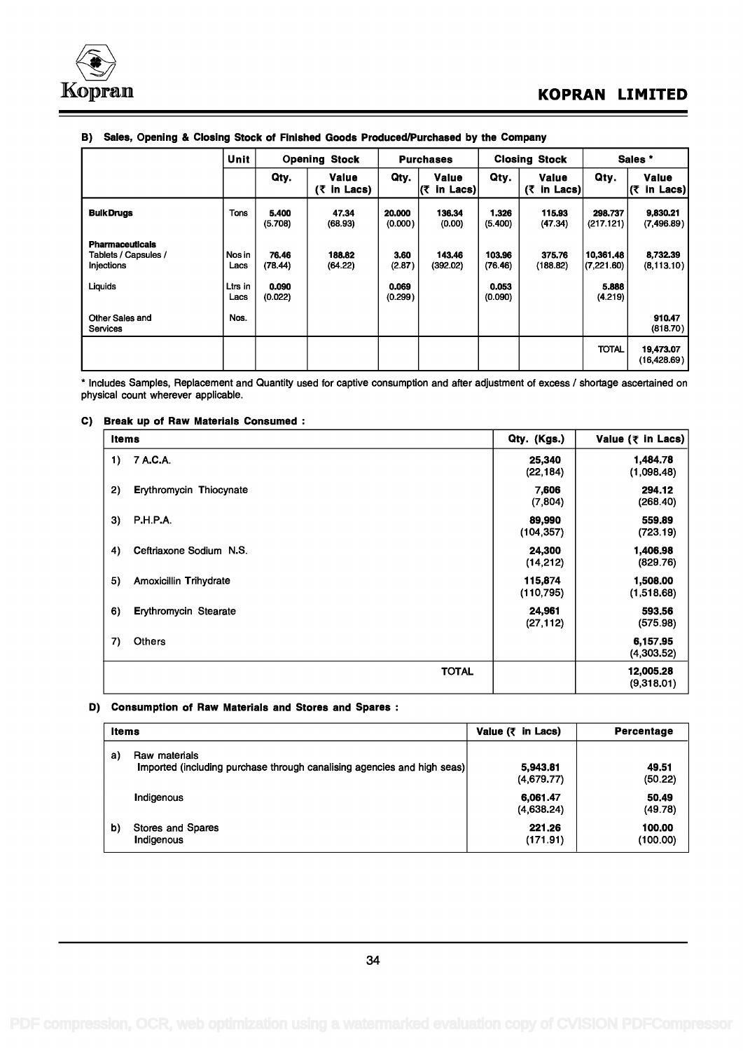**B) Sales, Opening & Closing Stock of Finished Goods Produced/Purchased by the Company**

| | Unit | Opening Stock | | Purchases | | Closing Stock | | Sales * | |
|---|---|---|---|---|---|---|---|---|---|
| | | Qty. | Value (₹ in Lacs) | Qty. | Value (₹ in Lacs) | Qty. | Value (₹ in Lacs) | Qty. | Value (₹ in Lacs) |
| **Bulk Drugs** | Tons | **5.400** (5.708) | **47.34** (68.93) | **20.000** (0.000) | **136.34** (0.00) | **1.326** (5.400) | **115.93** (47.34) | **298.737** (217.121) | **9,830.21** (7,496.89) |
| **Pharmaceuticals** Tablets / Capsules / Injections | Nos in Lacs | **76.46** (78.44) | **188.82** (64.22) | **3.60** (2.87) | **143.46** (392.02) | **103.96** (76.46) | **375.76** (188.82) | **10,361.48** (7,221.60) | **8,732.39** (8,113.10) |
| Liquids | Ltrs in Lacs | **0.090** (0.022) | | **0.069** (0.299) | | **0.053** (0.090) | | **5.888** (4.219) | |
| Other Sales and Services | Nos. | | | | | | | | **910.47** (818.70) |
| | | | | | | | | TOTAL | **19,473.07** (16,428.69) |

\* Includes Samples, Replacement and Quantity used for captive consumption and after adjustment of excess / shortage ascertained on physical count wherever applicable.

**C) Break up of Raw Materials Consumed :**

| Items | Qty. (Kgs.) | Value (₹ in Lacs) |
|---|---|---|
| 1) 7 A.C.A. | **25,340** (22,184) | **1,484.78** (1,098.48) |
| 2) Erythromycin Thiocynate | **7,606** (7,804) | **294.12** (268.40) |
| 3) P.H.P.A. | **89,990** (104,357) | **559.89** (723.19) |
| 4) Ceftriaxone Sodium N.S. | **24,300** (14,212) | **1,406.98** (829.76) |
| 5) Amoxicillin Trihydrate | **115,874** (110,795) | **1,508.00** (1,518.68) |
| 6) Erythromycin Stearate | **24,961** (27,112) | **593.56** (575.98) |
| 7) Others | | **6,157.95** (4,303.52) |
| TOTAL | | **12,005.28** (9,318.01) |

**D) Consumption of Raw Materials and Stores and Spares :**

| Items | Value (₹ in Lacs) | Percentage |
|---|---|---|
| a) Raw materials<br>Imported (including purchase through canalising agencies and high seas) | **5,943.81** (4,679.77) | **49.51** (50.22) |
| Indigenous | **6,061.47** (4,638.24) | **50.49** (49.78) |
| b) Stores and Spares<br>Indigenous | **221.26** (171.91) | **100.00** (100.00) |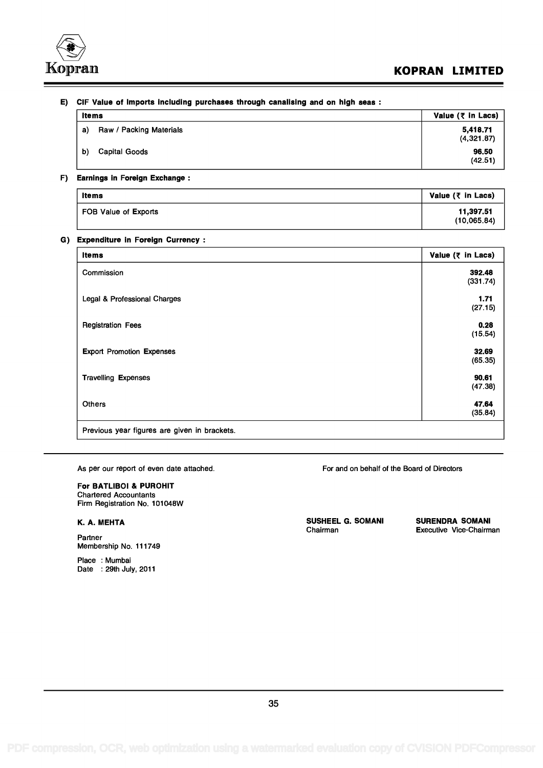**E) CIF Value of Imports including purchases through canalising and on high seas :**

| Items | Value (₹ in Lacs) |
|---|---|
| a) Raw / Packing Materials | **5,418.71** (4,321.87) |
| b) Capital Goods | **96.50** (42.51) |

**F) Earnings in Foreign Exchange :**

| Items | Value (₹ in Lacs) |
|---|---|
| FOB Value of Exports | **11,397.51** (10,065.84) |

**G) Expenditure in Foreign Currency :**

| Items | Value (₹ in Lacs) |
|---|---|
| Commission | **392.48** (331.74) |
| Legal & Professional Charges | **1.71** (27.15) |
| Registration Fees | **0.28** (15.54) |
| Export Promotion Expenses | **32.69** (65.35) |
| Travelling Expenses | **90.61** (47.38) |
| Others | **47.64** (35.84) |
| Previous year figures are given in brackets. | |

As per our report of even date attached.

**For BATLIBOI & PUROHIT**
Chartered Accountants
Firm Registration No. 101048W

**K. A. MEHTA**

Partner
Membership No. 111749

Place : Mumbai
Date : 29th July, 2011

For and on behalf of the Board of Directors

**SUSHEEL G. SOMANI**
Chairman

**SURENDRA SOMANI**
Executive Vice-Chairman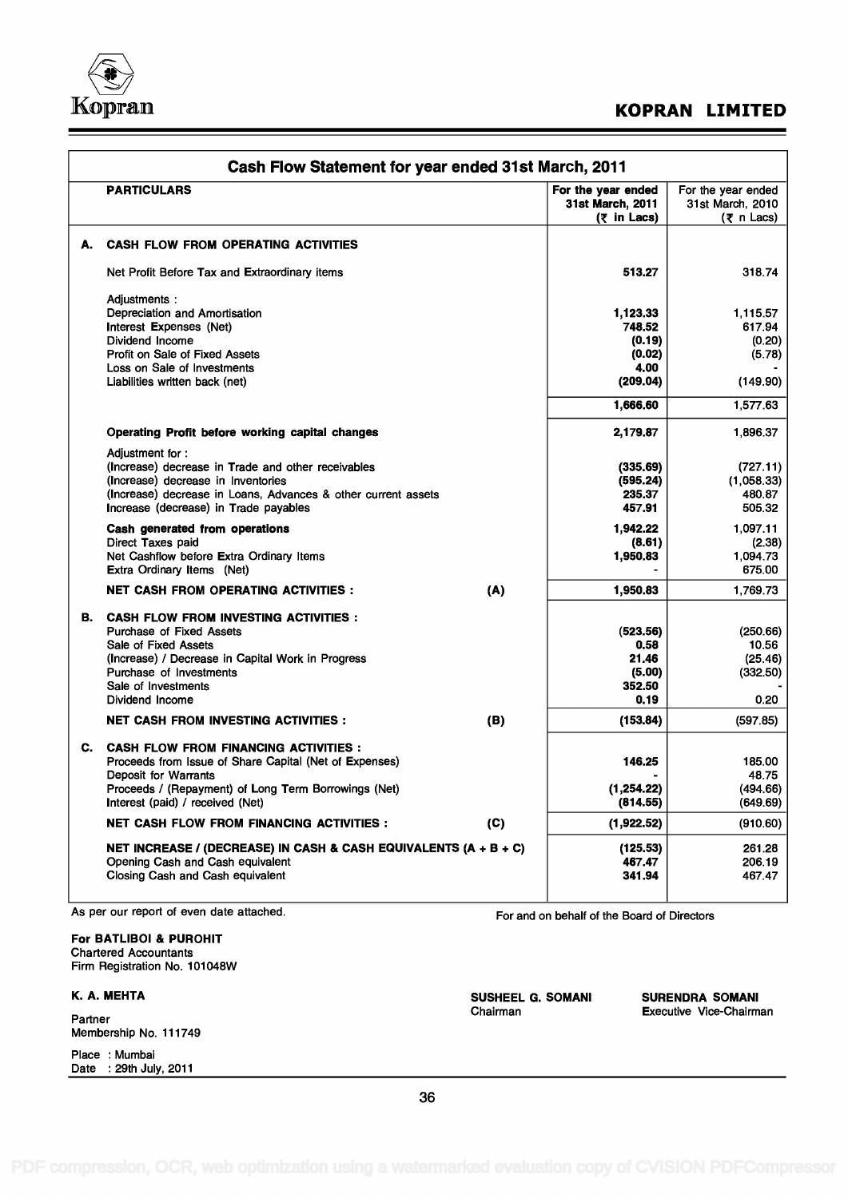# KOPRAN LIMITED

## Cash Flow Statement for year ended 31st March, 2011

| | PARTICULARS | | For the year ended 31st March, 2011 (₹ in Lacs) | For the year ended 31st March, 2010 (₹ n Lacs) |
|---|---|---|---|---|
| **A.** | **CASH FLOW FROM OPERATING ACTIVITIES** | | | |
| | Net Profit Before Tax and Extraordinary items | | **513.27** | 318.74 |
| | Adjustments : | | | |
| | Depreciation and Amortisation | | **1,123.33** | 1,115.57 |
| | Interest Expenses (Net) | | **748.52** | 617.94 |
| | Dividend Income | | **(0.19)** | (0.20) |
| | Profit on Sale of Fixed Assets | | **(0.02)** | (5.78) |
| | Loss on Sale of Investments | | **4.00** | - |
| | Liabilities written back (net) | | **(209.04)** | (149.90) |
| | | | **1,666.60** | 1,577.63 |
| | **Operating Profit before working capital changes** | | **2,179.87** | 1,896.37 |
| | Adjustment for : | | | |
| | (Increase) decrease in Trade and other receivables | | **(335.69)** | (727.11) |
| | (Increase) decrease in Inventories | | **(595.24)** | (1,058.33) |
| | (Increase) decrease in Loans, Advances & other current assets | | **235.37** | 480.87 |
| | Increase (decrease) in Trade payables | | **457.91** | 505.32 |
| | **Cash generated from operations** | | **1,942.22** | 1,097.11 |
| | Direct Taxes paid | | **(8.61)** | (2.38) |
| | Net Cashflow before Extra Ordinary Items | | **1,950.83** | 1,094.73 |
| | Extra Ordinary Items (Net) | | - | 675.00 |
| | **NET CASH FROM OPERATING ACTIVITIES :** | **(A)** | **1,950.83** | 1,769.73 |
| **B.** | **CASH FLOW FROM INVESTING ACTIVITIES :** | | | |
| | Purchase of Fixed Assets | | **(523.56)** | (250.66) |
| | Sale of Fixed Assets | | **0.58** | 10.56 |
| | (Increase) / Decrease in Capital Work in Progress | | **21.46** | (25.46) |
| | Purchase of Investments | | **(5.00)** | (332.50) |
| | Sale of Investments | | **352.50** | - |
| | Dividend Income | | **0.19** | 0.20 |
| | **NET CASH FROM INVESTING ACTIVITIES :** | **(B)** | **(153.84)** | (597.85) |
| **C.** | **CASH FLOW FROM FINANCING ACTIVITIES :** | | | |
| | Proceeds from Issue of Share Capital (Net of Expenses) | | **146.25** | 185.00 |
| | Deposit for Warrants | | - | 48.75 |
| | Proceeds / (Repayment) of Long Term Borrowings (Net) | | **(1,254.22)** | (494.66) |
| | Interest (paid) / received (Net) | | **(814.55)** | (649.69) |
| | **NET CASH FLOW FROM FINANCING ACTIVITIES :** | **(C)** | **(1,922.52)** | (910.60) |
| | **NET INCREASE / (DECREASE) IN CASH & CASH EQUIVALENTS (A + B + C)** | | **(125.53)** | 261.28 |
| | Opening Cash and Cash equivalent | | **467.47** | 206.19 |
| | Closing Cash and Cash equivalent | | **341.94** | 467.47 |

As per our report of even date attached.

For and on behalf of the Board of Directors

**For BATLIBOI & PUROHIT**
Chartered Accountants
Firm Registration No. 101048W

**K. A. MEHTA**
Partner
Membership No. 111749

**SUSHEEL G. SOMANI**
Chairman

**SURENDRA SOMANI**
Executive Vice-Chairman

Place : Mumbai
Date : 29th July, 2011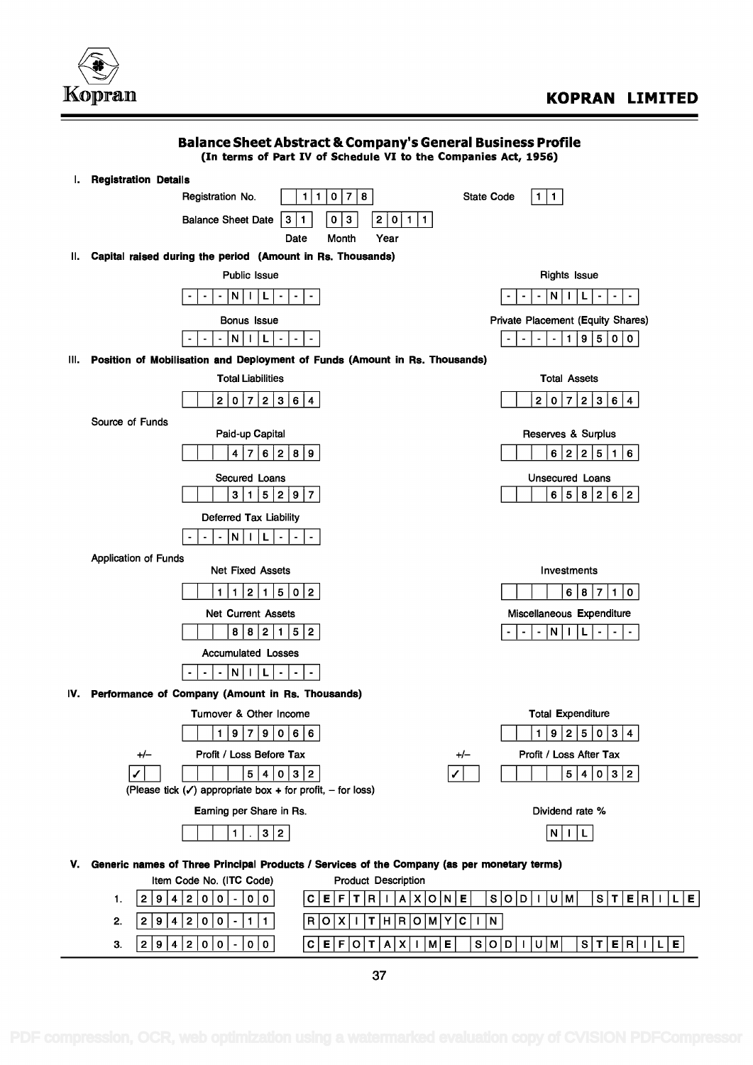# Balance Sheet Abstract & Company's General Business Profile

**(In terms of Part IV of Schedule VI to the Companies Act, 1956)**

## I. Registration Details

| | | | |
|---|---|---|---|
| Registration No. | 11078 | State Code | 11 |
| Balance Sheet Date | 31 03 2011 (Date Month Year) | | |

## II. Capital raised during the period (Amount in Rs. Thousands)

| Public Issue | Rights Issue |
|---|---|
| ---NIL--- | ---NIL--- |
| **Bonus Issue** | **Private Placement (Equity Shares)** |
| ---NIL--- | ----19500 |

## III. Position of Mobilisation and Deployment of Funds (Amount in Rs. Thousands)

| Total Liabilities | Total Assets |
|---|---|
| 2072364 | 2072364 |

**Source of Funds**

| Paid-up Capital | Reserves & Surplus |
|---|---|
| 476289 | 622516 |
| **Secured Loans** | **Unsecured Loans** |
| 315297 | 658262 |
| **Deferred Tax Liability** | |
| ---NIL--- | |

**Application of Funds**

| Net Fixed Assets | Investments |
|---|---|
| 1121502 | 68710 |
| **Net Current Assets** | **Miscellaneous Expenditure** |
| 882152 | ---NIL--- |
| **Accumulated Losses** | |
| ---NIL--- | |

## IV. Performance of Company (Amount in Rs. Thousands)

| Turnover & Other Income | Total Expenditure |
|---|---|
| 1979066 | 1925034 |
| **+/– Profit / Loss Before Tax** | **+/– Profit / Loss After Tax** |
| ✓ 54032 | ✓ 54032 |

(Please tick (✓) appropriate box + for profit, – for loss)

| Earning per Share in Rs. | Dividend rate % |
|---|---|
| 1.32 | NIL |

## V. Generic names of Three Principal Products / Services of the Company (as per monetary terms)

| | Item Code No. (ITC Code) | Product Description |
|---|---|---|
| 1. | 294200-00 | CEFTRIAXONE SODIUM STERILE |
| 2. | 294200-11 | ROXITHROMYCIN |
| 3. | 294200-00 | CEFOTAXIME SODIUM STERILE |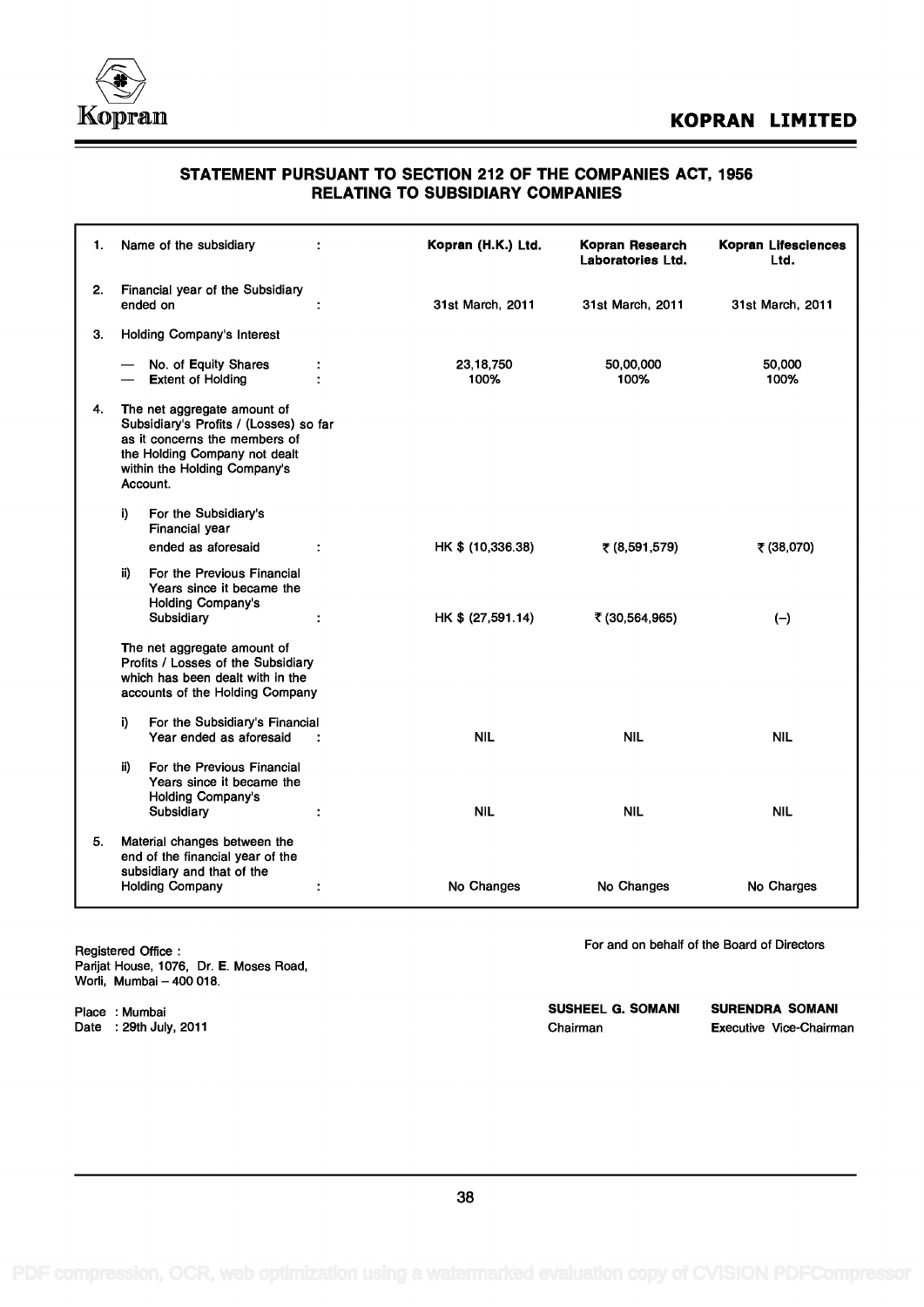# STATEMENT PURSUANT TO SECTION 212 OF THE COMPANIES ACT, 1956 RELATING TO SUBSIDIARY COMPANIES

| | | | | | |
|---|---|---|---|---|---|
| 1. | Name of the subsidiary | : | **Kopran (H.K.) Ltd.** | **Kopran Research Laboratories Ltd.** | **Kopran Lifesciences Ltd.** |
| 2. | Financial year of the Subsidiary ended on | : | 31st March, 2011 | 31st March, 2011 | 31st March, 2011 |
| 3. | Holding Company's Interest | | | | |
| | — No. of Equity Shares | : | 23,18,750 | 50,00,000 | 50,000 |
| | — Extent of Holding | : | 100% | 100% | 100% |
| 4. | The net aggregate amount of Subsidiary's Profits / (Losses) so far as it concerns the members of the Holding Company not dealt within the Holding Company's Account. | | | | |
| | i) For the Subsidiary's Financial year ended as aforesaid | : | HK $ (10,336.38) | ₹ (8,591,579) | ₹ (38,070) |
| | ii) For the Previous Financial Years since it became the Holding Company's Subsidiary | : | HK $ (27,591.14) | ₹ (30,564,965) | (–) |
| | The net aggregate amount of Profits / Losses of the Subsidiary which has been dealt with in the accounts of the Holding Company | | | | |
| | i) For the Subsidiary's Financial Year ended as aforesaid | : | NIL | NIL | NIL |
| | ii) For the Previous Financial Years since it became the Holding Company's Subsidiary | : | NIL | NIL | NIL |
| 5. | Material changes between the end of the financial year of the subsidiary and that of the Holding Company | : | No Changes | No Changes | No Charges |

Registered Office :
Parijat House, 1076, Dr. E. Moses Road,
Worli, Mumbai – 400 018.

Place : Mumbai
Date : 29th July, 2011

For and on behalf of the Board of Directors

**SUSHEEL G. SOMANI**
Chairman

**SURENDRA SOMANI**
Executive Vice-Chairman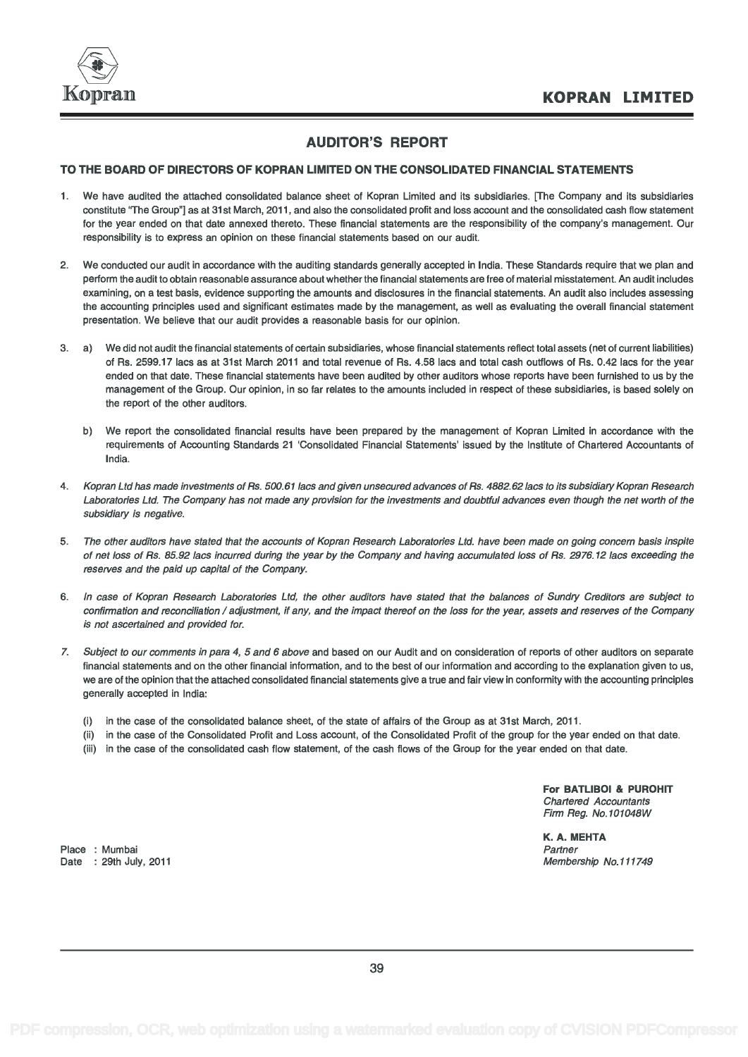## AUDITOR'S REPORT

### TO THE BOARD OF DIRECTORS OF KOPRAN LIMITED ON THE CONSOLIDATED FINANCIAL STATEMENTS

1. We have audited the attached consolidated balance sheet of Kopran Limited and its subsidiaries. [The Company and its subsidiaries constitute "The Group"] as at 31st March, 2011, and also the consolidated profit and loss account and the consolidated cash flow statement for the year ended on that date annexed thereto. These financial statements are the responsibility of the company's management. Our responsibility is to express an opinion on these financial statements based on our audit.

2. We conducted our audit in accordance with the auditing standards generally accepted in India. These Standards require that we plan and perform the audit to obtain reasonable assurance about whether the financial statements are free of material misstatement. An audit includes examining, on a test basis, evidence supporting the amounts and disclosures in the financial statements. An audit also includes assessing the accounting principles used and significant estimates made by the management, as well as evaluating the overall financial statement presentation. We believe that our audit provides a reasonable basis for our opinion.

3. a) We did not audit the financial statements of certain subsidiaries, whose financial statements reflect total assets (net of current liabilities) of Rs. 2599.17 lacs as at 31st March 2011 and total revenue of Rs. 4.58 lacs and total cash outflows of Rs. 0.42 lacs for the year ended on that date. These financial statements have been audited by other auditors whose reports have been furnished to us by the management of the Group. Our opinion, in so far relates to the amounts included in respect of these subsidiaries, is based solely on the report of the other auditors.

   b) We report the consolidated financial results have been prepared by the management of Kopran Limited in accordance with the requirements of Accounting Standards 21 'Consolidated Financial Statements' issued by the Institute of Chartered Accountants of India.

4. *Kopran Ltd has made investments of Rs. 500.61 lacs and given unsecured advances of Rs. 4882.62 lacs to its subsidiary Kopran Research Laboratories Ltd. The Company has not made any provision for the investments and doubtful advances even though the net worth of the subsidiary is negative.*

5. *The other auditors have stated that the accounts of Kopran Research Laboratories Ltd. have been made on going concern basis inspite of net loss of Rs. 85.92 lacs incurred during the year by the Company and having accumulated loss of Rs. 2976.12 lacs exceeding the reserves and the paid up capital of the Company.*

6. *In case of Kopran Research Laboratories Ltd, the other auditors have stated that the balances of Sundry Creditors are subject to confirmation and reconciliation / adjustment, if any, and the impact thereof on the loss for the year, assets and reserves of the Company is not ascertained and provided for.*

7. *Subject to our comments in para 4, 5 and 6 above* and based on our Audit and on consideration of reports of other auditors on separate financial statements and on the other financial information, and to the best of our information and according to the explanation given to us, we are of the opinion that the attached consolidated financial statements give a true and fair view in conformity with the accounting principles generally accepted in India:

   (i) in the case of the consolidated balance sheet, of the state of affairs of the Group as at 31st March, 2011.

   (ii) in the case of the Consolidated Profit and Loss account, of the Consolidated Profit of the group for the year ended on that date.

   (iii) in the case of the consolidated cash flow statement, of the cash flows of the Group for the year ended on that date.

**For BATLIBOI & PUROHIT**
*Chartered Accountants*
*Firm Reg. No.101048W*

**K. A. MEHTA**
*Partner*
*Membership No.111749*

Place : Mumbai
Date : 29th July, 2011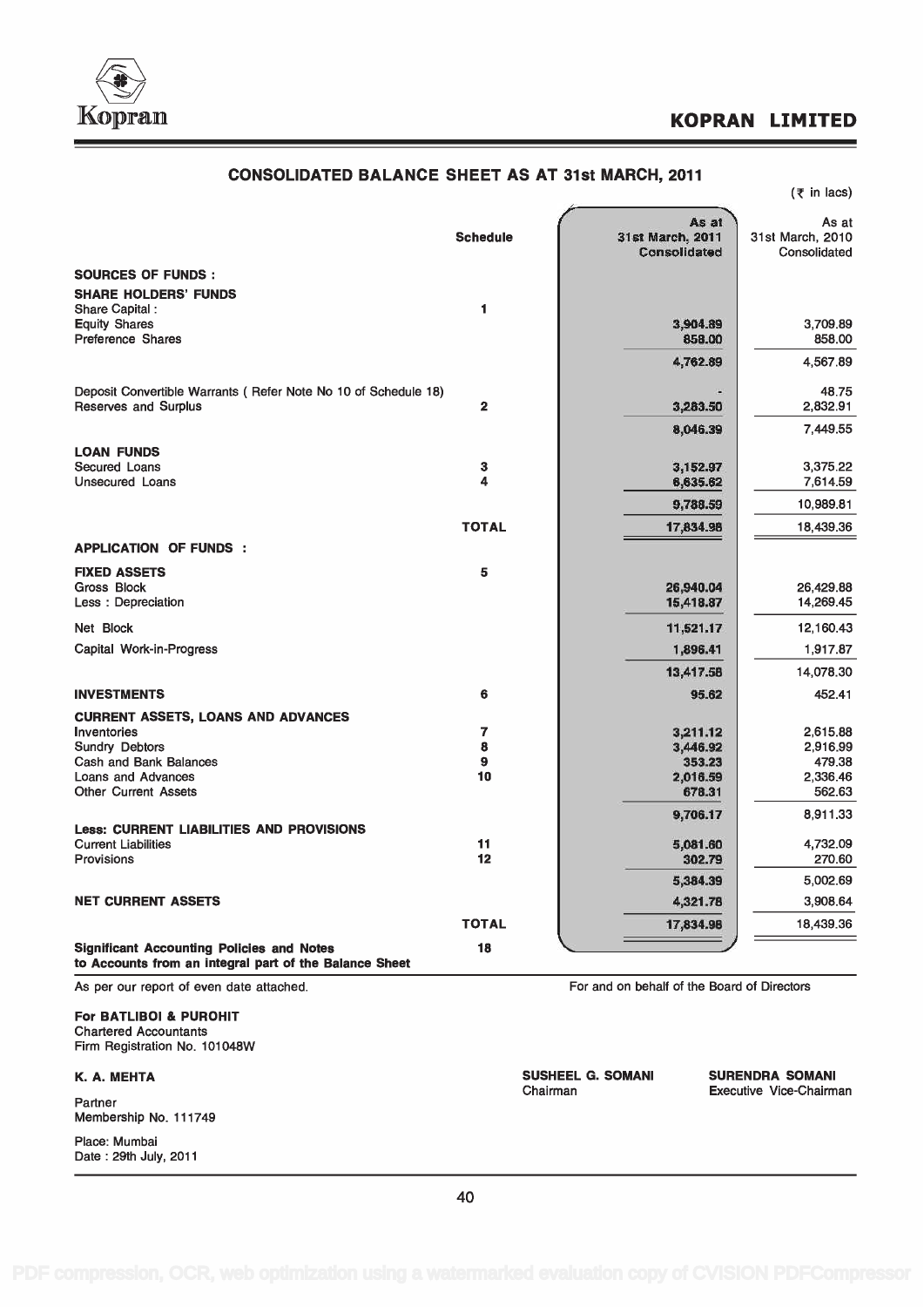# CONSOLIDATED BALANCE SHEET AS AT 31st MARCH, 2011

(₹ in lacs)

| | Schedule | As at 31st March, 2011 Consolidated | As at 31st March, 2010 Consolidated |
|---|---|---|---|
| **SOURCES OF FUNDS :** | | | |
| **SHARE HOLDERS' FUNDS** | | | |
| Share Capital : | 1 | | |
| Equity Shares | | 3,904.89 | 3,709.89 |
| Preference Shares | | 858.00 | 858.00 |
| | | 4,762.89 | 4,567.89 |
| Deposit Convertible Warrants ( Refer Note No 10 of Schedule 18) | | - | 48.75 |
| Reserves and Surplus | 2 | 3,283.50 | 2,832.91 |
| | | 8,046.39 | 7,449.55 |
| **LOAN FUNDS** | | | |
| Secured Loans | 3 | 3,152.97 | 3,375.22 |
| Unsecured Loans | 4 | 6,635.62 | 7,614.59 |
| | | 9,788.59 | 10,989.81 |
| | **TOTAL** | 17,834.98 | 18,439.36 |
| **APPLICATION OF FUNDS :** | | | |
| **FIXED ASSETS** | 5 | | |
| Gross Block | | 26,940.04 | 26,429.88 |
| Less : Depreciation | | 15,418.87 | 14,269.45 |
| Net Block | | 11,521.17 | 12,160.43 |
| Capital Work-in-Progress | | 1,896.41 | 1,917.87 |
| | | 13,417.58 | 14,078.30 |
| **INVESTMENTS** | 6 | 95.62 | 452.41 |
| **CURRENT ASSETS, LOANS AND ADVANCES** | | | |
| Inventories | 7 | 3,211.12 | 2,615.88 |
| Sundry Debtors | 8 | 3,446.92 | 2,916.99 |
| Cash and Bank Balances | 9 | 353.23 | 479.38 |
| Loans and Advances | 10 | 2,016.59 | 2,336.46 |
| Other Current Assets | | 678.31 | 562.63 |
| | | 9,706.17 | 8,911.33 |
| **Less: CURRENT LIABILITIES AND PROVISIONS** | | | |
| Current Liabilities | 11 | 5,081.60 | 4,732.09 |
| Provisions | 12 | 302.79 | 270.60 |
| | | 5,384.39 | 5,002.69 |
| **NET CURRENT ASSETS** | | 4,321.78 | 3,908.64 |
| | **TOTAL** | 17,834.98 | 18,439.36 |
| **Significant Accounting Policies and Notes to Accounts from an integral part of the Balance Sheet** | 18 | | |

As per our report of even date attached.

For and on behalf of the Board of Directors

**For BATLIBOI & PUROHIT**
Chartered Accountants
Firm Registration No. 101048W

**K. A. MEHTA**
Partner
Membership No. 111749

Place: Mumbai
Date : 29th July, 2011

**SUSHEEL G. SOMANI**
Chairman

**SURENDRA SOMANI**
Executive Vice-Chairman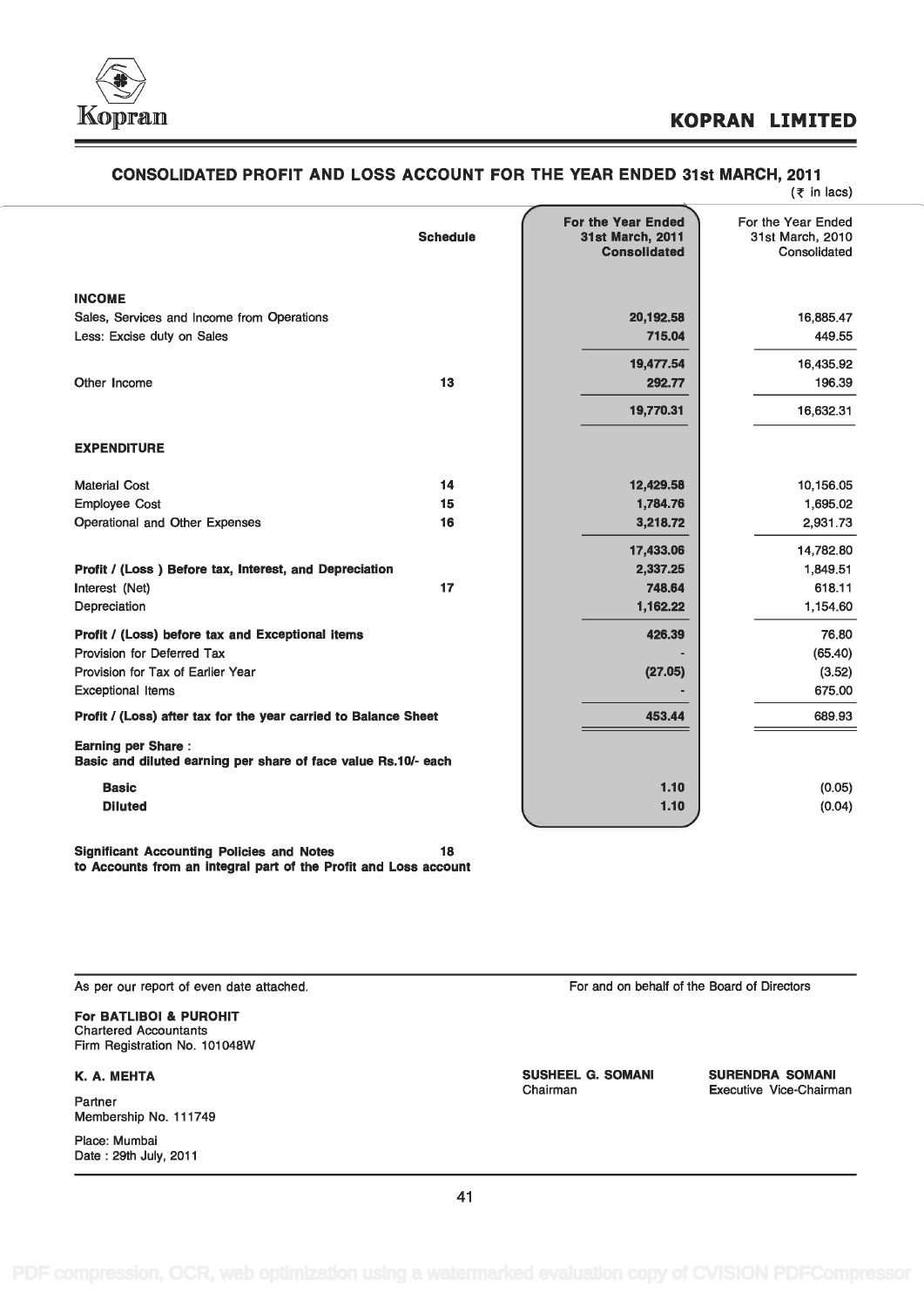## CONSOLIDATED PROFIT AND LOSS ACCOUNT FOR THE YEAR ENDED 31st MARCH, 2011

(₹ in lacs)

| | Schedule | For the Year Ended 31st March, 2011 Consolidated | For the Year Ended 31st March, 2010 Consolidated |
|---|---|---|---|
| **INCOME** | | | |
| Sales, Services and Income from Operations | | 20,192.58 | 16,885.47 |
| Less: Excise duty on Sales | | 715.04 | 449.55 |
| | | 19,477.54 | 16,435.92 |
| Other Income | 13 | 292.77 | 196.39 |
| | | 19,770.31 | 16,632.31 |
| **EXPENDITURE** | | | |
| Material Cost | 14 | 12,429.58 | 10,156.05 |
| Employee Cost | 15 | 1,784.76 | 1,695.02 |
| Operational and Other Expenses | 16 | 3,218.72 | 2,931.73 |
| | | 17,433.06 | 14,782.80 |
| **Profit / (Loss ) Before tax, Interest, and Depreciation** | | 2,337.25 | 1,849.51 |
| Interest (Net) | 17 | 748.64 | 618.11 |
| Depreciation | | 1,162.22 | 1,154.60 |
| **Profit / (Loss) before tax and Exceptional items** | | 426.39 | 76.80 |
| Provision for Deferred Tax | | - | (65.40) |
| Provision for Tax of Earlier Year | | (27.05) | (3.52) |
| Exceptional Items | | - | 675.00 |
| **Profit / (Loss) after tax for the year carried to Balance Sheet** | | 453.44 | 689.93 |
| **Earning per Share :** **Basic and diluted earning per share of face value Rs.10/- each** | | | |
| **Basic** | | 1.10 | (0.05) |
| **Diluted** | | 1.10 | (0.04) |

**Significant Accounting Policies and Notes to Accounts from an integral part of the Profit and Loss account** 18

As per our report of even date attached.

**For BATLIBOI & PUROHIT**
Chartered Accountants
Firm Registration No. 101048W

**K. A. MEHTA**
Partner
Membership No. 111749

Place: Mumbai
Date : 29th July, 2011

For and on behalf of the Board of Directors

**SUSHEEL G. SOMANI**
Chairman

**SURENDRA SOMANI**
Executive Vice-Chairman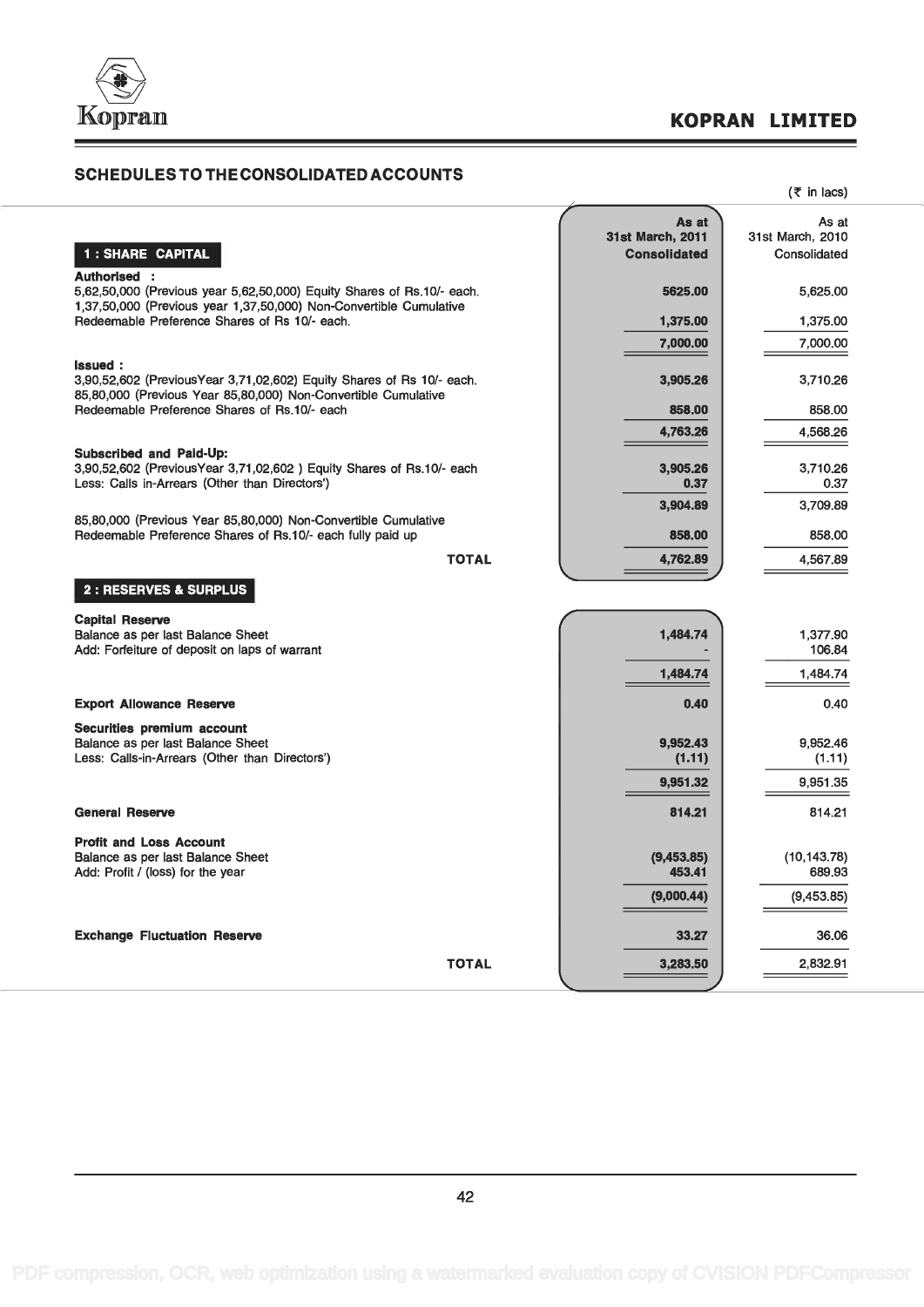## SCHEDULES TO THE CONSOLIDATED ACCOUNTS

(₹ in lacs)

| | As at 31st March, 2011 Consolidated | As at 31st March, 2010 Consolidated |
|---|---|---|
| **1 : SHARE CAPITAL** | | |
| **Authorised :** | | |
| 5,62,50,000 (Previous year 5,62,50,000) Equity Shares of Rs.10/- each. | 5625.00 | 5,625.00 |
| 1,37,50,000 (Previous year 1,37,50,000) Non-Convertible Cumulative Redeemable Preference Shares of Rs 10/- each. | 1,375.00 | 1,375.00 |
| | 7,000.00 | 7,000.00 |
| **Issued :** | | |
| 3,90,52,602 (PreviousYear 3,71,02,602) Equity Shares of Rs 10/- each. | 3,905.26 | 3,710.26 |
| 85,80,000 (Previous Year 85,80,000) Non-Convertible Cumulative Redeemable Preference Shares of Rs.10/- each | 858.00 | 858.00 |
| | 4,763.26 | 4,568.26 |
| **Subscribed and Paid-Up:** | | |
| 3,90,52,602 (PreviousYear 3,71,02,602 ) Equity Shares of Rs.10/- each | 3,905.26 | 3,710.26 |
| Less: Calls in-Arrears (Other than Directors') | 0.37 | 0.37 |
| | 3,904.89 | 3,709.89 |
| 85,80,000 (Previous Year 85,80,000) Non-Convertible Cumulative Redeemable Preference Shares of Rs.10/- each fully paid up | 858.00 | 858.00 |
| **TOTAL** | 4,762.89 | 4,567.89 |
| **2 : RESERVES & SURPLUS** | | |
| **Capital Reserve** | | |
| Balance as per last Balance Sheet | 1,484.74 | 1,377.90 |
| Add: Forfeiture of deposit on laps of warrant | - | 106.84 |
| | 1,484.74 | 1,484.74 |
| **Export Allowance Reserve** | 0.40 | 0.40 |
| **Securities premium account** | | |
| Balance as per last Balance Sheet | 9,952.43 | 9,952.46 |
| Less: Calls-in-Arrears (Other than Directors') | (1.11) | (1.11) |
| | 9,951.32 | 9,951.35 |
| **General Reserve** | 814.21 | 814.21 |
| **Profit and Loss Account** | | |
| Balance as per last Balance Sheet | (9,453.85) | (10,143.78) |
| Add: Profit / (loss) for the year | 453.41 | 689.93 |
| | (9,000.44) | (9,453.85) |
| **Exchange Fluctuation Reserve** | 33.27 | 36.06 |
| **TOTAL** | 3,283.50 | 2,832.91 |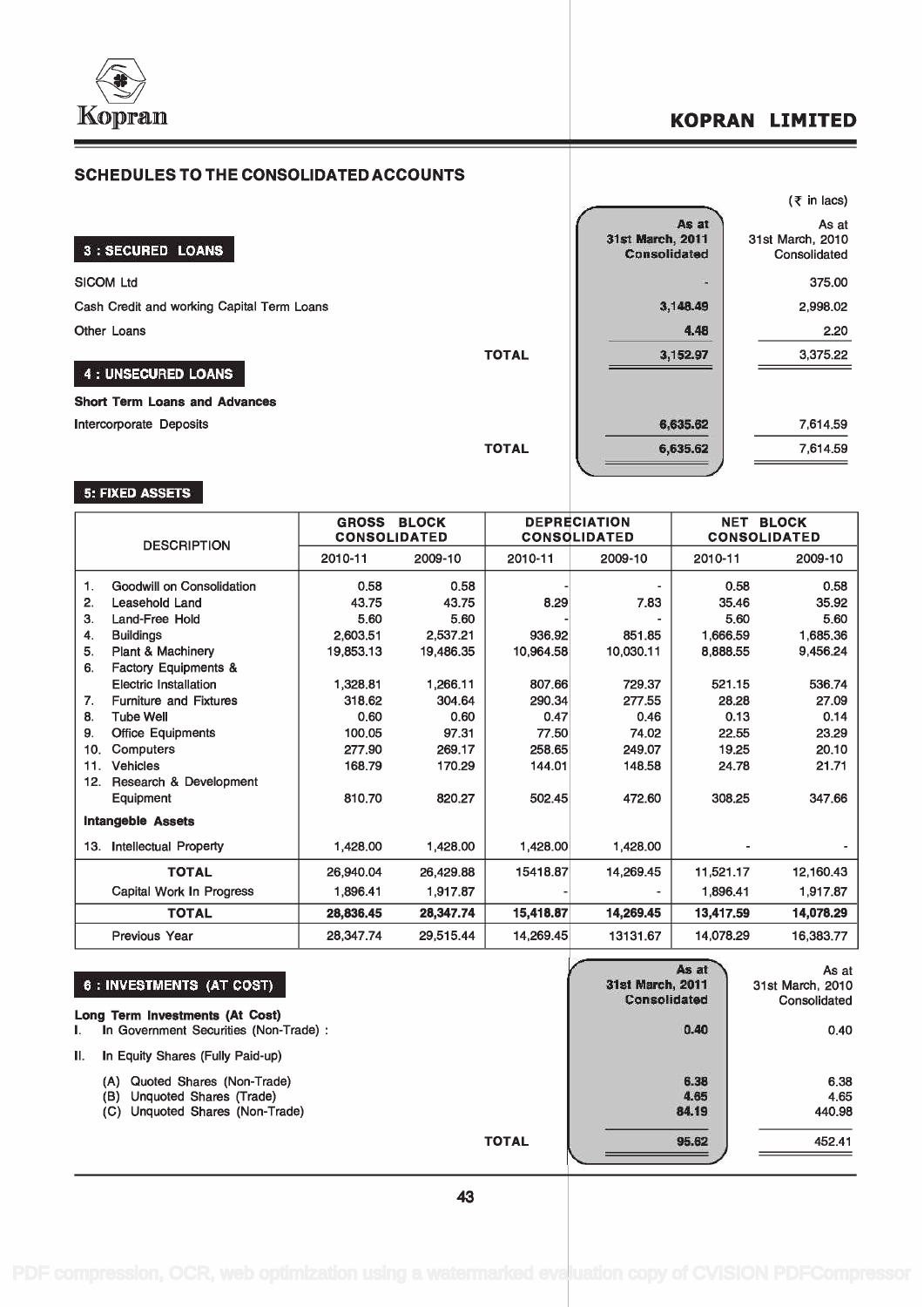## SCHEDULES TO THE CONSOLIDATED ACCOUNTS

(₹ in lacs)

| 3 : SECURED LOANS | As at 31st March, 2011 Consolidated | As at 31st March, 2010 Consolidated |
|---|---|---|
| SICOM Ltd | - | 375.00 |
| Cash Credit and working Capital Term Loans | 3,148.49 | 2,998.02 |
| Other Loans | 4.48 | 2.20 |
| TOTAL | 3,152.97 | 3,375.22 |

| 4 : UNSECURED LOANS | | |
|---|---|---|
| **Short Term Loans and Advances** | | |
| Intercorporate Deposits | 6,635.62 | 7,614.59 |
| TOTAL | 6,635.62 | 7,614.59 |

### 5: FIXED ASSETS

| DESCRIPTION | GROSS BLOCK CONSOLIDATED | | DEPRECIATION CONSOLIDATED | | NET BLOCK CONSOLIDATED | |
|---|---|---|---|---|---|---|
| | 2010-11 | 2009-10 | 2010-11 | 2009-10 | 2010-11 | 2009-10 |
| 1. Goodwill on Consolidation | 0.58 | 0.58 | - | - | 0.58 | 0.58 |
| 2. Leasehold Land | 43.75 | 43.75 | 8.29 | 7.83 | 35.46 | 35.92 |
| 3. Land-Free Hold | 5.60 | 5.60 | - | - | 5.60 | 5.60 |
| 4. Buildings | 2,603.51 | 2,537.21 | 936.92 | 851.85 | 1,666.59 | 1,685.36 |
| 5. Plant & Machinery | 19,853.13 | 19,486.35 | 10,964.58 | 10,030.11 | 8,888.55 | 9,456.24 |
| 6. Factory Equipments & Electric Installation | 1,328.81 | 1,266.11 | 807.66 | 729.37 | 521.15 | 536.74 |
| 7. Furniture and Fixtures | 318.62 | 304.64 | 290.34 | 277.55 | 28.28 | 27.09 |
| 8. Tube Well | 0.60 | 0.60 | 0.47 | 0.46 | 0.13 | 0.14 |
| 9. Office Equipments | 100.05 | 97.31 | 77.50 | 74.02 | 22.55 | 23.29 |
| 10. Computers | 277.90 | 269.17 | 258.65 | 249.07 | 19.25 | 20.10 |
| 11. Vehicles | 168.79 | 170.29 | 144.01 | 148.58 | 24.78 | 21.71 |
| 12. Research & Development Equipment | 810.70 | 820.27 | 502.45 | 472.60 | 308.25 | 347.66 |
| **Intangeble Assets** | | | | | | |
| 13. Intellectual Property | 1,428.00 | 1,428.00 | 1,428.00 | 1,428.00 | - | - |
| TOTAL | 26,940.04 | 26,429.88 | 15418.87 | 14,269.45 | 11,521.17 | 12,160.43 |
| Capital Work In Progress | 1,896.41 | 1,917.87 | - | - | 1,896.41 | 1,917.87 |
| **TOTAL** | **28,836.45** | **28,347.74** | **15,418.87** | **14,269.45** | **13,417.59** | **14,078.29** |
| Previous Year | 28,347.74 | 29,515.44 | 14,269.45 | 13131.67 | 14,078.29 | 16,383.77 |

| 6 : INVESTMENTS (AT COST) | As at 31st March, 2011 Consolidated | As at 31st March, 2010 Consolidated |
|---|---|---|
| **Long Term Investments (At Cost)** | | |
| I. In Government Securities (Non-Trade) : | 0.40 | 0.40 |
| II. In Equity Shares (Fully Paid-up) | | |
| (A) Quoted Shares (Non-Trade) | 6.38 | 6.38 |
| (B) Unquoted Shares (Trade) | 4.65 | 4.65 |
| (C) Unquoted Shares (Non-Trade) | 84.19 | 440.98 |
| TOTAL | 95.62 | 452.41 |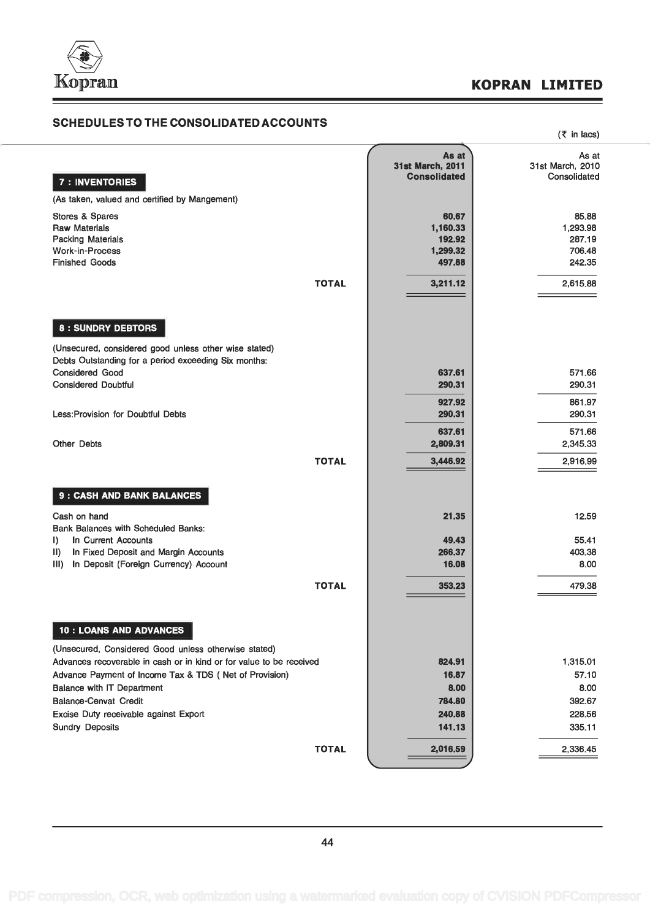# KOPRAN LIMITED

## SCHEDULES TO THE CONSOLIDATED ACCOUNTS

(₹ in lacs)

| | As at 31st March, 2011 Consolidated | As at 31st March, 2010 Consolidated |
|---|---|---|
| **7 : INVENTORIES** | | |
| (As taken, valued and certified by Mangement) | | |
| Stores & Spares | 60.67 | 85.88 |
| Raw Materials | 1,160.33 | 1,293.98 |
| Packing Materials | 192.92 | 287.19 |
| Work-in-Process | 1,299.32 | 706.48 |
| Finished Goods | 497.88 | 242.35 |
| **TOTAL** | 3,211.12 | 2,615.88 |
| **8 : SUNDRY DEBTORS** | | |
| (Unsecured, considered good unless other wise stated) | | |
| Debts Outstanding for a period exceeding Six months: | | |
| Considered Good | 637.61 | 571.66 |
| Considered Doubtful | 290.31 | 290.31 |
| | 927.92 | 861.97 |
| Less:Provision for Doubtful Debts | 290.31 | 290.31 |
| | 637.61 | 571.66 |
| Other Debts | 2,809.31 | 2,345.33 |
| **TOTAL** | 3,446.92 | 2,916.99 |
| **9 : CASH AND BANK BALANCES** | | |
| Cash on hand | 21.35 | 12.59 |
| Bank Balances with Scheduled Banks: | | |
| I) In Current Accounts | 49.43 | 55.41 |
| II) In Fixed Deposit and Margin Accounts | 266.37 | 403.38 |
| III) In Deposit (Foreign Currency) Account | 16.08 | 8.00 |
| **TOTAL** | 353.23 | 479.38 |
| **10 : LOANS AND ADVANCES** | | |
| (Unsecured, Considered Good unless otherwise stated) | | |
| Advances recoverable in cash or in kind or for value to be received | 824.91 | 1,315.01 |
| Advance Payment of Income Tax & TDS ( Net of Provision) | 16.87 | 57.10 |
| Balance with IT Department | 8.00 | 8.00 |
| Balance-Cenvat Credit | 784.80 | 392.67 |
| Excise Duty receivable against Export | 240.88 | 228.56 |
| Sundry Deposits | 141.13 | 335.11 |
| **TOTAL** | 2,016.59 | 2,336.45 |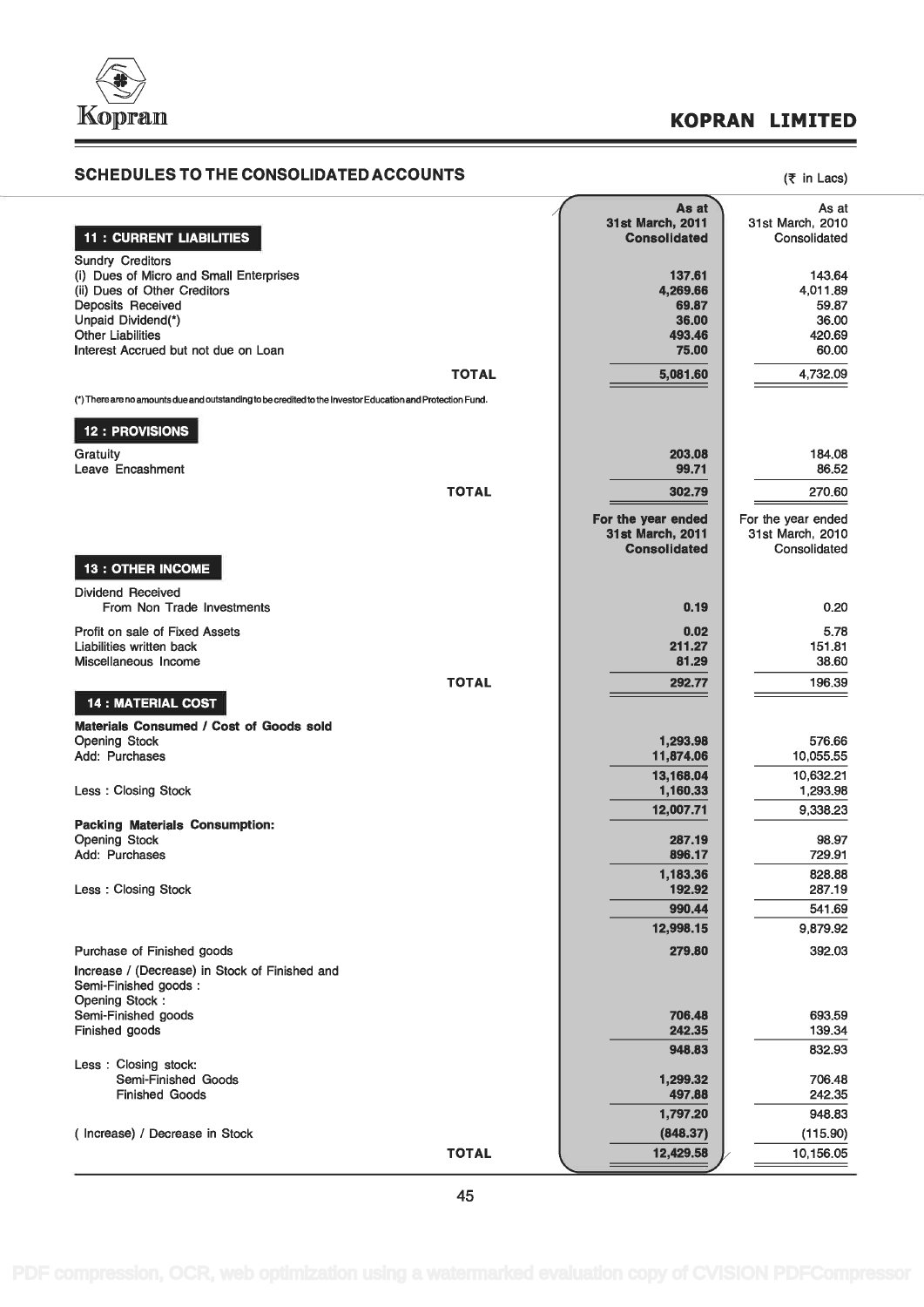## SCHEDULES TO THE CONSOLIDATED ACCOUNTS

(₹ in Lacs)

| | As at 31st March, 2011 Consolidated | As at 31st March, 2010 Consolidated |
|---|---|---|
| **11 : CURRENT LIABILITIES** | | |
| Sundry Creditors | | |
| (i) Dues of Micro and Small Enterprises | 137.61 | 143.64 |
| (ii) Dues of Other Creditors | 4,269.66 | 4,011.89 |
| Deposits Received | 69.87 | 59.87 |
| Unpaid Dividend(*) | 36.00 | 36.00 |
| Other Liabilities | 493.46 | 420.69 |
| Interest Accrued but not due on Loan | 75.00 | 60.00 |
| **TOTAL** | 5,081.60 | 4,732.09 |

(*) There are no amounts due and outstanding to be credited to the Investor Education and Protection Fund.

| | As at 31st March, 2011 Consolidated | As at 31st March, 2010 Consolidated |
|---|---|---|
| **12 : PROVISIONS** | | |
| Gratuity | 203.08 | 184.08 |
| Leave Encashment | 99.71 | 86.52 |
| **TOTAL** | 302.79 | 270.60 |

| | For the year ended 31st March, 2011 Consolidated | For the year ended 31st March, 2010 Consolidated |
|---|---|---|
| **13 : OTHER INCOME** | | |
| Dividend Received | | |
| From Non Trade Investments | 0.19 | 0.20 |
| Profit on sale of Fixed Assets | 0.02 | 5.78 |
| Liabilities written back | 211.27 | 151.81 |
| Miscellaneous Income | 81.29 | 38.60 |
| **TOTAL** | 292.77 | 196.39 |
| **14 : MATERIAL COST** | | |
| **Materials Consumed / Cost of Goods sold** | | |
| Opening Stock | 1,293.98 | 576.66 |
| Add: Purchases | 11,874.06 | 10,055.55 |
| | 13,168.04 | 10,632.21 |
| Less : Closing Stock | 1,160.33 | 1,293.98 |
| | 12,007.71 | 9,338.23 |
| **Packing Materials Consumption:** | | |
| Opening Stock | 287.19 | 98.97 |
| Add: Purchases | 896.17 | 729.91 |
| | 1,183.36 | 828.88 |
| Less : Closing Stock | 192.92 | 287.19 |
| | 990.44 | 541.69 |
| | 12,998.15 | 9,879.92 |
| Purchase of Finished goods | 279.80 | 392.03 |
| Increase / (Decrease) in Stock of Finished and Semi-Finished goods : | | |
| Opening Stock : | | |
| Semi-Finished goods | 706.48 | 693.59 |
| Finished goods | 242.35 | 139.34 |
| | 948.83 | 832.93 |
| Less : Closing stock: | | |
| Semi-Finished Goods | 1,299.32 | 706.48 |
| Finished Goods | 497.88 | 242.35 |
| | 1,797.20 | 948.83 |
| ( Increase) / Decrease in Stock | (848.37) | (115.90) |
| **TOTAL** | 12,429.58 | 10,156.05 |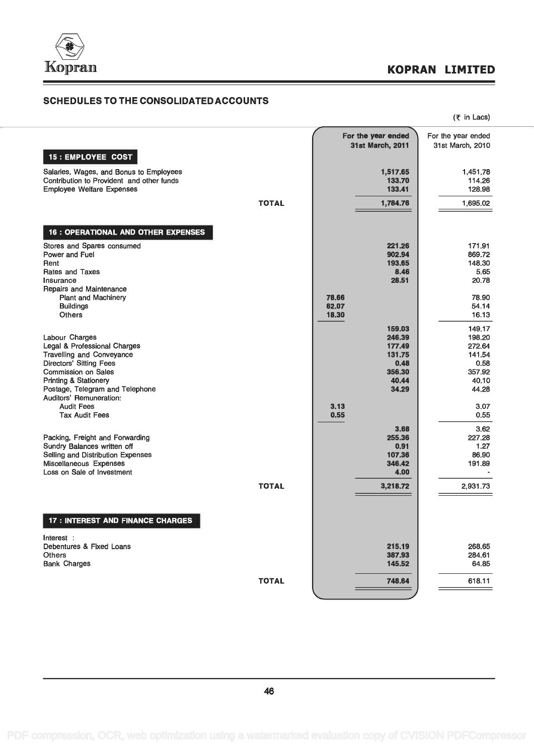## SCHEDULES TO THE CONSOLIDATED ACCOUNTS

(₹ in Lacs)

| | | For the year ended 31st March, 2011 | For the year ended 31st March, 2010 |
|---|---|---|---|
| **15 : EMPLOYEE COST** | | | |
| Salaries, Wages, and Bonus to Employees | | 1,517.65 | 1,451.78 |
| Contribution to Provident and other funds | | 133.70 | 114.26 |
| Employee Welfare Expenses | | 133.41 | 128.98 |
| **TOTAL** | | 1,784.76 | 1,695.02 |
| **16 : OPERATIONAL AND OTHER EXPENSES** | | | |
| Stores and Spares consumed | | 221.26 | 171.91 |
| Power and Fuel | | 902.94 | 869.72 |
| Rent | | 193.65 | 148.30 |
| Rates and Taxes | | 8.46 | 5.65 |
| Insurance | | 28.51 | 20.78 |
| Repairs and Maintenance | | | |
| Plant and Machinery | 78.66 | | 78.90 |
| Buildings | 62.07 | | 54.14 |
| Others | 18.30 | | 16.13 |
| | | 159.03 | 149.17 |
| Labour Charges | | 246.39 | 198.20 |
| Legal & Professional Charges | | 177.49 | 272.64 |
| Travelling and Conveyance | | 131.75 | 141.54 |
| Directors' Sitting Fees | | 0.48 | 0.58 |
| Commission on Sales | | 356.30 | 357.92 |
| Printing & Stationery | | 40.44 | 40.10 |
| Postage, Telegram and Telephone | | 34.29 | 44.28 |
| Auditors' Remuneration: | | | |
| Audit Fees | 3.13 | | 3.07 |
| Tax Audit Fees | 0.55 | | 0.55 |
| | | 3.68 | 3.62 |
| Packing, Freight and Forwarding | | 255.36 | 227.28 |
| Sundry Balances written off | | 0.91 | 1.27 |
| Selling and Distribution Expenses | | 107.36 | 86.90 |
| Miscellaneous Expenses | | 346.42 | 191.89 |
| Loss on Sale of Investment | | 4.00 | - |
| **TOTAL** | | 3,218.72 | 2,931.73 |
| **17 : INTEREST AND FINANCE CHARGES** | | | |
| Interest : | | | |
| Debentures & Fixed Loans | | 215.19 | 268.65 |
| Others | | 387.93 | 284.61 |
| Bank Charges | | 145.52 | 64.85 |
| **TOTAL** | | 748.64 | 618.11 |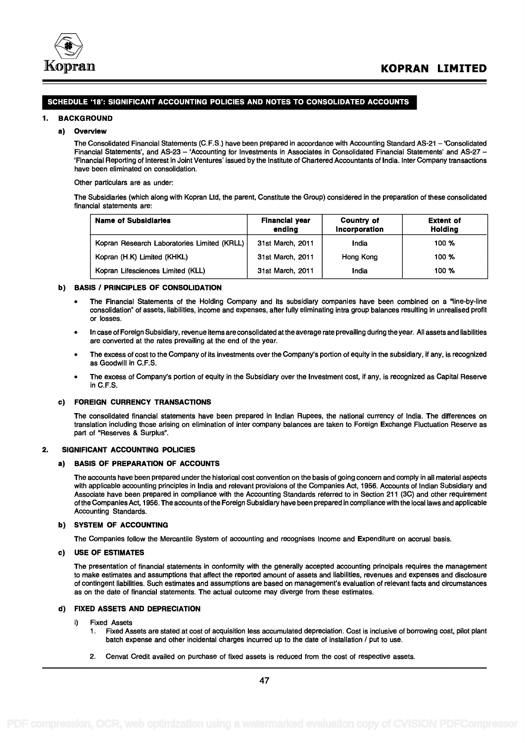## SCHEDULE '18': SIGNIFICANT ACCOUNTING POLICIES AND NOTES TO CONSOLIDATED ACCOUNTS

### 1. BACKGROUND

#### a) Overview

The Consolidated Financial Statements (C.F.S.) have been prepared in accordance with Accounting Standard AS-21 – 'Consolidated Financial Statements', and AS-23 – 'Accounting for Investments in Associates in Consolidated Financial Statements' and AS-27 – 'Financial Reporting of Interest in Joint Ventures' issued by the Institute of Chartered Accountants of India. Inter Company transactions have been eliminated on consolidation.

Other particulars are as under:

The Subsidiaries (which along with Kopran Ltd, the parent, Constitute the Group) considered in the preparation of these consolidated financial statements are:

| Name of Subsidiaries | Financial year ending | Country of Incorporation | Extent of Holding |
|---|---|---|---|
| Kopran Research Laboratories Limited (KRLL) | 31st March, 2011 | India | 100 % |
| Kopran (H.K) Limited (KHKL) | 31st March, 2011 | Hong Kong | 100 % |
| Kopran Lifesciences Limited (KLL) | 31st March, 2011 | India | 100 % |

#### b) BASIS / PRINCIPLES OF CONSOLIDATION

- The Financial Statements of the Holding Company and its subsidiary companies have been combined on a "line-by-line consolidation" of assets, liabilities, income and expenses, after fully eliminating intra group balances resulting in unrealised profit or losses.
- In case of Foreign Subsidiary, revenue items are consolidated at the average rate prevailing during the year. All assets and liabilities are converted at the rates prevailing at the end of the year.
- The excess of cost to the Company of its investments over the Company's portion of equity in the subsidiary, if any, is recognized as Goodwill in C.F.S.
- The excess of Company's portion of equity in the Subsidiary over the Investment cost, if any, is recognized as Capital Reserve in C.F.S.

#### c) FOREIGN CURRENCY TRANSACTIONS

The consolidated financial statements have been prepared in Indian Rupees, the national currency of India. The differences on translation including those arising on elimination of inter company balances are taken to Foreign Exchange Fluctuation Reserve as part of "Reserves & Surplus".

### 2. SIGNIFICANT ACCOUNTING POLICIES

#### a) BASIS OF PREPARATION OF ACCOUNTS

The accounts have been prepared under the historical cost convention on the basis of going concern and comply in all material aspects with applicable accounting principles in India and relevant provisions of the Companies Act, 1956. Accounts of Indian Subsidiary and Associate have been prepared in compliance with the Accounting Standards referred to in Section 211 (3C) and other requirement of the Companies Act, 1956. The accounts of the Foreign Subsidiary have been prepared in compliance with the local laws and applicable Accounting Standards.

#### b) SYSTEM OF ACCOUNTING

The Companies follow the Mercantile System of accounting and recognises Income and Expenditure on accrual basis.

#### c) USE OF ESTIMATES

The presentation of financial statements in conformity with the generally accepted accounting principals requires the management to make estimates and assumptions that affect the reported amount of assets and liabilities, revenues and expenses and disclosure of contingent liabilities. Such estimates and assumptions are based on management's evaluation of relevant facts and circumstances as on the date of financial statements. The actual outcome may diverge from these estimates.

#### d) FIXED ASSETS AND DEPRECIATION

i) Fixed Assets

1. Fixed Assets are stated at cost of acquisition less accumulated depreciation. Cost is inclusive of borrowing cost, pilot plant batch expense and other incidental charges incurred up to the date of installation / put to use.
2. Cenvat Credit availed on purchase of fixed assets is reduced from the cost of respective assets.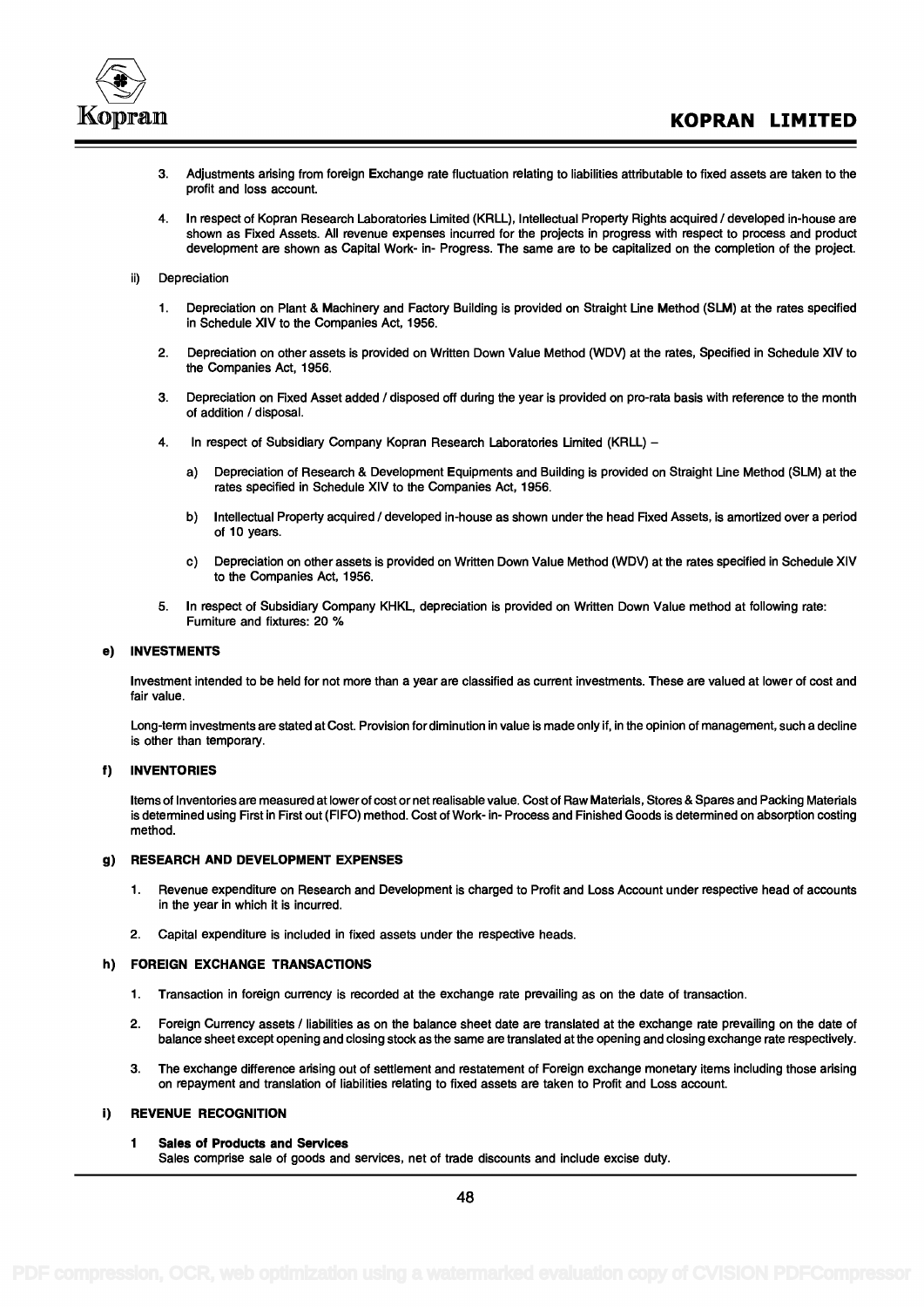3. Adjustments arising from foreign Exchange rate fluctuation relating to liabilities attributable to fixed assets are taken to the profit and loss account.

4. In respect of Kopran Research Laboratories Limited (KRLL), Intellectual Property Rights acquired / developed in-house are shown as Fixed Assets. All revenue expenses incurred for the projects in progress with respect to process and product development are shown as Capital Work- in- Progress. The same are to be capitalized on the completion of the project.

ii) Depreciation

1. Depreciation on Plant & Machinery and Factory Building is provided on Straight Line Method (SLM) at the rates specified in Schedule XIV to the Companies Act, 1956.

2. Depreciation on other assets is provided on Written Down Value Method (WDV) at the rates, Specified in Schedule XIV to the Companies Act, 1956.

3. Depreciation on Fixed Asset added / disposed off during the year is provided on pro-rata basis with reference to the month of addition / disposal.

4. In respect of Subsidiary Company Kopran Research Laboratories Limited (KRLL) –

   a) Depreciation of Research & Development Equipments and Building is provided on Straight Line Method (SLM) at the rates specified in Schedule XIV to the Companies Act, 1956.

   b) Intellectual Property acquired / developed in-house as shown under the head Fixed Assets, is amortized over a period of 10 years.

   c) Depreciation on other assets is provided on Written Down Value Method (WDV) at the rates specified in Schedule XIV to the Companies Act, 1956.

5. In respect of Subsidiary Company KHKL, depreciation is provided on Written Down Value method at following rate: Furniture and fixtures: 20 %

**e) INVESTMENTS**

Investment intended to be held for not more than a year are classified as current investments. These are valued at lower of cost and fair value.

Long-term investments are stated at Cost. Provision for diminution in value is made only if, in the opinion of management, such a decline is other than temporary.

**f) INVENTORIES**

Items of Inventories are measured at lower of cost or net realisable value. Cost of Raw Materials, Stores & Spares and Packing Materials is determined using First in First out (FIFO) method. Cost of Work- in- Process and Finished Goods is determined on absorption costing method.

**g) RESEARCH AND DEVELOPMENT EXPENSES**

1. Revenue expenditure on Research and Development is charged to Profit and Loss Account under respective head of accounts in the year in which it is incurred.

2. Capital expenditure is included in fixed assets under the respective heads.

**h) FOREIGN EXCHANGE TRANSACTIONS**

1. Transaction in foreign currency is recorded at the exchange rate prevailing as on the date of transaction.

2. Foreign Currency assets / liabilities as on the balance sheet date are translated at the exchange rate prevailing on the date of balance sheet except opening and closing stock as the same are translated at the opening and closing exchange rate respectively.

3. The exchange difference arising out of settlement and restatement of Foreign exchange monetary items including those arising on repayment and translation of liabilities relating to fixed assets are taken to Profit and Loss account.

**i) REVENUE RECOGNITION**

**1 Sales of Products and Services**

Sales comprise sale of goods and services, net of trade discounts and include excise duty.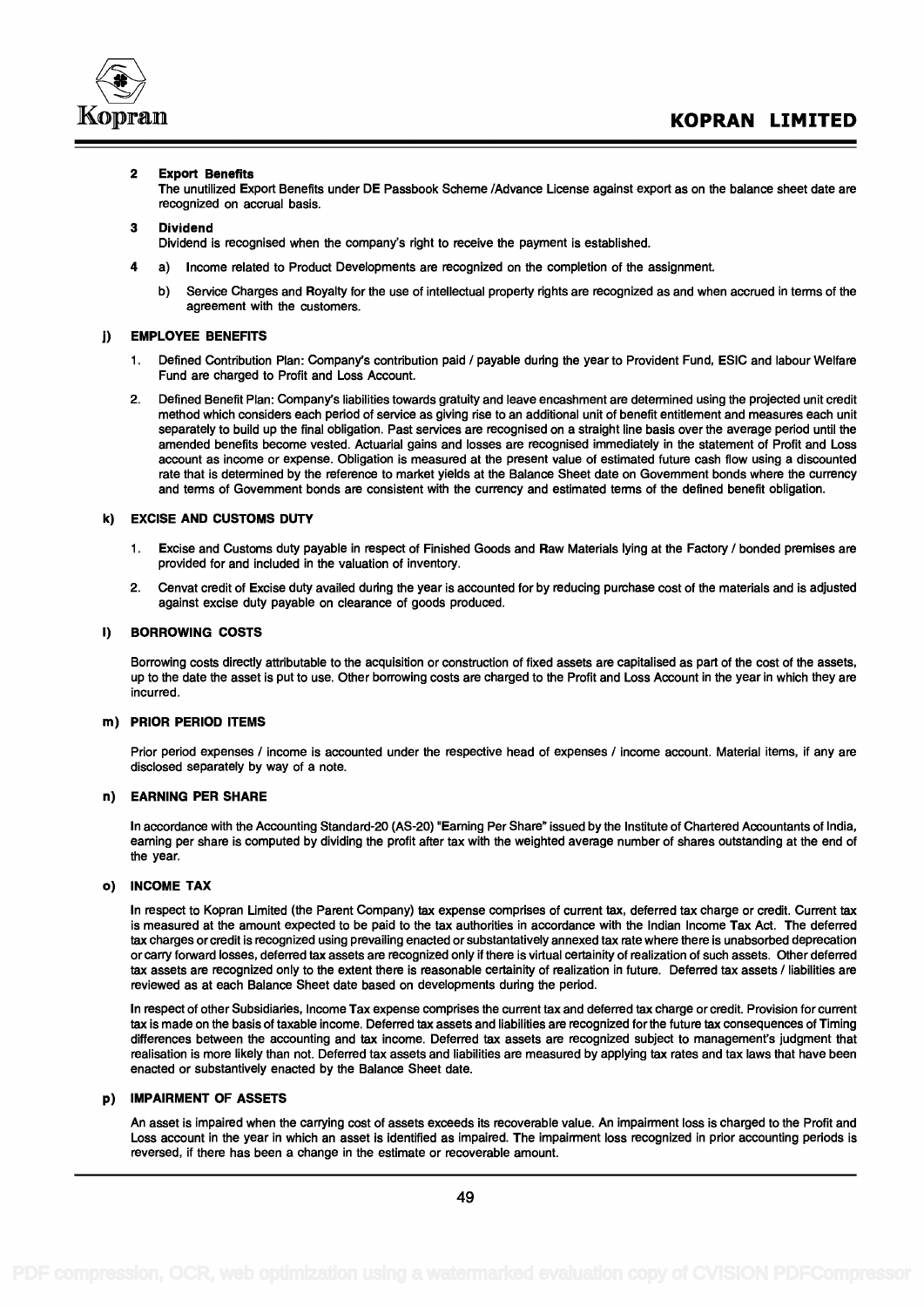**2 Export Benefits**

The unutilized Export Benefits under DE Passbook Scheme /Advance License against export as on the balance sheet date are recognized on accrual basis.

**3 Dividend**

Dividend is recognised when the company's right to receive the payment is established.

4 a) Income related to Product Developments are recognized on the completion of the assignment.

b) Service Charges and Royalty for the use of intellectual property rights are recognized as and when accrued in terms of the agreement with the customers.

**j) EMPLOYEE BENEFITS**

1. Defined Contribution Plan: Company's contribution paid / payable during the year to Provident Fund, ESIC and labour Welfare Fund are charged to Profit and Loss Account.

2. Defined Benefit Plan: Company's liabilities towards gratuity and leave encashment are determined using the projected unit credit method which considers each period of service as giving rise to an additional unit of benefit entitlement and measures each unit separately to build up the final obligation. Past services are recognised on a straight line basis over the average period until the amended benefits become vested. Actuarial gains and losses are recognised immediately in the statement of Profit and Loss account as income or expense. Obligation is measured at the present value of estimated future cash flow using a discounted rate that is determined by the reference to market yields at the Balance Sheet date on Government bonds where the currency and terms of Government bonds are consistent with the currency and estimated terms of the defined benefit obligation.

**k) EXCISE AND CUSTOMS DUTY**

1. Excise and Customs duty payable in respect of Finished Goods and Raw Materials lying at the Factory / bonded premises are provided for and included in the valuation of inventory.

2. Cenvat credit of Excise duty availed during the year is accounted for by reducing purchase cost of the materials and is adjusted against excise duty payable on clearance of goods produced.

**l) BORROWING COSTS**

Borrowing costs directly attributable to the acquisition or construction of fixed assets are capitalised as part of the cost of the assets, up to the date the asset is put to use. Other borrowing costs are charged to the Profit and Loss Account in the year in which they are incurred.

**m) PRIOR PERIOD ITEMS**

Prior period expenses / income is accounted under the respective head of expenses / income account. Material items, if any are disclosed separately by way of a note.

**n) EARNING PER SHARE**

In accordance with the Accounting Standard-20 (AS-20) "Earning Per Share" issued by the Institute of Chartered Accountants of India, earning per share is computed by dividing the profit after tax with the weighted average number of shares outstanding at the end of the year.

**o) INCOME TAX**

In respect to Kopran Limited (the Parent Company) tax expense comprises of current tax, deferred tax charge or credit. Current tax is measured at the amount expected to be paid to the tax authorities in accordance with the Indian Income Tax Act. The deferred tax charges or credit is recognized using prevailing enacted or substantatively annexed tax rate where there is unabsorbed deprecation or carry forward losses, deferred tax assets are recognized only if there is virtual certainity of realization of such assets. Other deferred tax assets are recognized only to the extent there is reasonable certainity of realization in future. Deferred tax assets / liabilities are reviewed as at each Balance Sheet date based on developments during the period.

In respect of other Subsidiaries, Income Tax expense comprises the current tax and deferred tax charge or credit. Provision for current tax is made on the basis of taxable income. Deferred tax assets and liabilities are recognized for the future tax consequences of Timing differences between the accounting and tax income. Deferred tax assets are recognized subject to management's judgment that realisation is more likely than not. Deferred tax assets and liabilities are measured by applying tax rates and tax laws that have been enacted or substantively enacted by the Balance Sheet date.

**p) IMPAIRMENT OF ASSETS**

An asset is impaired when the carrying cost of assets exceeds its recoverable value. An impairment loss is charged to the Profit and Loss account in the year in which an asset is identified as impaired. The impairment loss recognized in prior accounting periods is reversed, if there has been a change in the estimate or recoverable amount.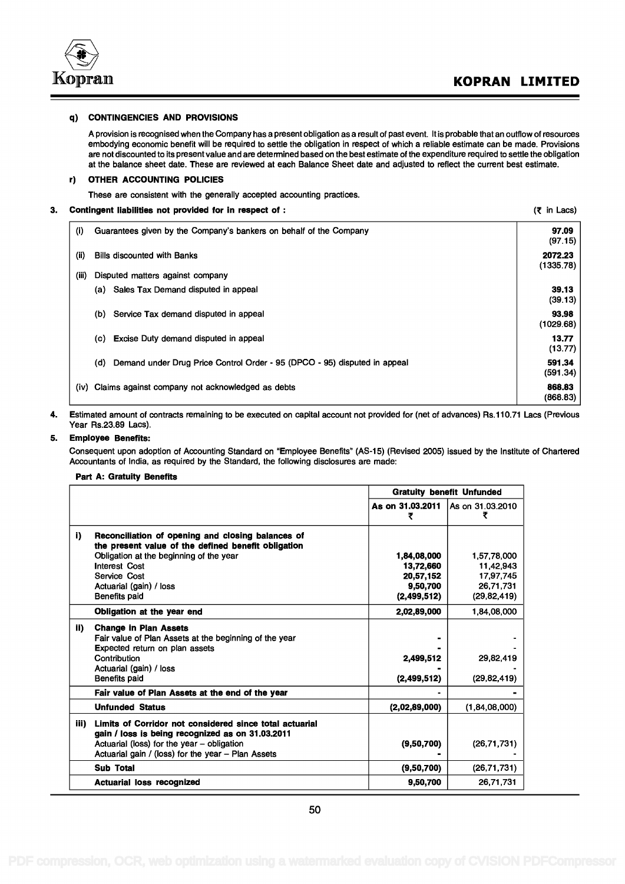**q) CONTINGENCIES AND PROVISIONS**

A provision is recognised when the Company has a present obligation as a result of past event. It is probable that an outflow of resources embodying economic benefit will be required to settle the obligation in respect of which a reliable estimate can be made. Provisions are not discounted to its present value and are determined based on the best estimate of the expenditure required to settle the obligation at the balance sheet date. These are reviewed at each Balance Sheet date and adjusted to reflect the current best estimate.

**r) OTHER ACCOUNTING POLICIES**

These are consistent with the generally accepted accounting practices.

**3. Contingent liabilities not provided for in respect of :** (₹ in Lacs)

| | |
|---|---|
| (i) Guarantees given by the Company's bankers on behalf of the Company | **97.09** (97.15) |
| (ii) Bills discounted with Banks | **2072.23** (1335.78) |
| (iii) Disputed matters against company | |
| (a) Sales Tax Demand disputed in appeal | **39.13** (39.13) |
| (b) Service Tax demand disputed in appeal | **93.98** (1029.68) |
| (c) Excise Duty demand disputed in appeal | **13.77** (13.77) |
| (d) Demand under Drug Price Control Order - 95 (DPCO - 95) disputed in appeal | **591.34** (591.34) |
| (iv) Claims against company not acknowledged as debts | **868.83** (868.83) |

**4.** Estimated amount of contracts remaining to be executed on capital account not provided for (net of advances) Rs.110.71 Lacs (Previous Year Rs.23.89 Lacs).

**5. Employee Benefits:**

Consequent upon adoption of Accounting Standard on "Employee Benefits" (AS-15) (Revised 2005) issued by the Institute of Chartered Accountants of India, as required by the Standard, the following disclosures are made:

**Part A: Gratuity Benefits**

| | Gratuity benefit Unfunded | |
|---|---|---|
| | As on 31.03.2011 ₹ | As on 31.03.2010 ₹ |
| **i) Reconciliation of opening and closing balances of the present value of the defined benefit obligation** | | |
| Obligation at the beginning of the year | **1,84,08,000** | 1,57,78,000 |
| Interest Cost | **13,72,660** | 11,42,943 |
| Service Cost | **20,57,152** | 17,97,745 |
| Actuarial (gain) / loss | **9,50,700** | 26,71,731 |
| Benefits paid | **(2,499,512)** | (29,82,419) |
| **Obligation at the year end** | **2,02,89,000** | 1,84,08,000 |
| **ii) Change in Plan Assets** | | |
| Fair value of Plan Assets at the beginning of the year | **-** | - |
| Expected return on plan assets | **-** | - |
| Contribution | **2,499,512** | 29,82,419 |
| Actuarial (gain) / loss | **-** | - |
| Benefits paid | **(2,499,512)** | (29,82,419) |
| **Fair value of Plan Assets at the end of the year** | **-** | **-** |
| **Unfunded Status** | **(2,02,89,000)** | (1,84,08,000) |
| **iii) Limits of Corridor not considered since total actuarial gain / loss is being recognized as on 31.03.2011** | | |
| Actuarial (loss) for the year – obligation | **(9,50,700)** | (26,71,731) |
| Actuarial gain / (loss) for the year – Plan Assets | **-** | - |
| **Sub Total** | **(9,50,700)** | (26,71,731) |
| **Actuarial loss recognized** | **9,50,700** | 26,71,731 |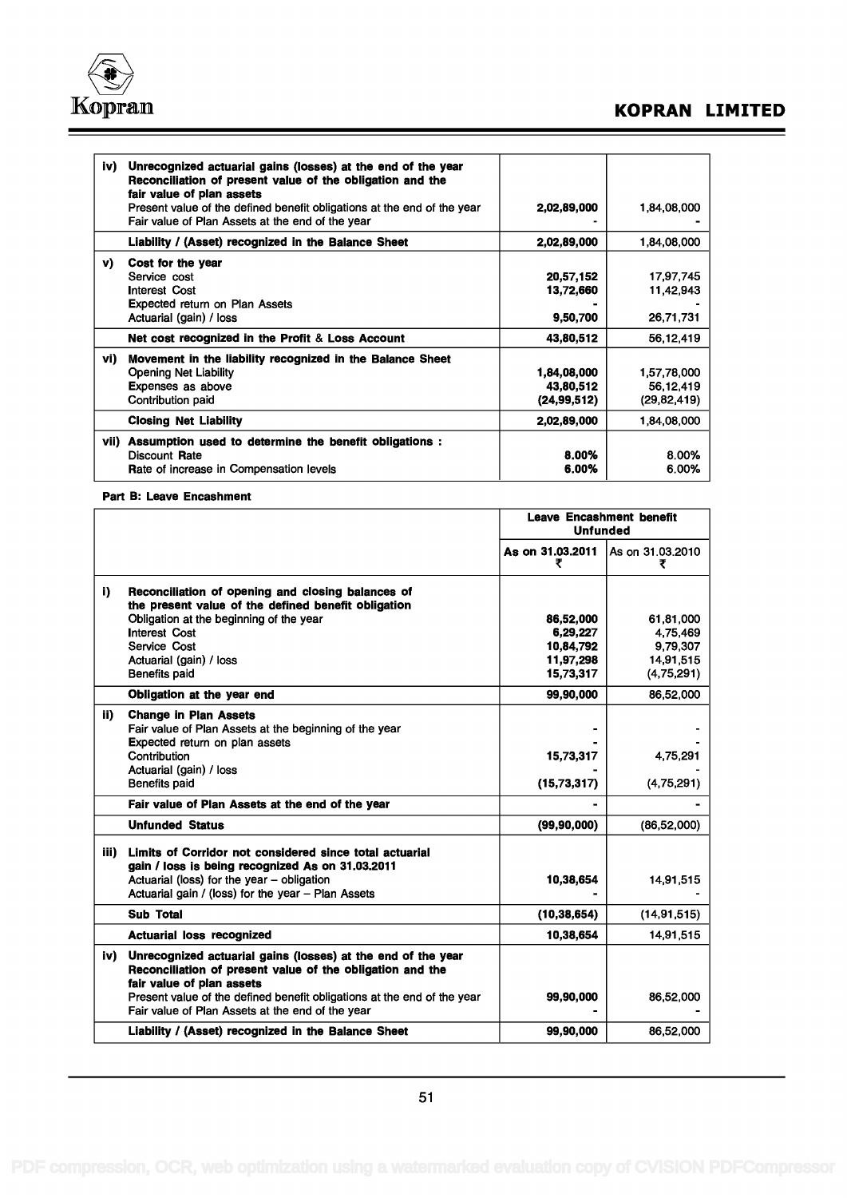| | | | |
|---|---|---|---|
| iv) | **Unrecognized actuarial gains (losses) at the end of the year Reconciliation of present value of the obligation and the fair value of plan assets** | | |
| | Present value of the defined benefit obligations at the end of the year | **2,02,89,000** | 1,84,08,000 |
| | Fair value of Plan Assets at the end of the year | **-** | - |
| | **Liability / (Asset) recognized in the Balance Sheet** | **2,02,89,000** | 1,84,08,000 |
| v) | **Cost for the year** | | |
| | Service cost | **20,57,152** | 17,97,745 |
| | Interest Cost | **13,72,660** | 11,42,943 |
| | Expected return on Plan Assets | **-** | - |
| | Actuarial (gain) / loss | **9,50,700** | 26,71,731 |
| | **Net cost recognized in the Profit & Loss Account** | **43,80,512** | 56,12,419 |
| vi) | **Movement in the liability recognized in the Balance Sheet** | | |
| | Opening Net Liability | **1,84,08,000** | 1,57,78,000 |
| | Expenses as above | **43,80,512** | 56,12,419 |
| | Contribution paid | **(24,99,512)** | (29,82,419) |
| | **Closing Net Liability** | **2,02,89,000** | 1,84,08,000 |
| vii) | **Assumption used to determine the benefit obligations :** | | |
| | Discount Rate | **8.00%** | 8.00% |
| | Rate of increase in Compensation levels | **6.00%** | 6.00% |

**Part B: Leave Encashment**

| | | Leave Encashment benefit Unfunded | |
|---|---|---|---|
| | | As on 31.03.2011 ₹ | As on 31.03.2010 ₹ |
| i) | **Reconciliation of opening and closing balances of the present value of the defined benefit obligation** | | |
| | Obligation at the beginning of the year | **86,52,000** | 61,81,000 |
| | Interest Cost | **6,29,227** | 4,75,469 |
| | Service Cost | **10,84,792** | 9,79,307 |
| | Actuarial (gain) / loss | **11,97,298** | 14,91,515 |
| | Benefits paid | **15,73,317** | (4,75,291) |
| | **Obligation at the year end** | **99,90,000** | 86,52,000 |
| ii) | **Change in Plan Assets** | | |
| | Fair value of Plan Assets at the beginning of the year | **-** | - |
| | Expected return on plan assets | **-** | - |
| | Contribution | **15,73,317** | 4,75,291 |
| | Actuarial (gain) / loss | **-** | - |
| | Benefits paid | **(15,73,317)** | (4,75,291) |
| | **Fair value of Plan Assets at the end of the year** | **-** | - |
| | **Unfunded Status** | **(99,90,000)** | (86,52,000) |
| iii) | **Limits of Corridor not considered since total actuarial gain / loss is being recognized As on 31.03.2011** | | |
| | Actuarial (loss) for the year – obligation | **10,38,654** | 14,91,515 |
| | Actuarial gain / (loss) for the year – Plan Assets | **-** | - |
| | **Sub Total** | **(10,38,654)** | (14,91,515) |
| | **Actuarial loss recognized** | **10,38,654** | 14,91,515 |
| iv) | **Unrecognized actuarial gains (losses) at the end of the year Reconciliation of present value of the obligation and the fair value of plan assets** | | |
| | Present value of the defined benefit obligations at the end of the year | **99,90,000** | 86,52,000 |
| | Fair value of Plan Assets at the end of the year | **-** | - |
| | **Liability / (Asset) recognized in the Balance Sheet** | **99,90,000** | 86,52,000 |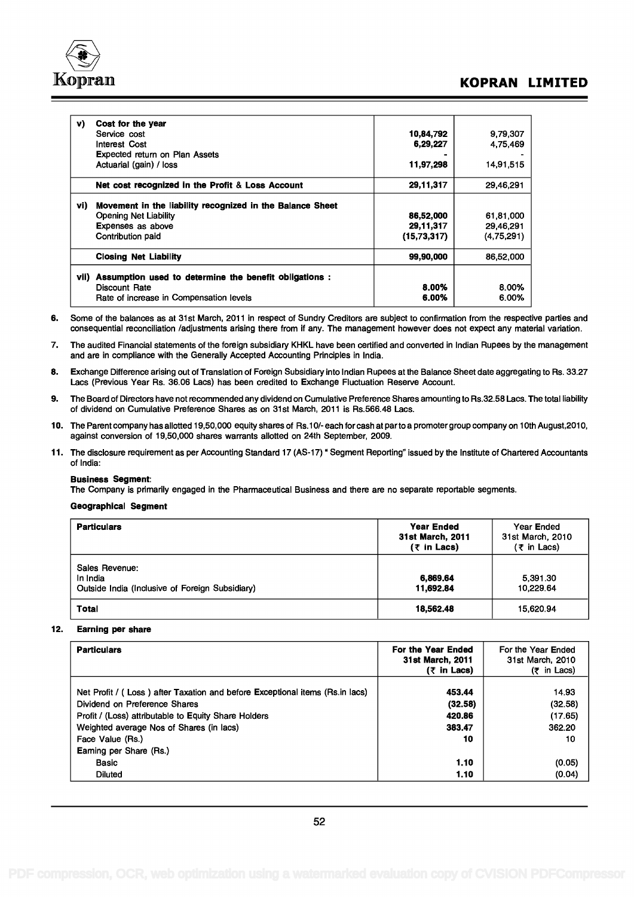| | | | |
|---|---|---|---|
| **v)** | **Cost for the year** | | |
| | Service cost | **10,84,792** | 9,79,307 |
| | Interest Cost | **6,29,227** | 4,75,469 |
| | Expected return on Plan Assets | **-** | - |
| | Actuarial (gain) / loss | **11,97,298** | 14,91,515 |
| | **Net cost recognized in the Profit & Loss Account** | **29,11,317** | 29,46,291 |
| **vi)** | **Movement in the liability recognized in the Balance Sheet** | | |
| | Opening Net Liability | **86,52,000** | 61,81,000 |
| | Expenses as above | **29,11,317** | 29,46,291 |
| | Contribution paid | **(15,73,317)** | (4,75,291) |
| | **Closing Net Liability** | **99,90,000** | 86,52,000 |
| **vii)** | **Assumption used to determine the benefit obligations :** | | |
| | Discount Rate | **8.00%** | 8.00% |
| | Rate of increase in Compensation levels | **6.00%** | 6.00% |

**6.** Some of the balances as at 31st March, 2011 in respect of Sundry Creditors are subject to confirmation from the respective parties and consequential reconciliation /adjustments arising there from if any. The management however does not expect any material variation.

**7.** The audited Financial statements of the foreign subsidiary KHKL have been certified and converted in Indian Rupees by the management and are in compliance with the Generally Accepted Accounting Principles in India.

**8.** Exchange Difference arising out of Translation of Foreign Subsidiary into Indian Rupees at the Balance Sheet date aggregating to Rs. 33.27 Lacs (Previous Year Rs. 36.06 Lacs) has been credited to Exchange Fluctuation Reserve Account.

**9.** The Board of Directors have not recommended any dividend on Cumulative Preference Shares amounting to Rs.32.58 Lacs. The total liability of dividend on Cumulative Preference Shares as on 31st March, 2011 is Rs.566.48 Lacs.

**10.** The Parent company has allotted 19,50,000 equity shares of Rs.10/- each for cash at par to a promoter group company on 10th August,2010, against conversion of 19,50,000 shares warrants allotted on 24th September, 2009.

**11.** The disclosure requirement as per Accounting Standard 17 (AS-17) " Segment Reporting" issued by the Institute of Chartered Accountants of India:

**Business Segment**:
The Company is primarily engaged in the Pharmaceutical Business and there are no separate reportable segments.

**Geographical Segment**

| **Particulars** | **Year Ended 31st March, 2011 (₹ in Lacs)** | Year Ended 31st March, 2010 (₹ in Lacs) |
|---|---|---|
| Sales Revenue: | | |
| In India | **6,869.64** | 5,391.30 |
| Outside India (Inclusive of Foreign Subsidiary) | **11,692.84** | 10,229.64 |
| **Total** | **18,562.48** | 15,620.94 |

**12. Earning per share**

| **Particulars** | **For the Year Ended 31st March, 2011 (₹ in Lacs)** | For the Year Ended 31st March, 2010 (₹ in Lacs) |
|---|---|---|
| Net Profit / ( Loss ) after Taxation and before Exceptional items (Rs.in lacs) | **453.44** | 14.93 |
| Dividend on Preference Shares | **(32.58)** | (32.58) |
| Profit / (Loss) attributable to Equity Share Holders | **420.86** | (17.65) |
| Weighted average Nos of Shares (in lacs) | **383.47** | 362.20 |
| Face Value (Rs.) | **10** | 10 |
| Earning per Share (Rs.) | | |
| Basic | **1.10** | (0.05) |
| Diluted | **1.10** | (0.04) |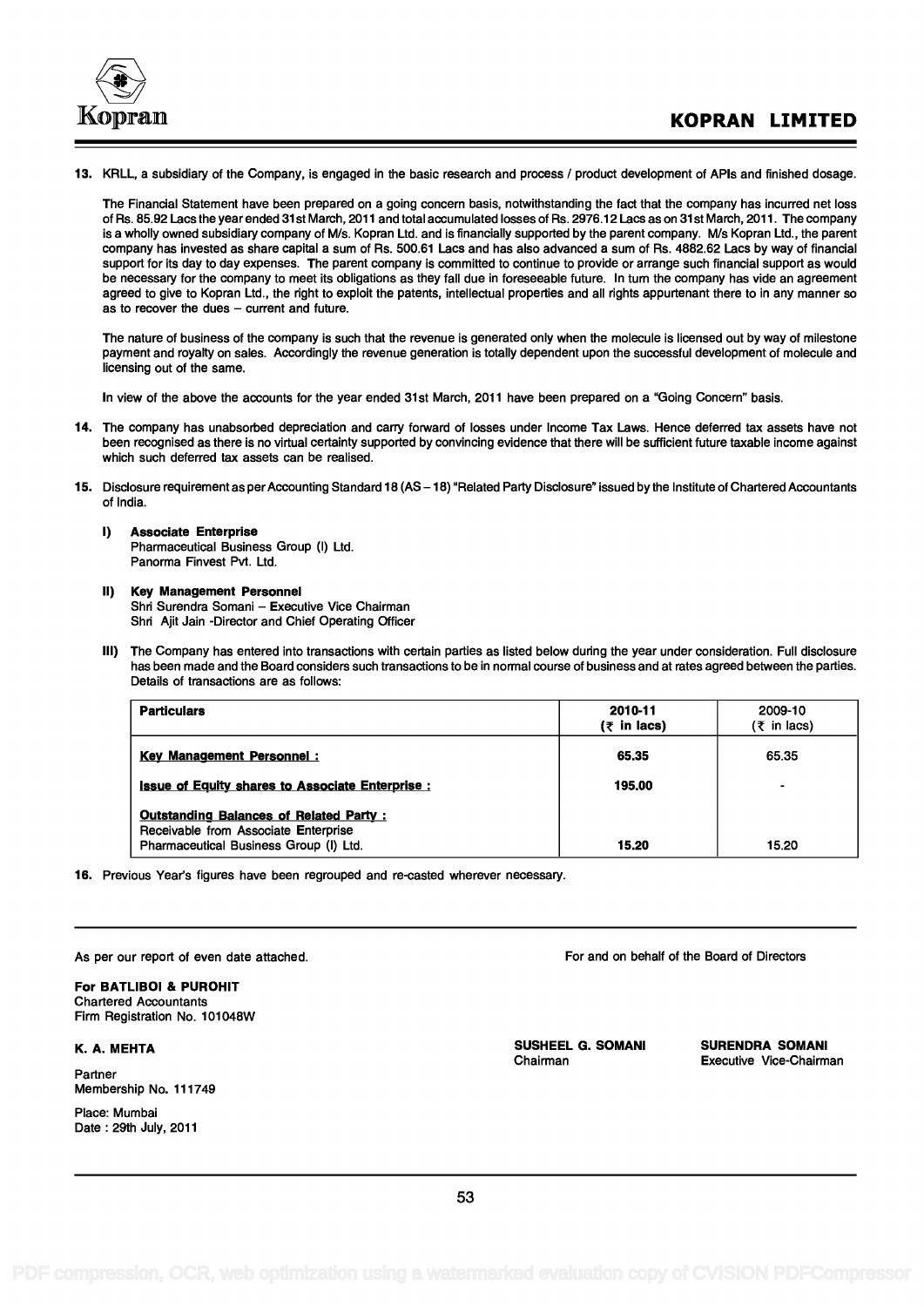13. KRLL, a subsidiary of the Company, is engaged in the basic research and process / product development of APIs and finished dosage.

    The Financial Statement have been prepared on a going concern basis, notwithstanding the fact that the company has incurred net loss of Rs. 85.92 Lacs the year ended 31st March, 2011 and total accumulated losses of Rs. 2976.12 Lacs as on 31st March, 2011. The company is a wholly owned subsidiary company of M/s. Kopran Ltd. and is financially supported by the parent company. M/s Kopran Ltd., the parent company has invested as share capital a sum of Rs. 500.61 Lacs and has also advanced a sum of Rs. 4882.62 Lacs by way of financial support for its day to day expenses. The parent company is committed to continue to provide or arrange such financial support as would be necessary for the company to meet its obligations as they fall due in foreseeable future. In turn the company has vide an agreement agreed to give to Kopran Ltd., the right to exploit the patents, intellectual properties and all rights appurtenant there to in any manner so as to recover the dues – current and future.

    The nature of business of the company is such that the revenue is generated only when the molecule is licensed out by way of milestone payment and royalty on sales. Accordingly the revenue generation is totally dependent upon the successful development of molecule and licensing out of the same.

    In view of the above the accounts for the year ended 31st March, 2011 have been prepared on a "Going Concern" basis.

14. The company has unabsorbed depreciation and carry forward of losses under Income Tax Laws. Hence deferred tax assets have not been recognised as there is no virtual certainty supported by convincing evidence that there will be sufficient future taxable income against which such deferred tax assets can be realised.

15. Disclosure requirement as per Accounting Standard 18 (AS – 18) "Related Party Disclosure" issued by the Institute of Chartered Accountants of India.

    I) **Associate Enterprise**
    Pharmaceutical Business Group (I) Ltd.
    Panorma Finvest Pvt. Ltd.

    II) **Key Management Personnel**
    Shri Surendra Somani – Executive Vice Chairman
    Shri Ajit Jain -Director and Chief Operating Officer

    III) The Company has entered into transactions with certain parties as listed below during the year under consideration. Full disclosure has been made and the Board considers such transactions to be in normal course of business and at rates agreed between the parties. Details of transactions are as follows:

| **Particulars** | **2010-11 (₹ in lacs)** | 2009-10 (₹ in lacs) |
|---|---|---|
| **Key Management Personnel :** | **65.35** | 65.35 |
| **Issue of Equity shares to Associate Enterprise :** | **195.00** | - |
| **Outstanding Balances of Related Party :** | | |
| Receivable from Associate Enterprise | | |
| Pharmaceutical Business Group (I) Ltd. | **15.20** | 15.20 |

16. Previous Year's figures have been regrouped and re-casted wherever necessary.

---

As per our report of even date attached.

**For BATLIBOI & PUROHIT**
Chartered Accountants
Firm Registration No. 101048W

**K. A. MEHTA**

Partner
Membership No. 111749

Place: Mumbai
Date : 29th July, 2011

For and on behalf of the Board of Directors

**SUSHEEL G. SOMANI**
Chairman

**SURENDRA SOMANI**
Executive Vice-Chairman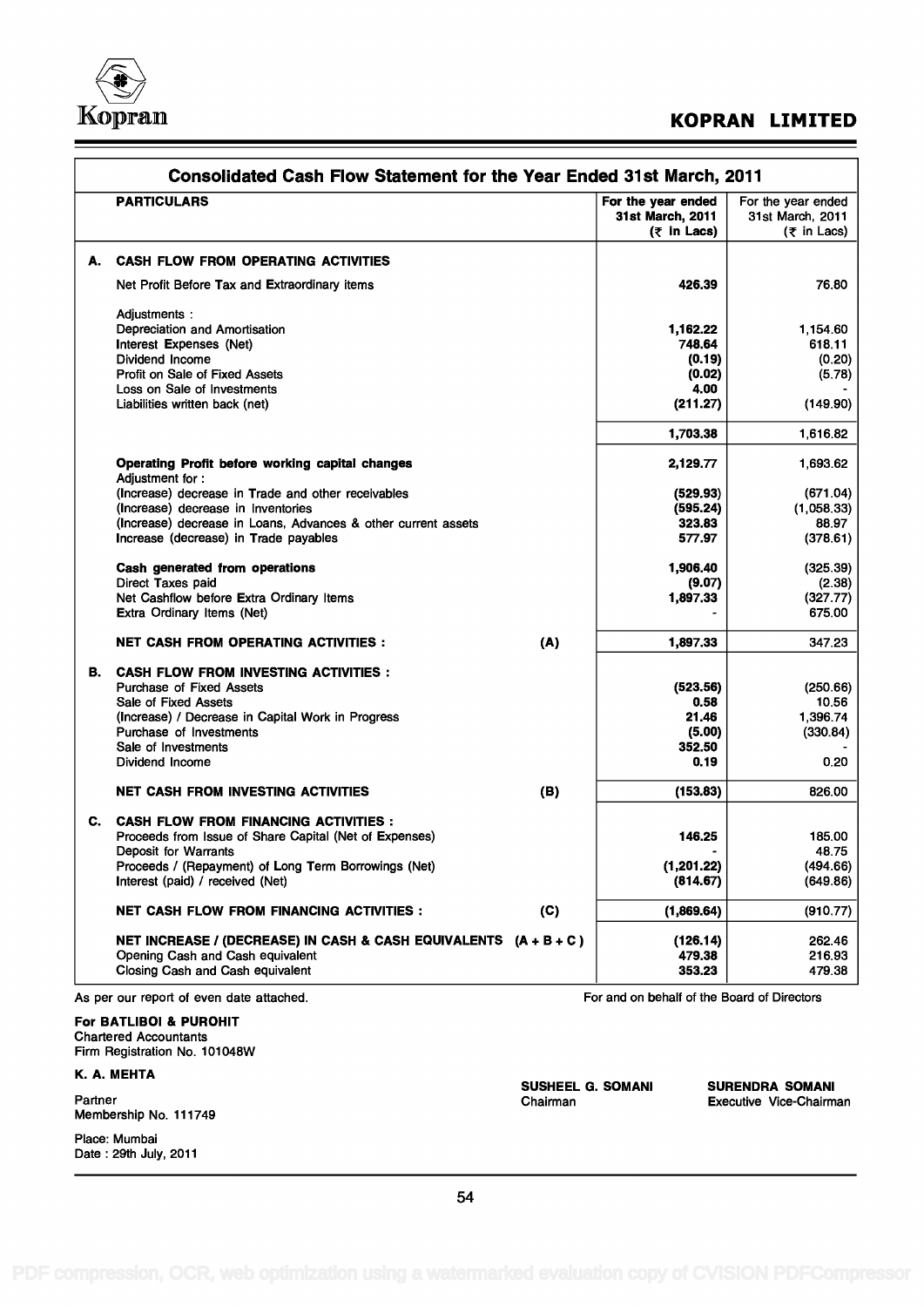## KOPRAN LIMITED

### Consolidated Cash Flow Statement for the Year Ended 31st March, 2011

| PARTICULARS | | For the year ended 31st March, 2011 (₹ in Lacs) | For the year ended 31st March, 2011 (₹ in Lacs) |
|---|---|---|---|
| **A. CASH FLOW FROM OPERATING ACTIVITIES** | | | |
| Net Profit Before Tax and Extraordinary items | | **426.39** | 76.80 |
| Adjustments : | | | |
| Depreciation and Amortisation | | **1,162.22** | 1,154.60 |
| Interest Expenses (Net) | | **748.64** | 618.11 |
| Dividend Income | | **(0.19)** | (0.20) |
| Profit on Sale of Fixed Assets | | **(0.02)** | (5.78) |
| Loss on Sale of Investments | | **4.00** | - |
| Liabilities written back (net) | | **(211.27)** | (149.90) |
| | | **1,703.38** | 1,616.82 |
| **Operating Profit before working capital changes** | | **2,129.77** | 1,693.62 |
| Adjustment for : | | | |
| (Increase) decrease in Trade and other receivables | | **(529.93)** | (671.04) |
| (Increase) decrease in Inventories | | **(595.24)** | (1,058.33) |
| (Increase) decrease in Loans, Advances & other current assets | | **323.83** | 88.97 |
| Increase (decrease) in Trade payables | | **577.97** | (378.61) |
| **Cash generated from operations** | | **1,906.40** | (325.39) |
| Direct Taxes paid | | **(9.07)** | (2.38) |
| Net Cashflow before Extra Ordinary Items | | **1,897.33** | (327.77) |
| Extra Ordinary Items (Net) | | - | 675.00 |
| **NET CASH FROM OPERATING ACTIVITIES :** | **(A)** | **1,897.33** | 347.23 |
| **B. CASH FLOW FROM INVESTING ACTIVITIES :** | | | |
| Purchase of Fixed Assets | | **(523.56)** | (250.66) |
| Sale of Fixed Assets | | **0.58** | 10.56 |
| (Increase) / Decrease in Capital Work in Progress | | **21.46** | 1,396.74 |
| Purchase of Investments | | **(5.00)** | (330.84) |
| Sale of Investments | | **352.50** | - |
| Dividend Income | | **0.19** | 0.20 |
| **NET CASH FROM INVESTING ACTIVITIES** | **(B)** | **(153.83)** | 826.00 |
| **C. CASH FLOW FROM FINANCING ACTIVITIES :** | | | |
| Proceeds from Issue of Share Capital (Net of Expenses) | | **146.25** | 185.00 |
| Deposit for Warrants | | - | 48.75 |
| Proceeds / (Repayment) of Long Term Borrowings (Net) | | **(1,201.22)** | (494.66) |
| Interest (paid) / received (Net) | | **(814.67)** | (649.86) |
| **NET CASH FLOW FROM FINANCING ACTIVITIES :** | **(C)** | **(1,869.64)** | (910.77) |
| **NET INCREASE / (DECREASE) IN CASH & CASH EQUIVALENTS** | **(A + B + C)** | **(126.14)** | 262.46 |
| Opening Cash and Cash equivalent | | **479.38** | 216.93 |
| Closing Cash and Cash equivalent | | **353.23** | 479.38 |

As per our report of even date attached.

For and on behalf of the Board of Directors

**For BATLIBOI & PUROHIT**
Chartered Accountants
Firm Registration No. 101048W

**K. A. MEHTA**
Partner
Membership No. 111749

Place: Mumbai
Date : 29th July, 2011

**SUSHEEL G. SOMANI**
Chairman

**SURENDRA SOMANI**
Executive Vice-Chairman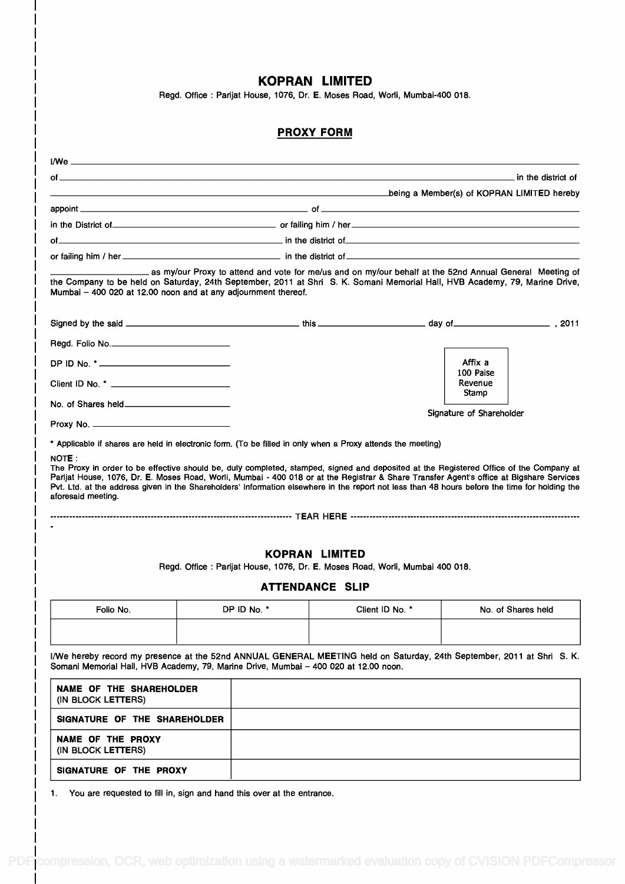# KOPRAN LIMITED

Regd. Office : Parijat House, 1076, Dr. E. Moses Road, Worli, Mumbai-400 018.

## PROXY FORM

I/We ____________________________________________________________

of ____________________________________________________________ in the district of

____________________________________________________________ being a Member(s) of KOPRAN LIMITED hereby

appoint ______________________________ of ______________________________

in the District of ______________________________ or failing him / her ______________________________

of ______________________________ in the district of ______________________________

or failing him / her ______________________________ in the district of ______________________________

______________ as my/our Proxy to attend and vote for me/us and on my/our behalf at the 52nd Annual General Meeting of the Company to be held on Saturday, 24th September, 2011 at Shri S. K. Somani Memorial Hall, HVB Academy, 79, Marine Drive, Mumbai – 400 020 at 12.00 noon and at any adjournment thereof.

Signed by the said ______________________ this ______________ day of ______________ , 2011

Regd. Folio No. ______________________

DP ID No. * ______________________

Client ID No. * ______________________

No. of Shares held ______________________

Proxy No. ______________________

Affix a 100 Paise Revenue Stamp

Signature of Shareholder

* Applicable if shares are held in electronic form. (To be filled in only when a Proxy attends the meeting)

NOTE :

The Proxy in order to be effective should be, duly completed, stamped, signed and deposited at the Registered Office of the Company at Parijat House, 1076, Dr. E. Moses Road, Worli, Mumbai - 400 018 or at the Registrar & Share Transfer Agent's office at Bigshare Services Pvt. Ltd. at the address given in the Shareholders' Information elsewhere in the report not less than 48 hours before the time for holding the aforesaid meeting.

------------------------------------------------------------ TEAR HERE ------------------------------------------------------------

# KOPRAN LIMITED

Regd. Office : Parijat House, 1076, Dr. E. Moses Road, Worli, Mumbai 400 018.

## ATTENDANCE SLIP

| Folio No. | DP ID No. * | Client ID No. * | No. of Shares held |
| --- | --- | --- | --- |
| | | | |

I/We hereby record my presence at the 52nd ANNUAL GENERAL MEETING held on Saturday, 24th September, 2011 at Shri S. K. Somani Memorial Hall, HVB Academy, 79, Marine Drive, Mumbai – 400 020 at 12.00 noon.

| | |
| --- | --- |
| **NAME OF THE SHAREHOLDER** (IN BLOCK LETTERS) | |
| **SIGNATURE OF THE SHAREHOLDER** | |
| **NAME OF THE PROXY** (IN BLOCK LETTERS) | |
| **SIGNATURE OF THE PROXY** | |

1. You are requested to fill in, sign and hand this over at the entrance.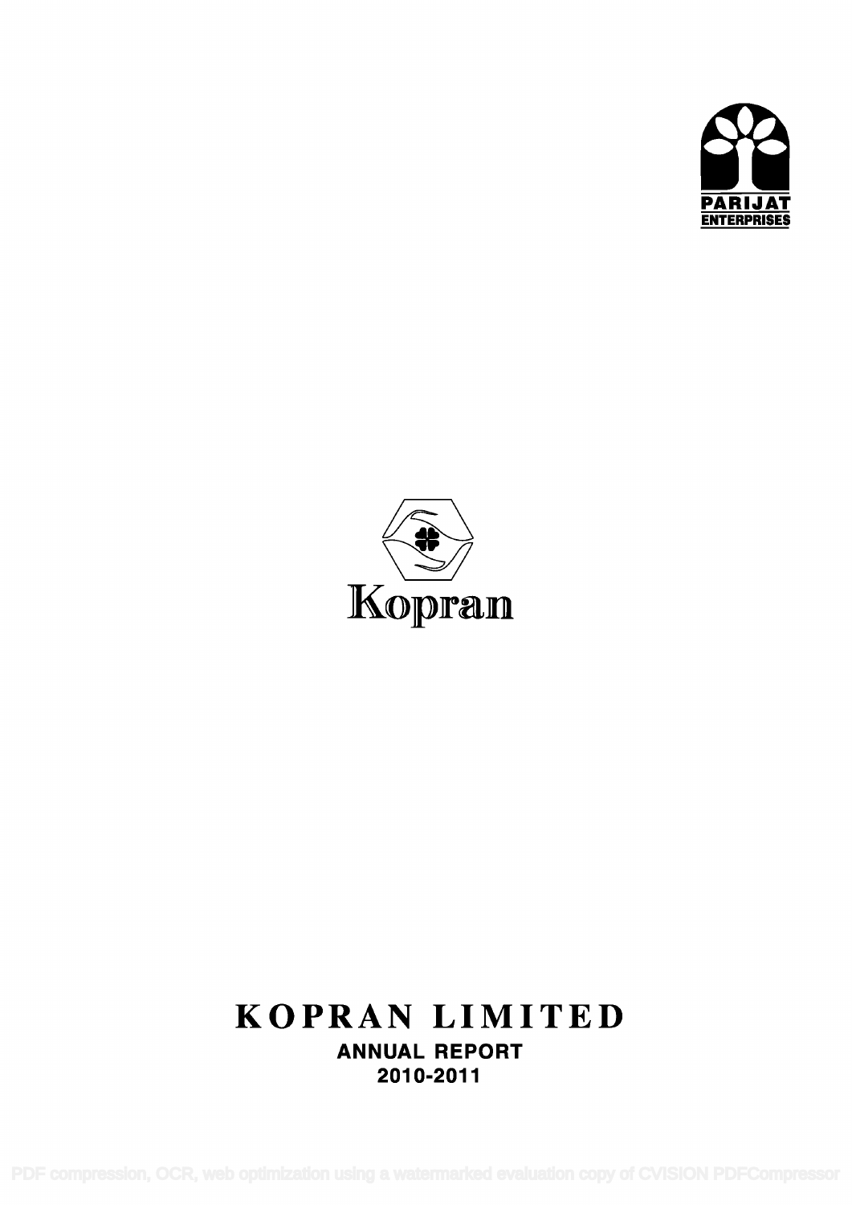PARIJAT ENTERPRISES

Kopran

# KOPRAN LIMITED

**ANNUAL REPORT**

**2010-2011**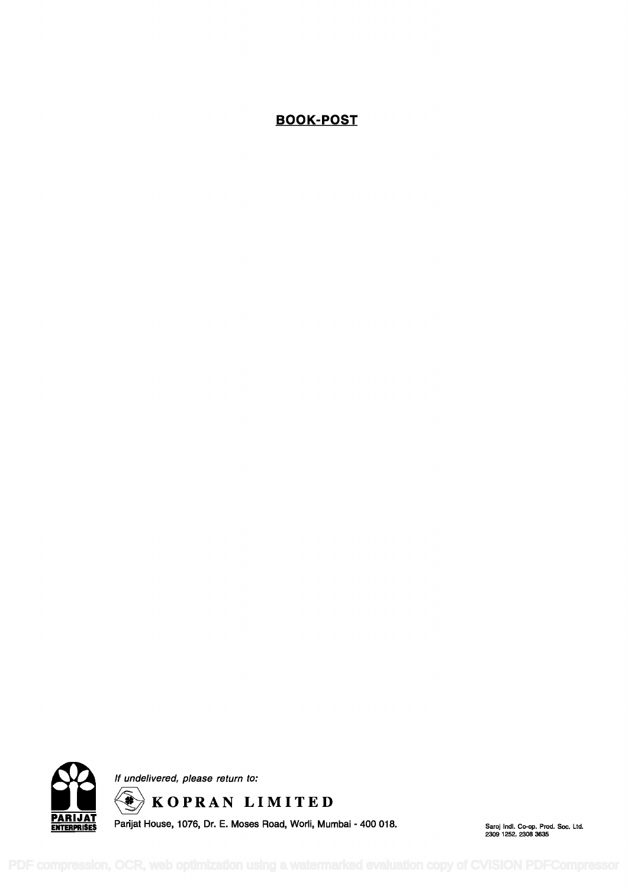**BOOK-POST**

PARIJAT ENTERPRISES

*If undelivered, please return to:*

**KOPRAN LIMITED**

Parijat House, 1076, Dr. E. Moses Road, Worli, Mumbai - 400 018.

Saroj Indl. Co-op. Prod. Soc. Ltd.
2309 1252, 2308 3635